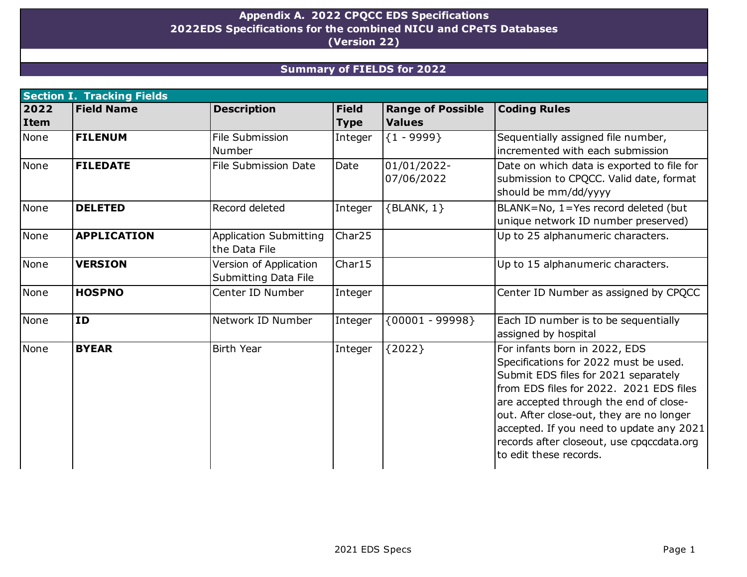# Appendix A. 2022 CPQCC EDS Specifications
## 2022EDS Specifications for the combined NICU and CPeTS Databases
## (Version 22)

## Summary of FIELDS for 2022

### Section I. Tracking Fields

| 2022 Item | Field Name | Description | Field Type | Range of Possible Values | Coding Rules |
|---|---|---|---|---|---|
| None | **FILENUM** | File Submission Number | Integer | {1 - 9999} | Sequentially assigned file number, incremented with each submission |
| None | **FILEDATE** | File Submission Date | Date | 01/01/2022-07/06/2022 | Date on which data is exported to file for submission to CPQCC. Valid date, format should be mm/dd/yyyy |
| None | **DELETED** | Record deleted | Integer | {BLANK, 1} | BLANK=No, 1=Yes record deleted (but unique network ID number preserved) |
| None | **APPLICATION** | Application Submitting the Data File | Char25 | | Up to 25 alphanumeric characters. |
| None | **VERSION** | Version of Application Submitting Data File | Char15 | | Up to 15 alphanumeric characters. |
| None | **HOSPNO** | Center ID Number | Integer | | Center ID Number as assigned by CPQCC |
| None | **ID** | Network ID Number | Integer | {00001 - 99998} | Each ID number is to be sequentially assigned by hospital |
| None | **BYEAR** | Birth Year | Integer | {2022} | For infants born in 2022, EDS Specifications for 2022 must be used. Submit EDS files for 2021 separately from EDS files for 2022. 2021 EDS files are accepted through the end of close-out. After close-out, they are no longer accepted. If you need to update any 2021 records after closeout, use cpqccdata.org to edit these records. |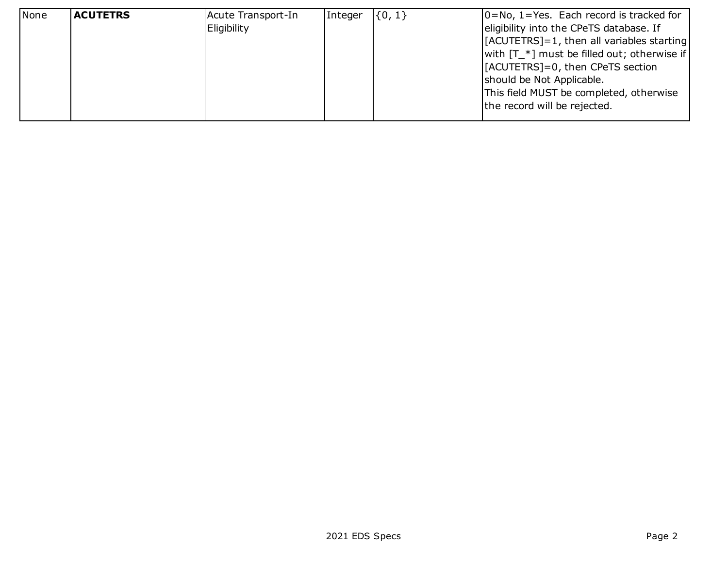| None | **ACUTETRS** | Acute Transport-In Eligibility | Integer | {0, 1} | 0=No, 1=Yes. Each record is tracked for eligibility into the CPeTS database. If [ACUTETRS]=1, then all variables starting with [T_*] must be filled out; otherwise if [ACUTETRS]=0, then CPeTS section should be Not Applicable.<br>This field MUST be completed, otherwise the record will be rejected. |
|---|---|---|---|---|---|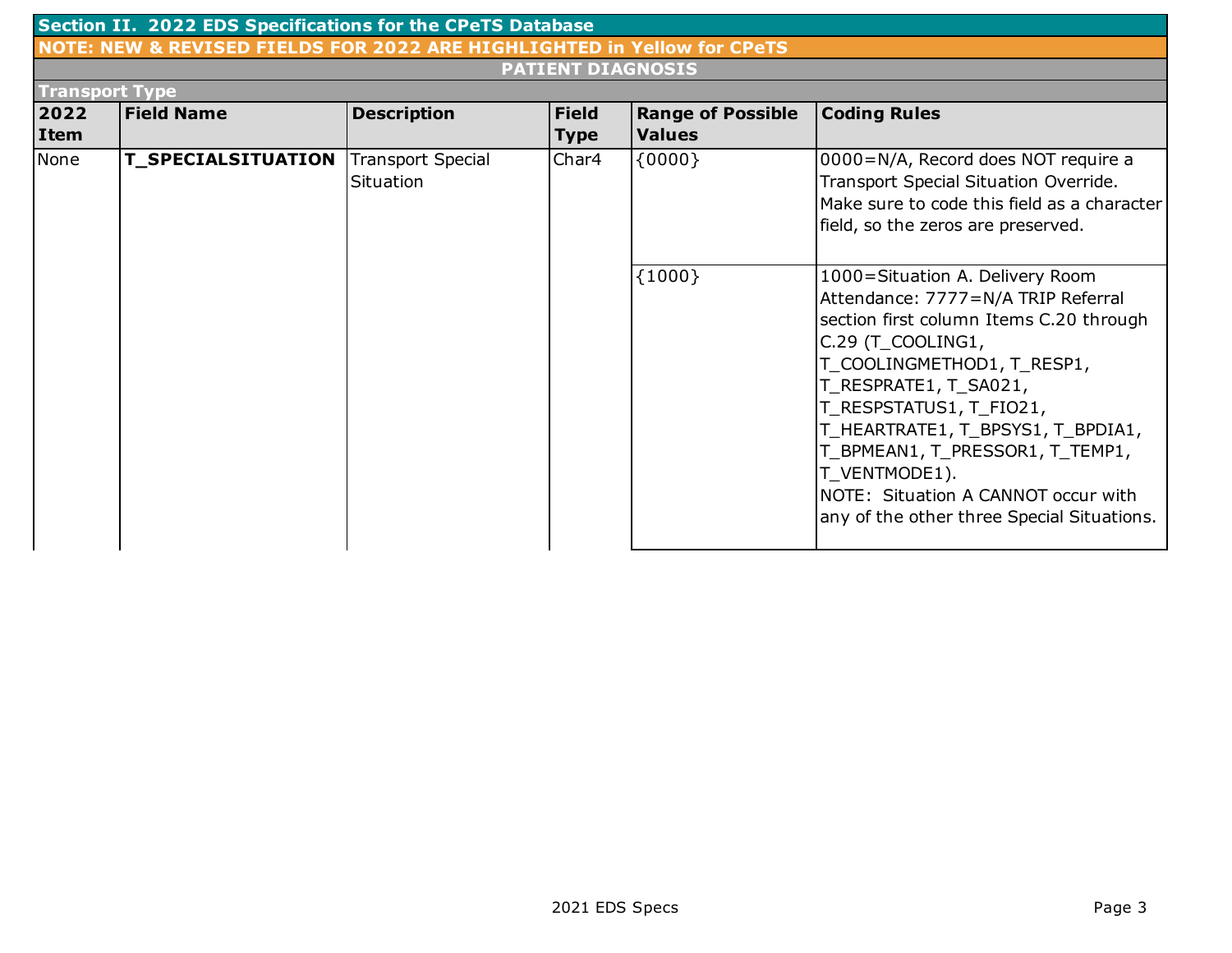## Section II. 2022 EDS Specifications for the CPeTS Database

**NOTE: NEW & REVISED FIELDS FOR 2022 ARE HIGHLIGHTED in Yellow for CPeTS**

### PATIENT DIAGNOSIS

#### Transport Type

| 2022 Item | Field Name | Description | Field Type | Range of Possible Values | Coding Rules |
|---|---|---|---|---|---|
| None | **T_SPECIALSITUATION** | Transport Special Situation | Char4 | {0000} | 0000=N/A, Record does NOT require a Transport Special Situation Override. Make sure to code this field as a character field, so the zeros are preserved. |
| | | | | {1000} | 1000=Situation A. Delivery Room Attendance: 7777=N/A TRIP Referral section first column Items C.20 through C.29 (T_COOLING1, T_COOLINGMETHOD1, T_RESP1, T_RESPRATE1, T_SA021, T_RESPSTATUS1, T_FIO21, T_HEARTRATE1, T_BPSYS1, T_BPDIA1, T_BPMEAN1, T_PRESSOR1, T_TEMP1, T_VENTMODE1). NOTE: Situation A CANNOT occur with any of the other three Special Situations. |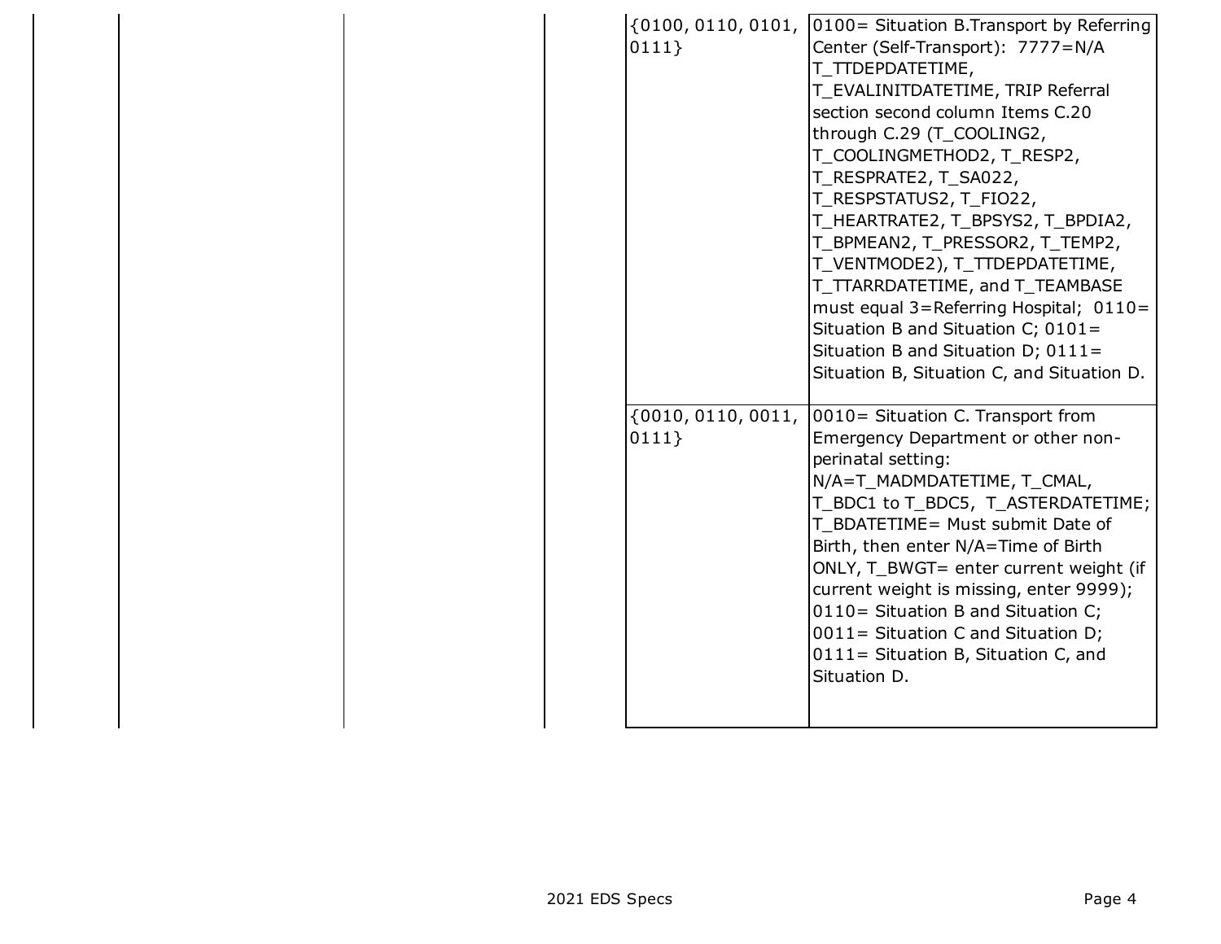| | | | | | |
|---|---|---|---|---|---|
| | | | | {0100, 0110, 0101, 0111} | 0100= Situation B.Transport by Referring Center (Self-Transport): 7777=N/A T_TTDEPDATETIME, T_EVALINITDATETIME, TRIP Referral section second column Items C.20 through C.29 (T_COOLING2, T_COOLINGMETHOD2, T_RESP2, T_RESPRATE2, T_SA022, T_RESPSTATUS2, T_FIO22, T_HEARTRATE2, T_BPSYS2, T_BPDIA2, T_BPMEAN2, T_PRESSOR2, T_TEMP2, T_VENTMODE2), T_TTDEPDATETIME, T_TTARRDATETIME, and T_TEAMBASE must equal 3=Referring Hospital; 0110= Situation B and Situation C; 0101= Situation B and Situation D; 0111= Situation B, Situation C, and Situation D. |
| | | | | {0010, 0110, 0011, 0111} | 0010= Situation C. Transport from Emergency Department or other non-perinatal setting: N/A=T_MADMDATETIME, T_CMAL, T_BDC1 to T_BDC5, T_ASTERDATETIME; T_BDATETIME= Must submit Date of Birth, then enter N/A=Time of Birth ONLY, T_BWGT= enter current weight (if current weight is missing, enter 9999); 0110= Situation B and Situation C; 0011= Situation C and Situation D; 0111= Situation B, Situation C, and Situation D. |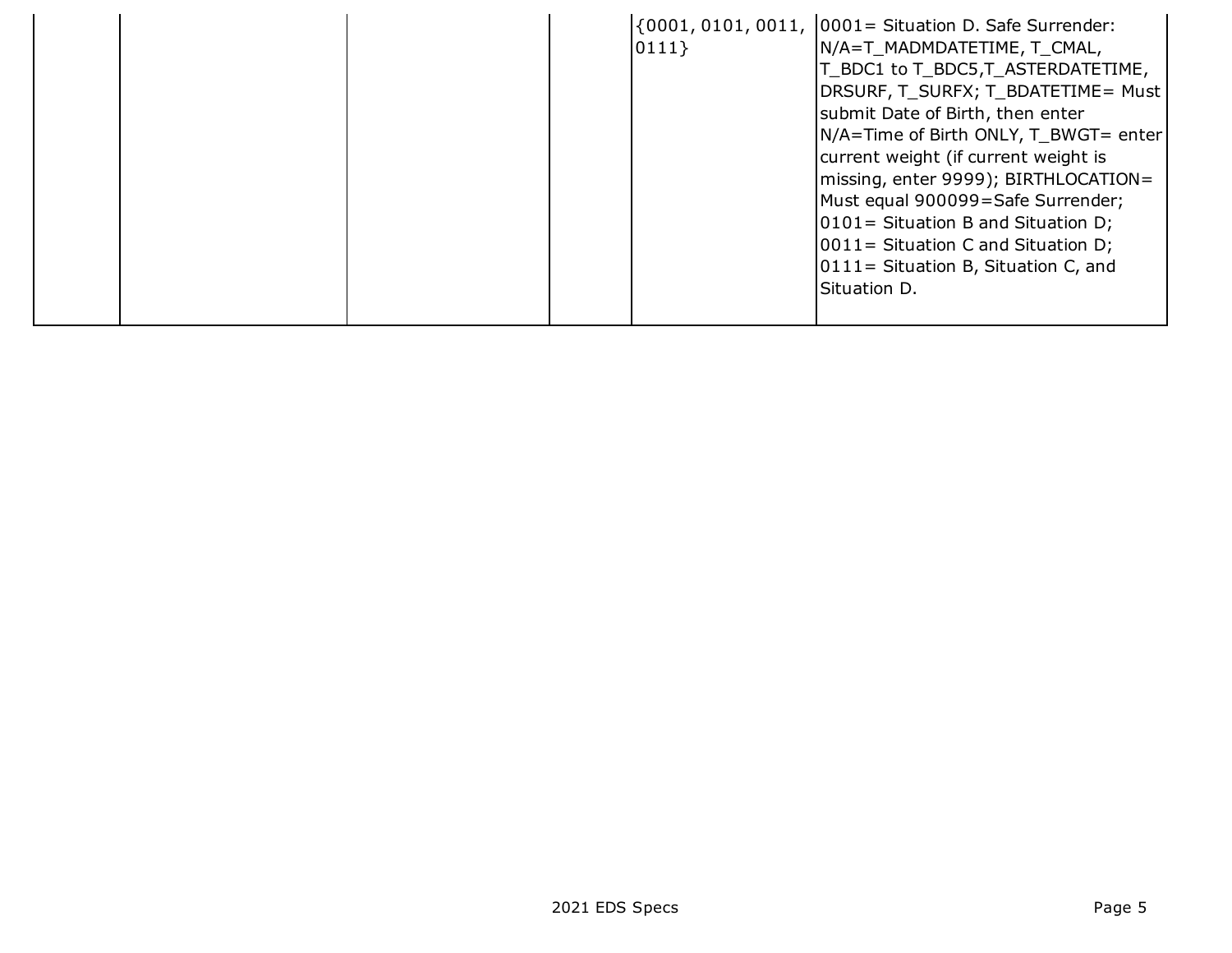| | | | | | |
|---|---|---|---|---|---|
| | | | | {0001, 0101, 0011, 0111} | 0001= Situation D. Safe Surrender: N/A=T_MADMDATETIME, T_CMAL, T_BDC1 to T_BDC5,T_ASTERDATETIME, DRSURF, T_SURFX; T_BDATETIME= Must submit Date of Birth, then enter N/A=Time of Birth ONLY, T_BWGT= enter current weight (if current weight is missing, enter 9999); BIRTHLOCATION= Must equal 900099=Safe Surrender; 0101= Situation B and Situation D; 0011= Situation C and Situation D; 0111= Situation B, Situation C, and Situation D. |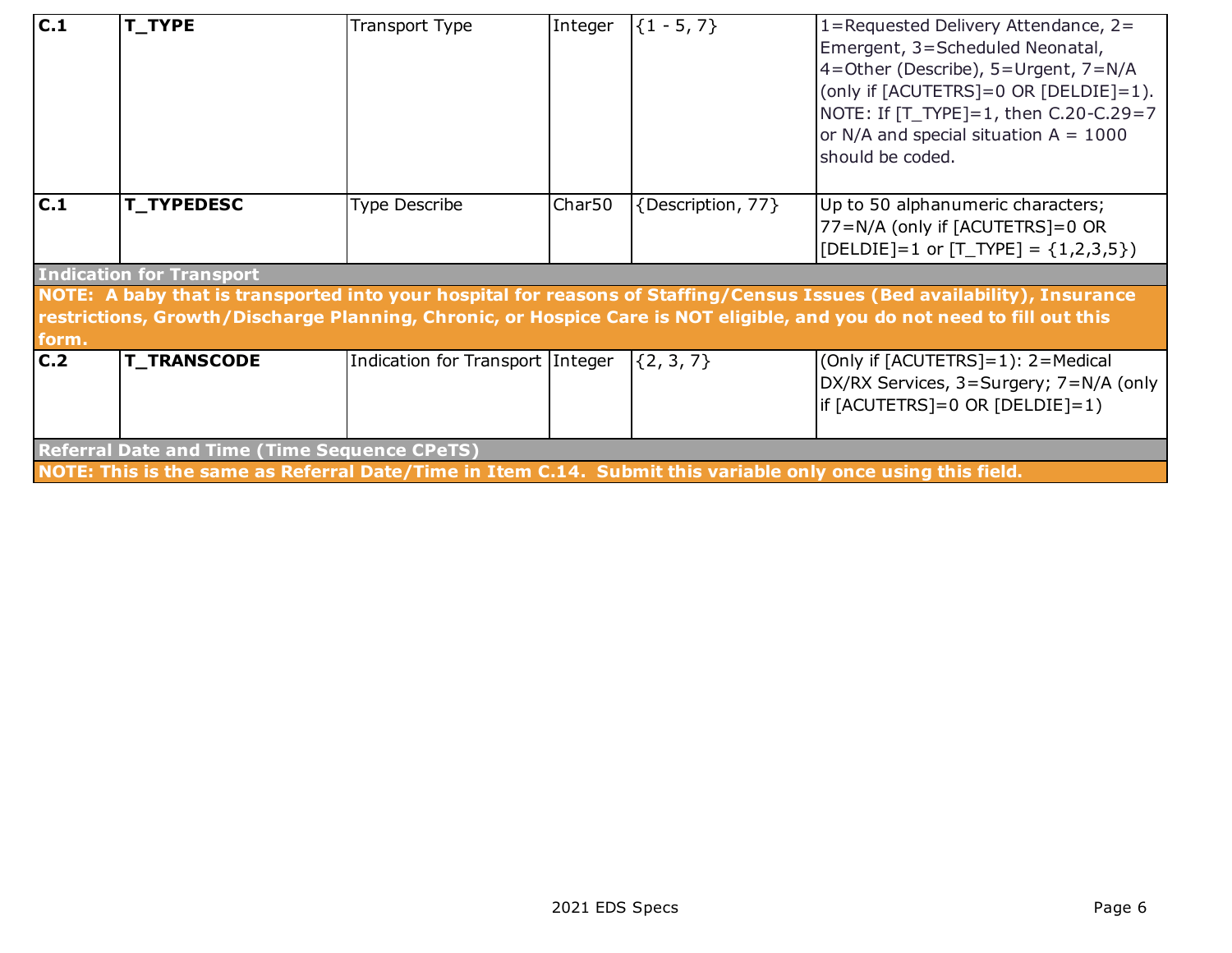| | | | | | |
|---|---|---|---|---|---|
| **C.1** | **T_TYPE** | Transport Type | Integer | {1 - 5, 7} | 1=Requested Delivery Attendance, 2= Emergent, 3=Scheduled Neonatal, 4=Other (Describe), 5=Urgent, 7=N/A (only if [ACUTETRS]=0 OR [DELDIE]=1). NOTE: If [T_TYPE]=1, then C.20-C.29=7 or N/A and special situation A = 1000 should be coded. |
| **C.1** | **T_TYPEDESC** | Type Describe | Char50 | {Description, 77} | Up to 50 alphanumeric characters; 77=N/A (only if [ACUTETRS]=0 OR [DELDIE]=1 or [T_TYPE] = {1,2,3,5}) |
| **Indication for Transport** | | | | | |
| **NOTE: A baby that is transported into your hospital for reasons of Staffing/Census Issues (Bed availability), Insurance restrictions, Growth/Discharge Planning, Chronic, or Hospice Care is NOT eligible, and you do not need to fill out this form.** | | | | | |
| **C.2** | **T_TRANSCODE** | Indication for Transport | Integer | {2, 3, 7} | (Only if [ACUTETRS]=1): 2=Medical DX/RX Services, 3=Surgery; 7=N/A (only if [ACUTETRS]=0 OR [DELDIE]=1) |
| **Referral Date and Time (Time Sequence CPeTS)** | | | | | |
| **NOTE: This is the same as Referral Date/Time in Item C.14. Submit this variable only once using this field.** | | | | | |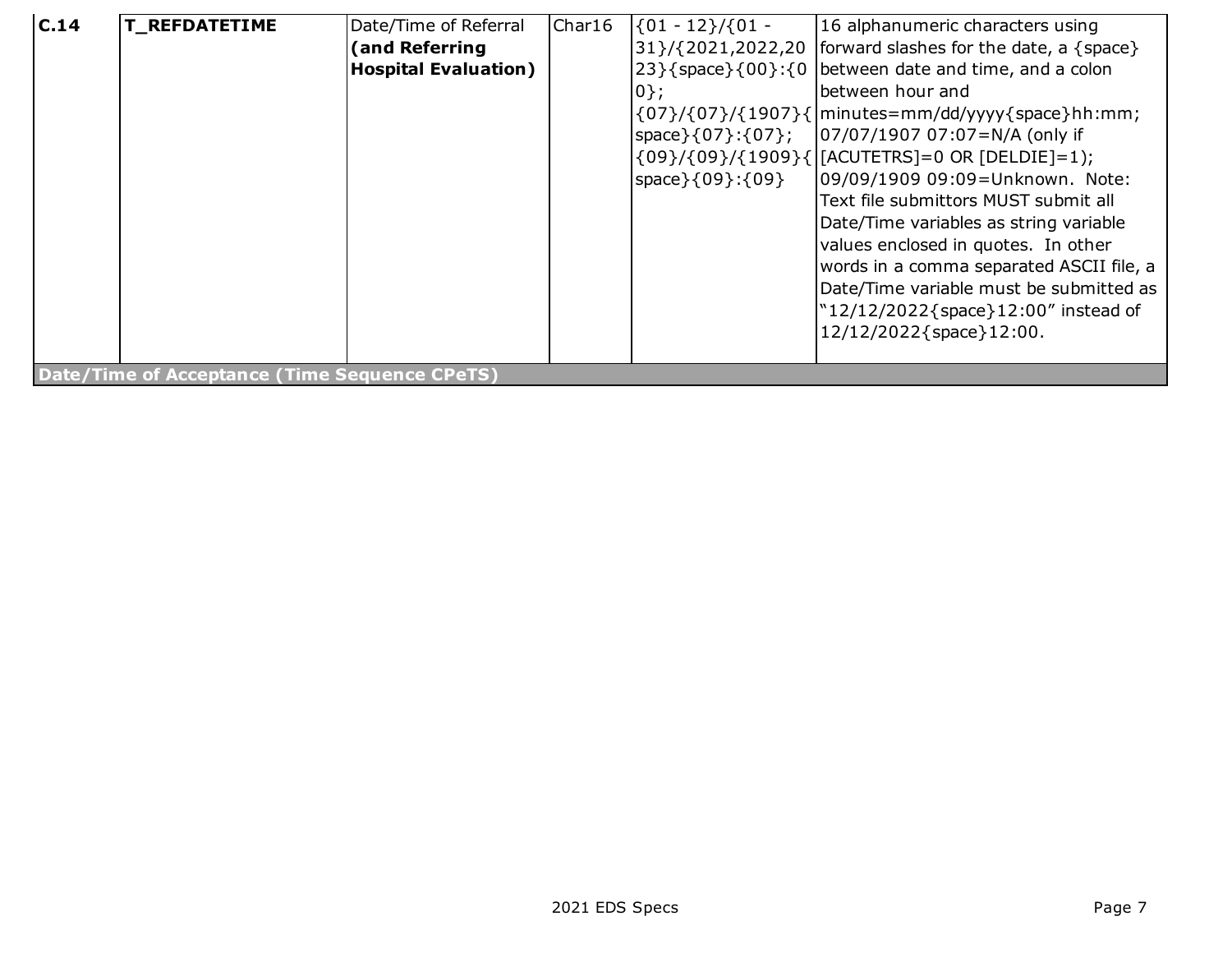| C.14 | **T_REFDATETIME** | Date/Time of Referral **(and Referring Hospital Evaluation)** | Char16 | {01 - 12}/{01 - 31}/{2021,2022,2023}{space}{00}:{00}; {07}/{07}/{1907}{space}{07}:{07}; {09}/{09}/{1909}{space}{09}:{09} | 16 alphanumeric characters using forward slashes for the date, a {space} between date and time, and a colon between hour and minutes=mm/dd/yyyy{space}hh:mm; 07/07/1907 07:07=N/A (only if [ACUTETRS]=0 OR [DELDIE]=1); 09/09/1909 09:09=Unknown. Note: Text file submittors MUST submit all Date/Time variables as string variable values enclosed in quotes. In other words in a comma separated ASCII file, a Date/Time variable must be submitted as "12/12/2022{space}12:00" instead of 12/12/2022{space}12:00. |
|---|---|---|---|---|---|
| **Date/Time of Acceptance (Time Sequence CPeTS)** | | | | | |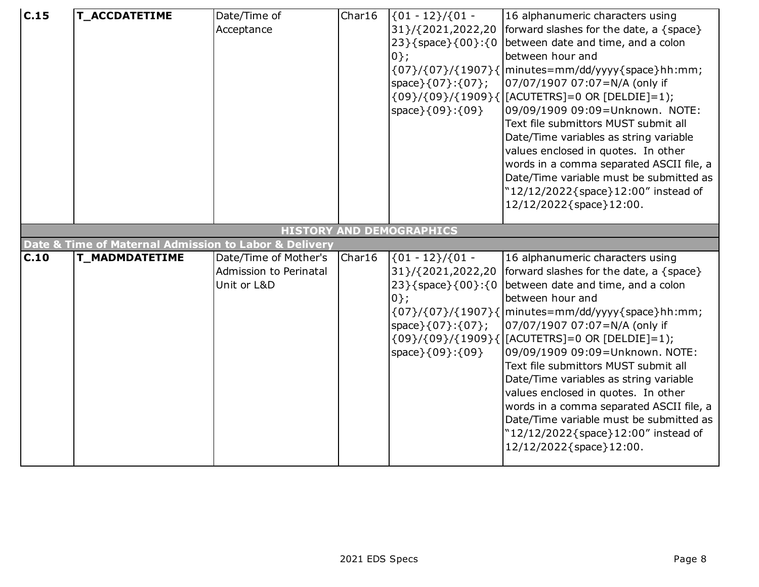| | | | | | |
|---|---|---|---|---|---|
| **C.15** | **T_ACCDATETIME** | Date/Time of Acceptance | Char16 | {01 - 12}/{01 - 31}/{2021,2022,2023}{space}{00}:{00}; {07}/{07}/{1907}{space}{07}:{07}; {09}/{09}/{1909}{space}{09}:{09} | 16 alphanumeric characters using forward slashes for the date, a {space} between date and time, and a colon between hour and minutes=mm/dd/yyyy{space}hh:mm; 07/07/1907 07:07=N/A (only if [ACUTETRS]=0 OR [DELDIE]=1); 09/09/1909 09:09=Unknown. NOTE: Text file submittors MUST submit all Date/Time variables as string variable values enclosed in quotes. In other words in a comma separated ASCII file, a Date/Time variable must be submitted as "12/12/2022{space}12:00" instead of 12/12/2022{space}12:00. |
| **HISTORY AND DEMOGRAPHICS** | | | | | |
| **Date & Time of Maternal Admission to Labor & Delivery** | | | | | |
| **C.10** | **T_MADMDATETIME** | Date/Time of Mother's Admission to Perinatal Unit or L&D | Char16 | {01 - 12}/{01 - 31}/{2021,2022,2023}{space}{00}:{00}; {07}/{07}/{1907}{space}{07}:{07}; {09}/{09}/{1909}{space}{09}:{09} | 16 alphanumeric characters using forward slashes for the date, a {space} between date and time, and a colon between hour and minutes=mm/dd/yyyy{space}hh:mm; 07/07/1907 07:07=N/A (only if [ACUTETRS]=0 OR [DELDIE]=1); 09/09/1909 09:09=Unknown. NOTE: Text file submittors MUST submit all Date/Time variables as string variable values enclosed in quotes. In other words in a comma separated ASCII file, a Date/Time variable must be submitted as "12/12/2022{space}12:00" instead of 12/12/2022{space}12:00. |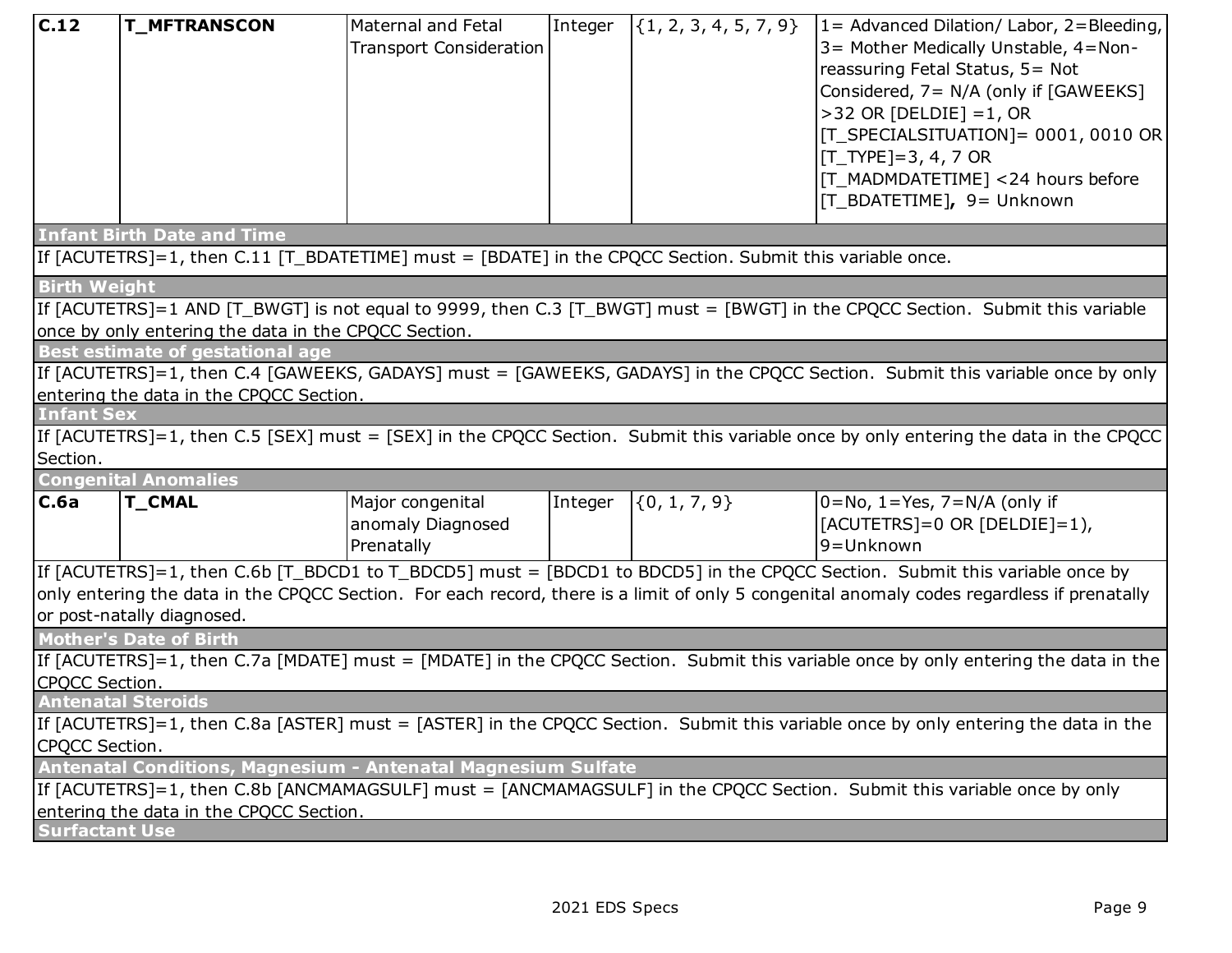| C.12 | T_MFTRANSCON | Maternal and Fetal Transport Consideration | Integer | {1, 2, 3, 4, 5, 7, 9} | 1= Advanced Dilation/ Labor, 2=Bleeding, 3= Mother Medically Unstable, 4=Non-reassuring Fetal Status, 5= Not Considered, 7= N/A (only if [GAWEEKS] >32 OR [DELDIE] =1, OR [T_SPECIALSITUATION]= 0001, 0010 OR [T_TYPE]=3, 4, 7 OR [T_MADMDATETIME] <24 hours before [T_BDATETIME]**,** 9= Unknown |
|---|---|---|---|---|---|

**Infant Birth Date and Time**

If [ACUTETRS]=1, then C.11 [T_BDATETIME] must = [BDATE] in the CPQCC Section. Submit this variable once.

**Birth Weight**

If [ACUTETRS]=1 AND [T_BWGT] is not equal to 9999, then C.3 [T_BWGT] must = [BWGT] in the CPQCC Section. Submit this variable once by only entering the data in the CPQCC Section.

**Best estimate of gestational age**

If [ACUTETRS]=1, then C.4 [GAWEEKS, GADAYS] must = [GAWEEKS, GADAYS] in the CPQCC Section. Submit this variable once by only entering the data in the CPQCC Section.

**Infant Sex**

If [ACUTETRS]=1, then C.5 [SEX] must = [SEX] in the CPQCC Section. Submit this variable once by only entering the data in the CPQCC Section.

**Congenital Anomalies**

| C.6a | T_CMAL | Major congenital anomaly Diagnosed Prenatally | Integer | {0, 1, 7, 9} | 0=No, 1=Yes, 7=N/A (only if [ACUTETRS]=0 OR [DELDIE]=1), 9=Unknown |
|---|---|---|---|---|---|

If [ACUTETRS]=1, then C.6b [T_BDCD1 to T_BDCD5] must = [BDCD1 to BDCD5] in the CPQCC Section. Submit this variable once by only entering the data in the CPQCC Section. For each record, there is a limit of only 5 congenital anomaly codes regardless if prenatally or post-natally diagnosed.

**Mother's Date of Birth**

If [ACUTETRS]=1, then C.7a [MDATE] must = [MDATE] in the CPQCC Section. Submit this variable once by only entering the data in the CPQCC Section.

**Antenatal Steroids**

If [ACUTETRS]=1, then C.8a [ASTER] must = [ASTER] in the CPQCC Section. Submit this variable once by only entering the data in the CPQCC Section.

**Antenatal Conditions, Magnesium - Antenatal Magnesium Sulfate**

If [ACUTETRS]=1, then C.8b [ANCMAMAGSULF] must = [ANCMAMAGSULF] in the CPQCC Section. Submit this variable once by only entering the data in the CPQCC Section.

**Surfactant Use**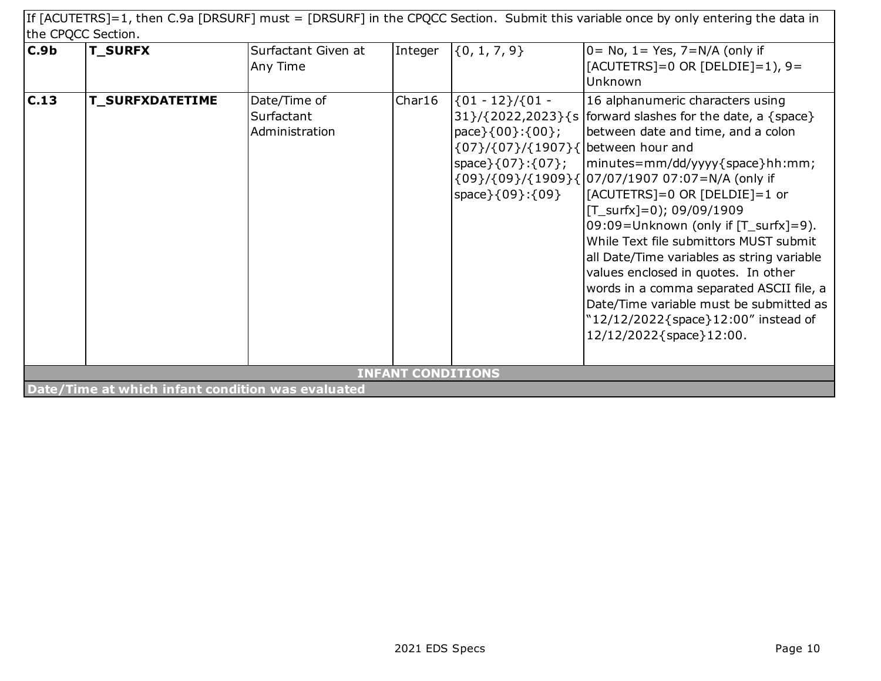| | | | | | |
|---|---|---|---|---|---|
| If [ACUTETRS]=1, then C.9a [DRSURF] must = [DRSURF] in the CPQCC Section. Submit this variable once by only entering the data in the CPQCC Section. | | | | | |
| **C.9b** | **T_SURFX** | Surfactant Given at Any Time | Integer | {0, 1, 7, 9} | 0= No, 1= Yes, 7=N/A (only if [ACUTETRS]=0 OR [DELDIE]=1), 9= Unknown |
| **C.13** | **T_SURFXDATETIME** | Date/Time of Surfactant Administration | Char16 | {01 - 12}/{01 - 31}/{2022,2023}{space}{00}:{00}; {07}/{07}/{1907}{space}{07}:{07}; {09}/{09}/{1909}{space}{09}:{09} | 16 alphanumeric characters using forward slashes for the date, a {space} between date and time, and a colon between hour and minutes=mm/dd/yyyy{space}hh:mm; 07/07/1907 07:07=N/A (only if [ACUTETRS]=0 OR [DELDIE]=1 or [T_surfx]=0); 09/09/1909 09:09=Unknown (only if [T_surfx]=9). While Text file submittors MUST submit all Date/Time variables as string variable values enclosed in quotes. In other words in a comma separated ASCII file, a Date/Time variable must be submitted as "12/12/2022{space}12:00" instead of 12/12/2022{space}12:00. |
| **INFANT CONDITIONS** | | | | | |
| **Date/Time at which infant condition was evaluated** | | | | | |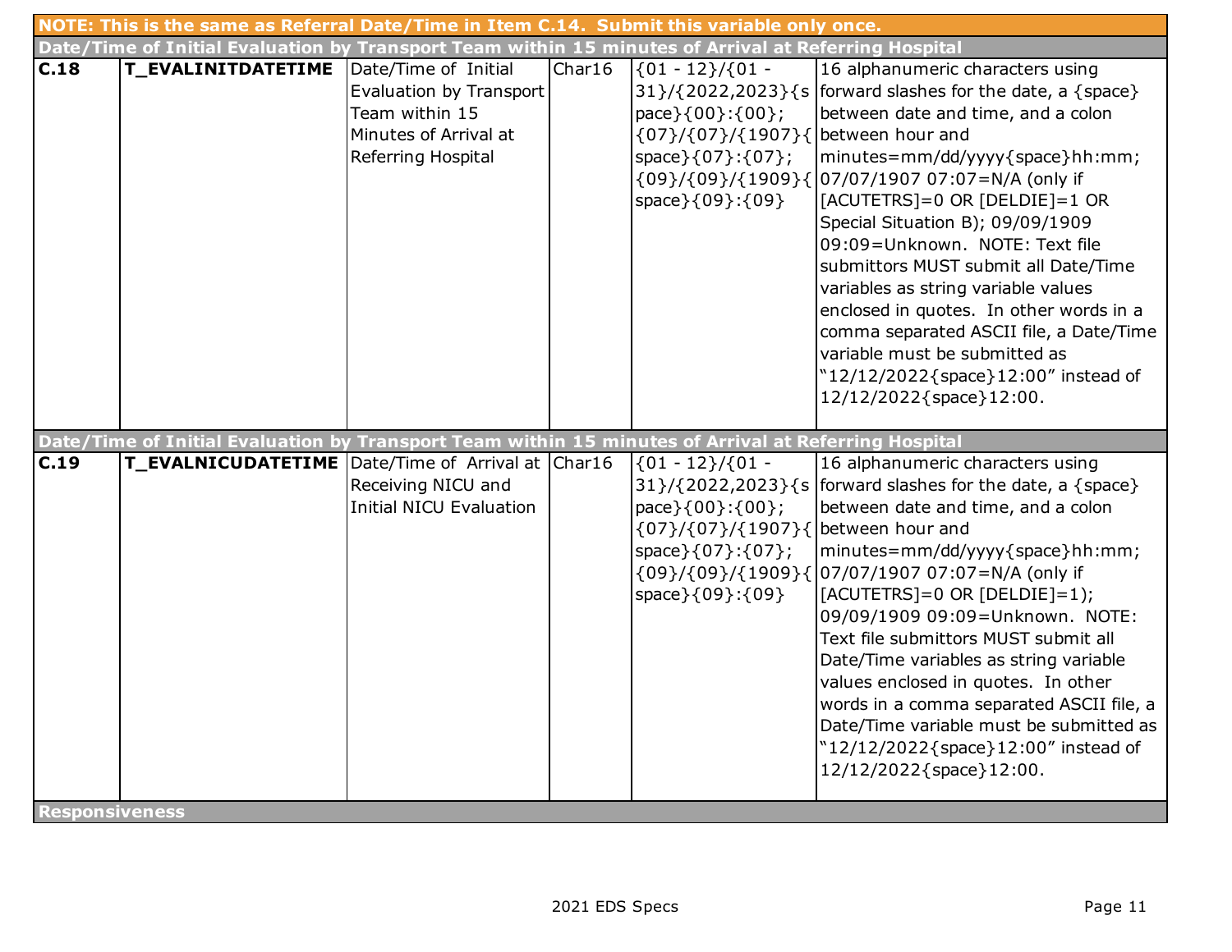| | | | | | |
|---|---|---|---|---|---|
| **NOTE: This is the same as Referral Date/Time in Item C.14. Submit this variable only once.** | | | | | |
| **Date/Time of Initial Evaluation by Transport Team within 15 minutes of Arrival at Referring Hospital** | | | | | |
| **C.18** | **T_EVALINITDATETIME** | Date/Time of Initial Evaluation by Transport Team within 15 Minutes of Arrival at Referring Hospital | Char16 | {01 - 12}/{01 - 31}/{2022,2023}{space}{00}:{00}; {07}/{07}/{1907}{space}{07}:{07}; {09}/{09}/{1909}{space}{09}:{09} | 16 alphanumeric characters using forward slashes for the date, a {space} between date and time, and a colon between hour and minutes=mm/dd/yyyy{space}hh:mm; 07/07/1907 07:07=N/A (only if [ACUTETRS]=0 OR [DELDIE]=1 OR Special Situation B); 09/09/1909 09:09=Unknown. NOTE: Text file submittors MUST submit all Date/Time variables as string variable values enclosed in quotes. In other words in a comma separated ASCII file, a Date/Time variable must be submitted as "12/12/2022{space}12:00" instead of 12/12/2022{space}12:00. |
| **Date/Time of Initial Evaluation by Transport Team within 15 minutes of Arrival at Referring Hospital** | | | | | |
| **C.19** | **T_EVALNICUDATETIME** | Date/Time of Arrival at Receiving NICU and Initial NICU Evaluation | Char16 | {01 - 12}/{01 - 31}/{2022,2023}{space}{00}:{00}; {07}/{07}/{1907}{space}{07}:{07}; {09}/{09}/{1909}{space}{09}:{09} | 16 alphanumeric characters using forward slashes for the date, a {space} between date and time, and a colon between hour and minutes=mm/dd/yyyy{space}hh:mm; 07/07/1907 07:07=N/A (only if [ACUTETRS]=0 OR [DELDIE]=1); 09/09/1909 09:09=Unknown. NOTE: Text file submittors MUST submit all Date/Time variables as string variable values enclosed in quotes. In other words in a comma separated ASCII file, a Date/Time variable must be submitted as "12/12/2022{space}12:00" instead of 12/12/2022{space}12:00. |
| **Responsiveness** | | | | | |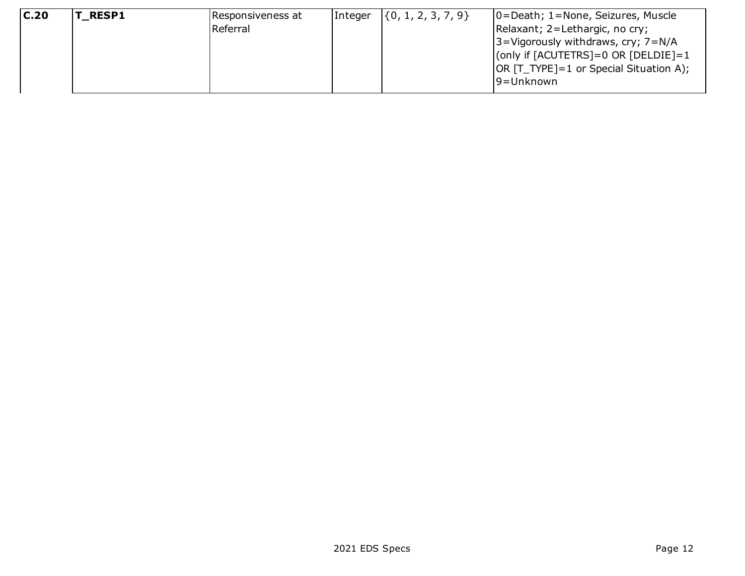| C.20 | T_RESP1 | Responsiveness at Referral | Integer | {0, 1, 2, 3, 7, 9} | 0=Death; 1=None, Seizures, Muscle Relaxant; 2=Lethargic, no cry; 3=Vigorously withdraws, cry; 7=N/A (only if [ACUTETRS]=0 OR [DELDIE]=1 OR [T_TYPE]=1 or Special Situation A); 9=Unknown |
|---|---|---|---|---|---|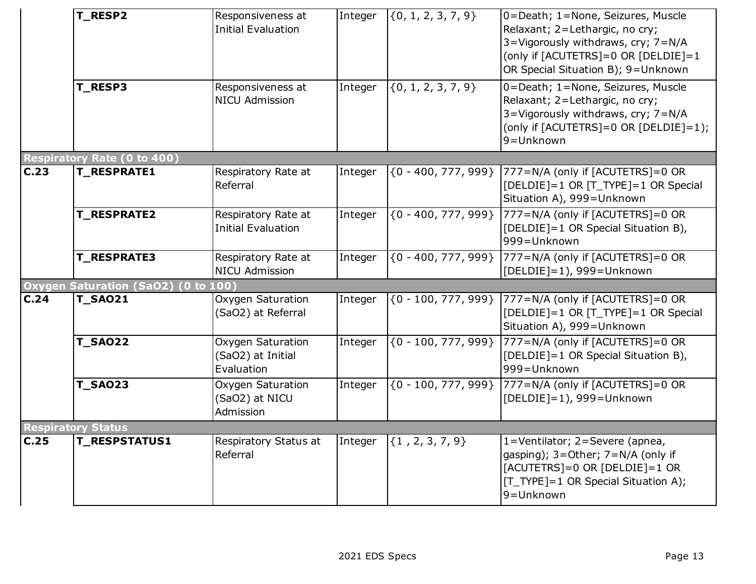|  |  |  |  |  |
|---|---|---|---|---|
|  | **T_RESP2** | Responsiveness at Initial Evaluation | Integer | {0, 1, 2, 3, 7, 9} | 0=Death; 1=None, Seizures, Muscle Relaxant; 2=Lethargic, no cry; 3=Vigorously withdraws, cry; 7=N/A (only if [ACUTETRS]=0 OR [DELDIE]=1 OR Special Situation B); 9=Unknown |
|  | **T_RESP3** | Responsiveness at NICU Admission | Integer | {0, 1, 2, 3, 7, 9} | 0=Death; 1=None, Seizures, Muscle Relaxant; 2=Lethargic, no cry; 3=Vigorously withdraws, cry; 7=N/A (only if [ACUTETRS]=0 OR [DELDIE]=1); 9=Unknown |
| **Respiratory Rate (0 to 400)** | | | | | |
| **C.23** | **T_RESPRATE1** | Respiratory Rate at Referral | Integer | {0 - 400, 777, 999} | 777=N/A (only if [ACUTETRS]=0 OR [DELDIE]=1 OR [T_TYPE]=1 OR Special Situation A), 999=Unknown |
|  | **T_RESPRATE2** | Respiratory Rate at Initial Evaluation | Integer | {0 - 400, 777, 999} | 777=N/A (only if [ACUTETRS]=0 OR [DELDIE]=1 OR Special Situation B), 999=Unknown |
|  | **T_RESPRATE3** | Respiratory Rate at NICU Admission | Integer | {0 - 400, 777, 999} | 777=N/A (only if [ACUTETRS]=0 OR [DELDIE]=1), 999=Unknown |
| **Oxygen Saturation (SaO2) (0 to 100)** | | | | | |
| **C.24** | **T_SAO21** | Oxygen Saturation (SaO2) at Referral | Integer | {0 - 100, 777, 999} | 777=N/A (only if [ACUTETRS]=0 OR [DELDIE]=1 OR [T_TYPE]=1 OR Special Situation A), 999=Unknown |
|  | **T_SAO22** | Oxygen Saturation (SaO2) at Initial Evaluation | Integer | {0 - 100, 777, 999} | 777=N/A (only if [ACUTETRS]=0 OR [DELDIE]=1 OR Special Situation B), 999=Unknown |
|  | **T_SAO23** | Oxygen Saturation (SaO2) at NICU Admission | Integer | {0 - 100, 777, 999} | 777=N/A (only if [ACUTETRS]=0 OR [DELDIE]=1), 999=Unknown |
| **Respiratory Status** | | | | | |
| **C.25** | **T_RESPSTATUS1** | Respiratory Status at Referral | Integer | {1 , 2, 3, 7, 9} | 1=Ventilator; 2=Severe (apnea, gasping); 3=Other; 7=N/A (only if [ACUTETRS]=0 OR [DELDIE]=1 OR [T_TYPE]=1 OR Special Situation A); 9=Unknown |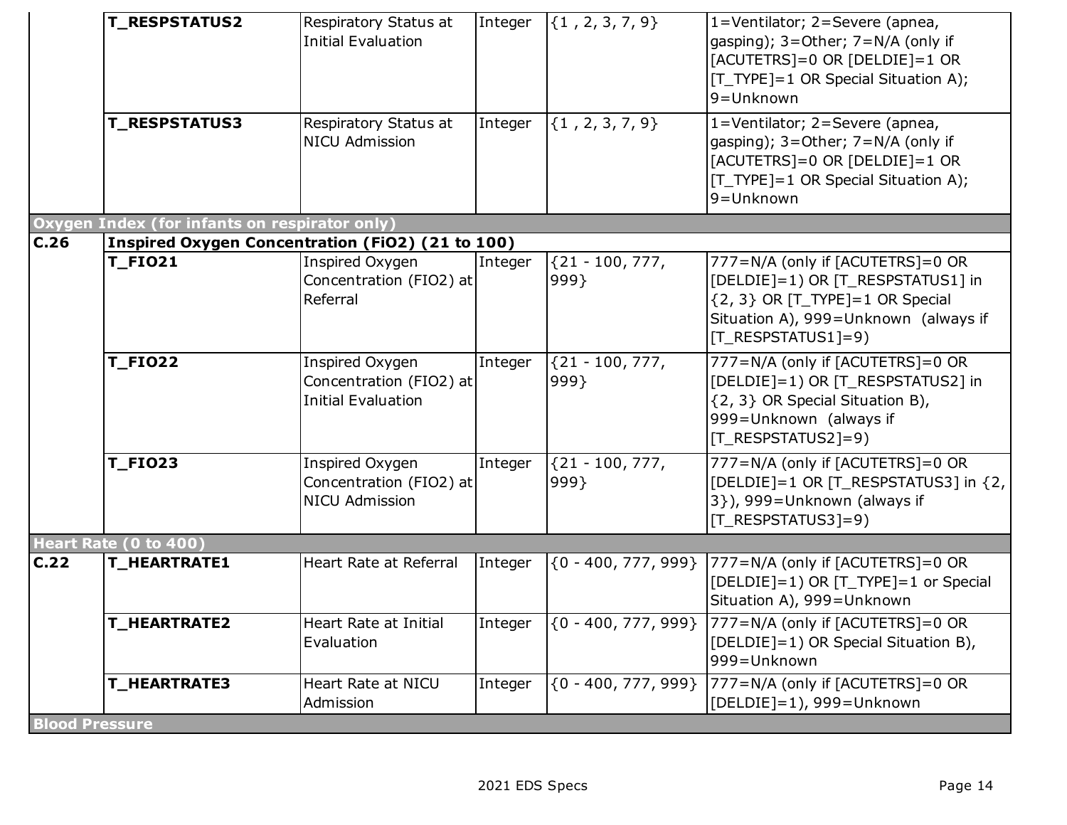| | | | | |
|---|---|---|---|---|
| | **T_RESPSTATUS2** | Respiratory Status at Initial Evaluation | Integer | {1 , 2, 3, 7, 9} | 1=Ventilator; 2=Severe (apnea, gasping); 3=Other; 7=N/A (only if [ACUTETRS]=0 OR [DELDIE]=1 OR [T_TYPE]=1 OR Special Situation A); 9=Unknown |
| | **T_RESPSTATUS3** | Respiratory Status at NICU Admission | Integer | {1 , 2, 3, 7, 9} | 1=Ventilator; 2=Severe (apnea, gasping); 3=Other; 7=N/A (only if [ACUTETRS]=0 OR [DELDIE]=1 OR [T_TYPE]=1 OR Special Situation A); 9=Unknown |
| **Oxygen Index (for infants on respirator only)** | | | | | |
| **C.26** | **Inspired Oxygen Concentration (FiO2) (21 to 100)** | | | | |
| | **T_FIO21** | Inspired Oxygen Concentration (FIO2) at Referral | Integer | {21 - 100, 777, 999} | 777=N/A (only if [ACUTETRS]=0 OR [DELDIE]=1) OR [T_RESPSTATUS1] in {2, 3} OR [T_TYPE]=1 OR Special Situation A), 999=Unknown (always if [T_RESPSTATUS1]=9) |
| | **T_FIO22** | Inspired Oxygen Concentration (FIO2) at Initial Evaluation | Integer | {21 - 100, 777, 999} | 777=N/A (only if [ACUTETRS]=0 OR [DELDIE]=1) OR [T_RESPSTATUS2] in {2, 3} OR Special Situation B), 999=Unknown (always if [T_RESPSTATUS2]=9) |
| | **T_FIO23** | Inspired Oxygen Concentration (FIO2) at NICU Admission | Integer | {21 - 100, 777, 999} | 777=N/A (only if [ACUTETRS]=0 OR [DELDIE]=1 OR [T_RESPSTATUS3] in {2, 3}), 999=Unknown (always if [T_RESPSTATUS3]=9) |
| **Heart Rate (0 to 400)** | | | | | |
| **C.22** | **T_HEARTRATE1** | Heart Rate at Referral | Integer | {0 - 400, 777, 999} | 777=N/A (only if [ACUTETRS]=0 OR [DELDIE]=1) OR [T_TYPE]=1 or Special Situation A), 999=Unknown |
| | **T_HEARTRATE2** | Heart Rate at Initial Evaluation | Integer | {0 - 400, 777, 999} | 777=N/A (only if [ACUTETRS]=0 OR [DELDIE]=1) OR Special Situation B), 999=Unknown |
| | **T_HEARTRATE3** | Heart Rate at NICU Admission | Integer | {0 - 400, 777, 999} | 777=N/A (only if [ACUTETRS]=0 OR [DELDIE]=1), 999=Unknown |
| **Blood Pressure** | | | | | |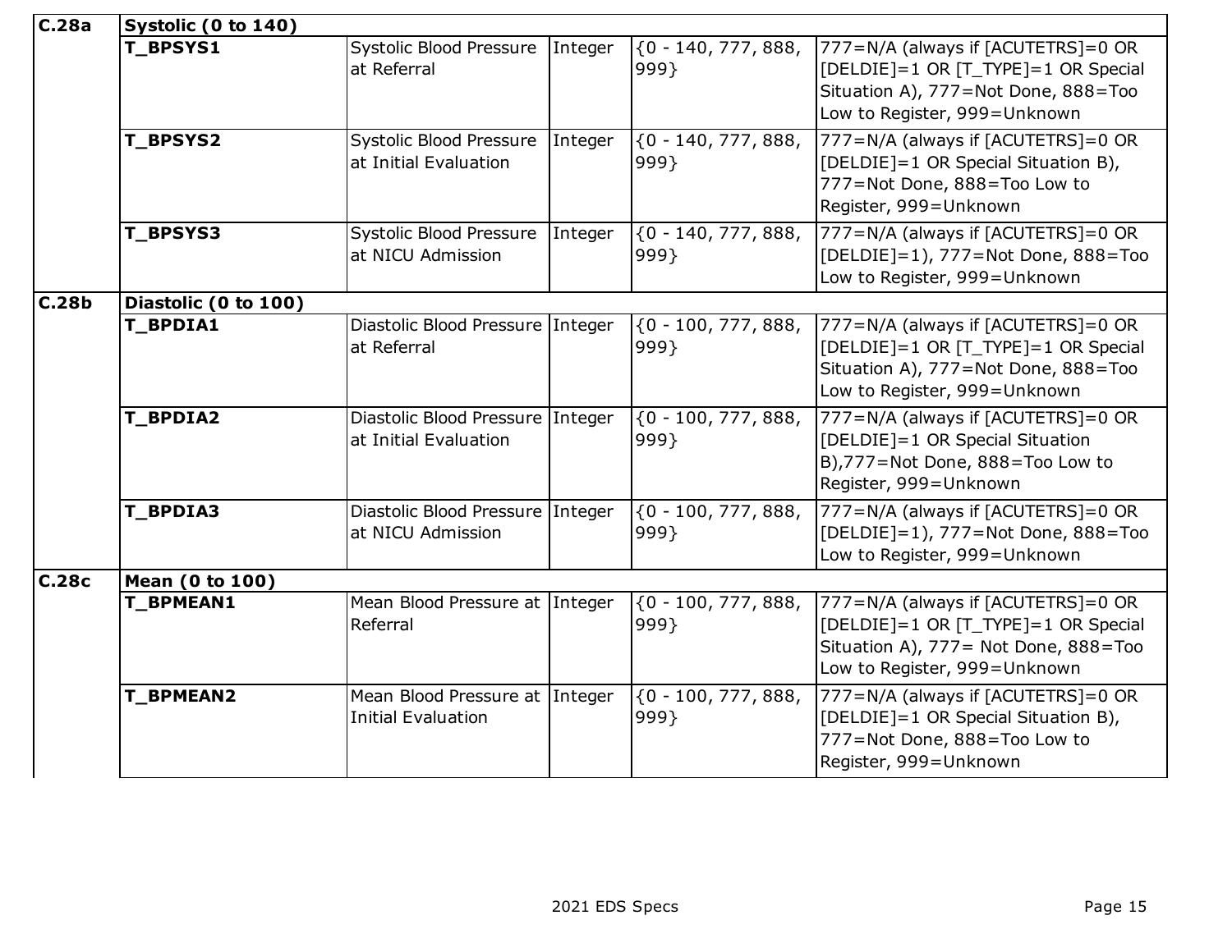| | | | | | |
|---|---|---|---|---|---|
| **C.28a** | **Systolic (0 to 140)** | | | | |
| | **T_BPSYS1** | Systolic Blood Pressure at Referral | Integer | {0 - 140, 777, 888, 999} | 777=N/A (always if [ACUTETRS]=0 OR [DELDIE]=1 OR [T_TYPE]=1 OR Special Situation A), 777=Not Done, 888=Too Low to Register, 999=Unknown |
| | **T_BPSYS2** | Systolic Blood Pressure at Initial Evaluation | Integer | {0 - 140, 777, 888, 999} | 777=N/A (always if [ACUTETRS]=0 OR [DELDIE]=1 OR Special Situation B), 777=Not Done, 888=Too Low to Register, 999=Unknown |
| | **T_BPSYS3** | Systolic Blood Pressure at NICU Admission | Integer | {0 - 140, 777, 888, 999} | 777=N/A (always if [ACUTETRS]=0 OR [DELDIE]=1), 777=Not Done, 888=Too Low to Register, 999=Unknown |
| **C.28b** | **Diastolic (0 to 100)** | | | | |
| | **T_BPDIA1** | Diastolic Blood Pressure at Referral | Integer | {0 - 100, 777, 888, 999} | 777=N/A (always if [ACUTETRS]=0 OR [DELDIE]=1 OR [T_TYPE]=1 OR Special Situation A), 777=Not Done, 888=Too Low to Register, 999=Unknown |
| | **T_BPDIA2** | Diastolic Blood Pressure at Initial Evaluation | Integer | {0 - 100, 777, 888, 999} | 777=N/A (always if [ACUTETRS]=0 OR [DELDIE]=1 OR Special Situation B),777=Not Done, 888=Too Low to Register, 999=Unknown |
| | **T_BPDIA3** | Diastolic Blood Pressure at NICU Admission | Integer | {0 - 100, 777, 888, 999} | 777=N/A (always if [ACUTETRS]=0 OR [DELDIE]=1), 777=Not Done, 888=Too Low to Register, 999=Unknown |
| **C.28c** | **Mean (0 to 100)** | | | | |
| | **T_BPMEAN1** | Mean Blood Pressure at Referral | Integer | {0 - 100, 777, 888, 999} | 777=N/A (always if [ACUTETRS]=0 OR [DELDIE]=1 OR [T_TYPE]=1 OR Special Situation A), 777= Not Done, 888=Too Low to Register, 999=Unknown |
| | **T_BPMEAN2** | Mean Blood Pressure at Initial Evaluation | Integer | {0 - 100, 777, 888, 999} | 777=N/A (always if [ACUTETRS]=0 OR [DELDIE]=1 OR Special Situation B), 777=Not Done, 888=Too Low to Register, 999=Unknown |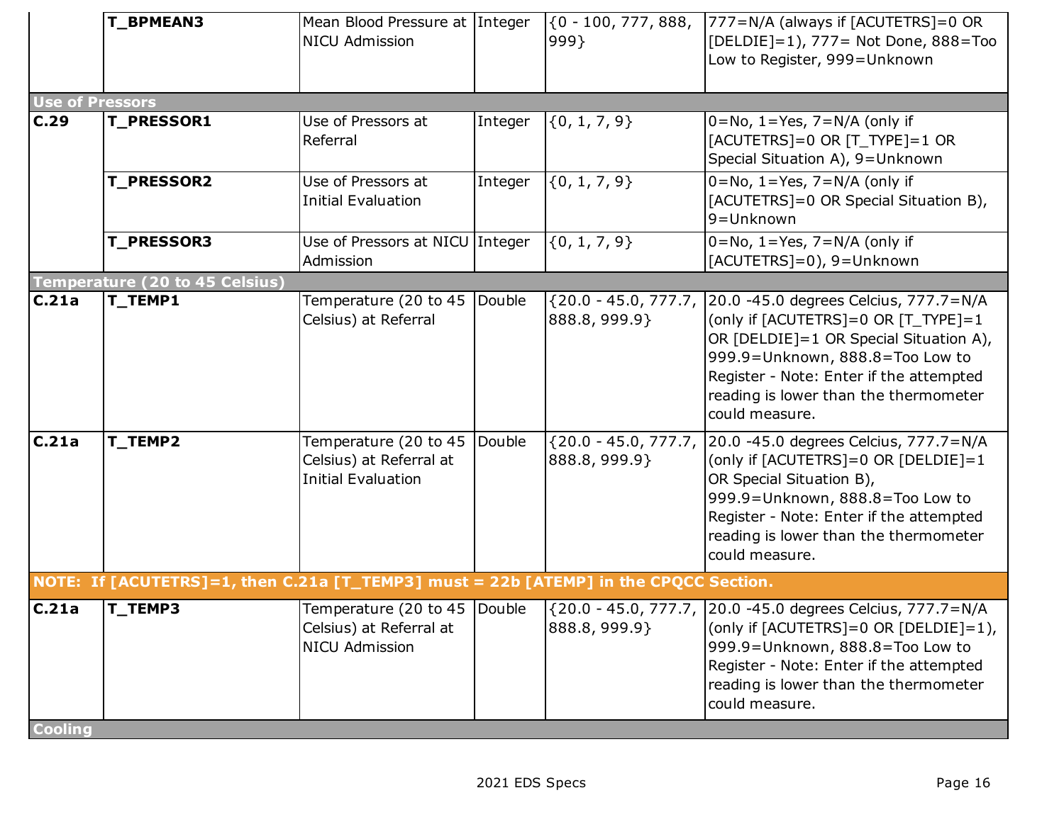|  |  |  |  |  |  |
|---|---|---|---|---|---|
|  | **T_BPMEAN3** | Mean Blood Pressure at NICU Admission | Integer | {0 - 100, 777, 888, 999} | 777=N/A (always if [ACUTETRS]=0 OR [DELDIE]=1), 777= Not Done, 888=Too Low to Register, 999=Unknown |
| **Use of Pressors** | | | | | |
| **C.29** | **T_PRESSOR1** | Use of Pressors at Referral | Integer | {0, 1, 7, 9} | 0=No, 1=Yes, 7=N/A (only if [ACUTETRS]=0 OR [T_TYPE]=1 OR Special Situation A), 9=Unknown |
|  | **T_PRESSOR2** | Use of Pressors at Initial Evaluation | Integer | {0, 1, 7, 9} | 0=No, 1=Yes, 7=N/A (only if [ACUTETRS]=0 OR Special Situation B), 9=Unknown |
|  | **T_PRESSOR3** | Use of Pressors at NICU Admission | Integer | {0, 1, 7, 9} | 0=No, 1=Yes, 7=N/A (only if [ACUTETRS]=0), 9=Unknown |
| **Temperature (20 to 45 Celsius)** | | | | | |
| **C.21a** | **T_TEMP1** | Temperature (20 to 45 Celsius) at Referral | Double | {20.0 - 45.0, 777.7, 888.8, 999.9} | 20.0 -45.0 degrees Celcius, 777.7=N/A (only if [ACUTETRS]=0 OR [T_TYPE]=1 OR [DELDIE]=1 OR Special Situation A), 999.9=Unknown, 888.8=Too Low to Register - Note: Enter if the attempted reading is lower than the thermometer could measure. |
| **C.21a** | **T_TEMP2** | Temperature (20 to 45 Celsius) at Referral at Initial Evaluation | Double | {20.0 - 45.0, 777.7, 888.8, 999.9} | 20.0 -45.0 degrees Celcius, 777.7=N/A (only if [ACUTETRS]=0 OR [DELDIE]=1 OR Special Situation B), 999.9=Unknown, 888.8=Too Low to Register - Note: Enter if the attempted reading is lower than the thermometer could measure. |
| **NOTE: If [ACUTETRS]=1, then C.21a [T_TEMP3] must = 22b [ATEMP] in the CPQCC Section.** | | | | | |
| **C.21a** | **T_TEMP3** | Temperature (20 to 45 Celsius) at Referral at NICU Admission | Double | {20.0 - 45.0, 777.7, 888.8, 999.9} | 20.0 -45.0 degrees Celcius, 777.7=N/A (only if [ACUTETRS]=0 OR [DELDIE]=1), 999.9=Unknown, 888.8=Too Low to Register - Note: Enter if the attempted reading is lower than the thermometer could measure. |
| **Cooling** | | | | | |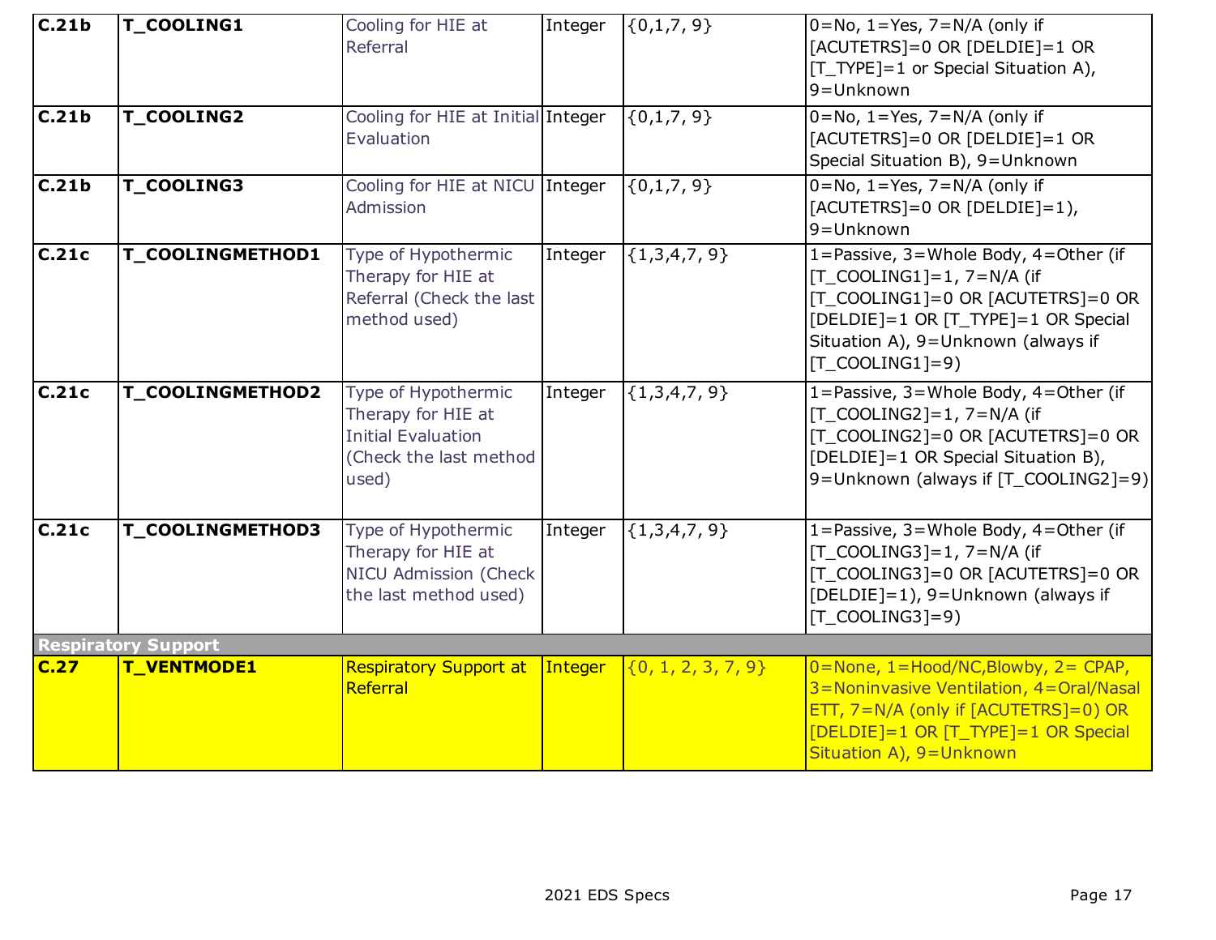| | | | | | |
|---|---|---|---|---|---|
| **C.21b** | **T_COOLING1** | Cooling for HIE at Referral | Integer | {0,1,7, 9} | 0=No, 1=Yes, 7=N/A (only if [ACUTETRS]=0 OR [DELDIE]=1 OR [T_TYPE]=1 or Special Situation A), 9=Unknown |
| **C.21b** | **T_COOLING2** | Cooling for HIE at Initial Evaluation | Integer | {0,1,7, 9} | 0=No, 1=Yes, 7=N/A (only if [ACUTETRS]=0 OR [DELDIE]=1 OR Special Situation B), 9=Unknown |
| **C.21b** | **T_COOLING3** | Cooling for HIE at NICU Admission | Integer | {0,1,7, 9} | 0=No, 1=Yes, 7=N/A (only if [ACUTETRS]=0 OR [DELDIE]=1), 9=Unknown |
| **C.21c** | **T_COOLINGMETHOD1** | Type of Hypothermic Therapy for HIE at Referral (Check the last method used) | Integer | {1,3,4,7, 9} | 1=Passive, 3=Whole Body, 4=Other (if [T_COOLING1]=1, 7=N/A (if [T_COOLING1]=0 OR [ACUTETRS]=0 OR [DELDIE]=1 OR [T_TYPE]=1 OR Special Situation A), 9=Unknown (always if [T_COOLING1]=9) |
| **C.21c** | **T_COOLINGMETHOD2** | Type of Hypothermic Therapy for HIE at Initial Evaluation (Check the last method used) | Integer | {1,3,4,7, 9} | 1=Passive, 3=Whole Body, 4=Other (if [T_COOLING2]=1, 7=N/A (if [T_COOLING2]=0 OR [ACUTETRS]=0 OR [DELDIE]=1 OR Special Situation B), 9=Unknown (always if [T_COOLING2]=9) |
| **C.21c** | **T_COOLINGMETHOD3** | Type of Hypothermic Therapy for HIE at NICU Admission (Check the last method used) | Integer | {1,3,4,7, 9} | 1=Passive, 3=Whole Body, 4=Other (if [T_COOLING3]=1, 7=N/A (if [T_COOLING3]=0 OR [ACUTETRS]=0 OR [DELDIE]=1), 9=Unknown (always if [T_COOLING3]=9) |
| **Respiratory Support** | | | | | |
| **C.27** | **T_VENTMODE1** | Respiratory Support at Referral | Integer | {0, 1, 2, 3, 7, 9} | 0=None, 1=Hood/NC,Blowby, 2= CPAP, 3=Noninvasive Ventilation, 4=Oral/Nasal ETT, 7=N/A (only if [ACUTETRS]=0) OR [DELDIE]=1 OR [T_TYPE]=1 OR Special Situation A), 9=Unknown |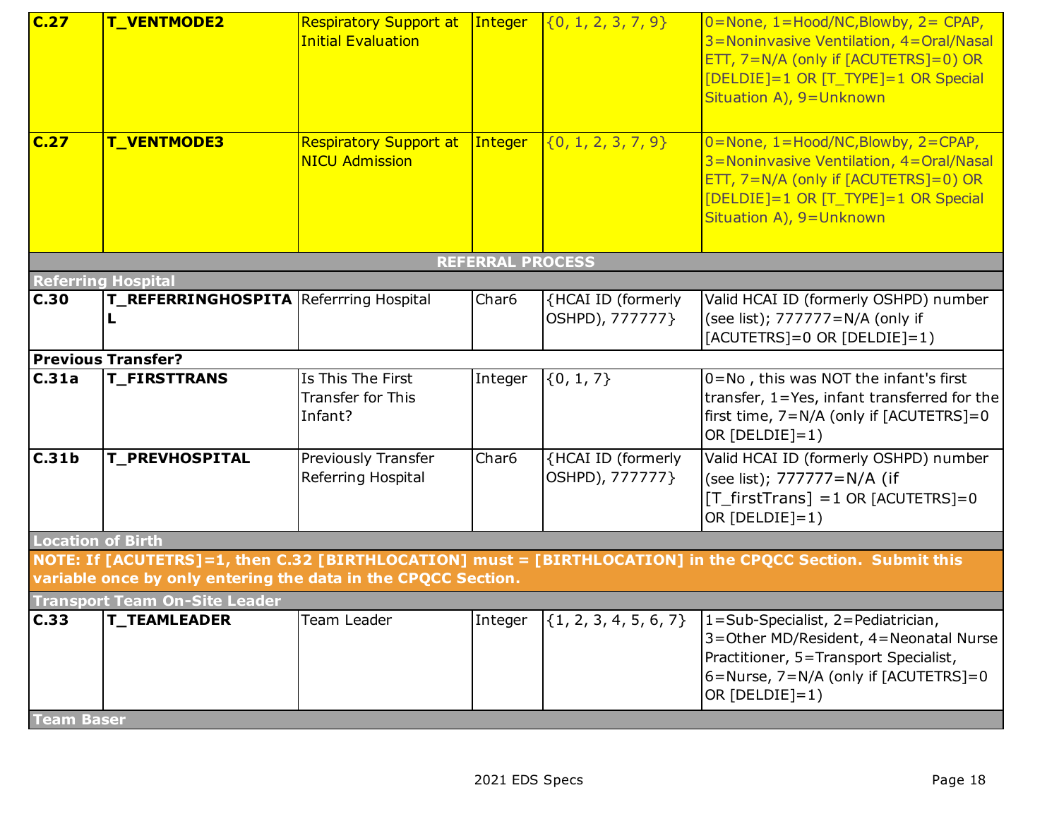| | | | | | |
|---|---|---|---|---|---|
| **C.27** | **T_VENTMODE2** | Respiratory Support at Initial Evaluation | Integer | {0, 1, 2, 3, 7, 9} | 0=None, 1=Hood/NC,Blowby, 2= CPAP, 3=Noninvasive Ventilation, 4=Oral/Nasal ETT, 7=N/A (only if [ACUTETRS]=0) OR [DELDIE]=1 OR [T_TYPE]=1 OR Special Situation A), 9=Unknown |
| **C.27** | **T_VENTMODE3** | Respiratory Support at NICU Admission | Integer | {0, 1, 2, 3, 7, 9} | 0=None, 1=Hood/NC,Blowby, 2=CPAP, 3=Noninvasive Ventilation, 4=Oral/Nasal ETT, 7=N/A (only if [ACUTETRS]=0) OR [DELDIE]=1 OR [T_TYPE]=1 OR Special Situation A), 9=Unknown |
| | | | **REFERRAL PROCESS** | | |
| **Referring Hospital** | | | | | |
| **C.30** | **T_REFERRINGHOSPITAL** | Referrring Hospital | Char6 | {HCAI ID (formerly OSHPD), 777777} | Valid HCAI ID (formerly OSHPD) number (see list); 777777=N/A (only if [ACUTETRS]=0 OR [DELDIE]=1) |
| **Previous Transfer?** | | | | | |
| **C.31a** | **T_FIRSTTRANS** | Is This The First Transfer for This Infant? | Integer | {0, 1, 7} | 0=No , this was NOT the infant's first transfer, 1=Yes, infant transferred for the first time, 7=N/A (only if [ACUTETRS]=0 OR [DELDIE]=1) |
| **C.31b** | **T_PREVHOSPITAL** | Previously Transfer Referring Hospital | Char6 | {HCAI ID (formerly OSHPD), 777777} | Valid HCAI ID (formerly OSHPD) number (see list); 777777=N/A (if [T_firstTrans] =1 OR [ACUTETRS]=0 OR [DELDIE]=1) |
| **Location of Birth** | | | | | |
| **NOTE: If [ACUTETRS]=1, then C.32 [BIRTHLOCATION] must = [BIRTHLOCATION] in the CPQCC Section. Submit this variable once by only entering the data in the CPQCC Section.** | | | | | |
| **Transport Team On-Site Leader** | | | | | |
| **C.33** | **T_TEAMLEADER** | Team Leader | Integer | {1, 2, 3, 4, 5, 6, 7} | 1=Sub-Specialist, 2=Pediatrician, 3=Other MD/Resident, 4=Neonatal Nurse Practitioner, 5=Transport Specialist, 6=Nurse, 7=N/A (only if [ACUTETRS]=0 OR [DELDIE]=1) |
| **Team Baser** | | | | | |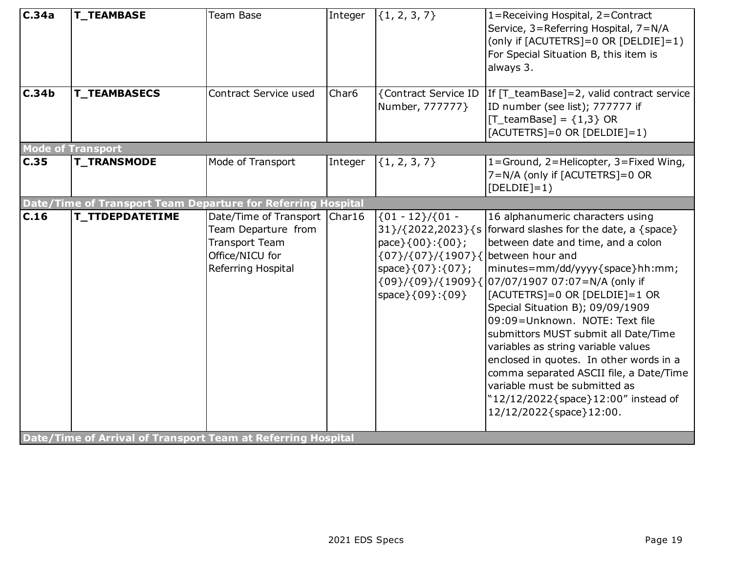| | | | | | |
|---|---|---|---|---|---|
| **C.34a** | **T_TEAMBASE** | Team Base | Integer | {1, 2, 3, 7} | 1=Receiving Hospital, 2=Contract Service, 3=Referring Hospital, 7=N/A (only if [ACUTETRS]=0 OR [DELDIE]=1) For Special Situation B, this item is always 3. |
| **C.34b** | **T_TEAMBASECS** | Contract Service used | Char6 | {Contract Service ID Number, 777777} | If [T_teamBase]=2, valid contract service ID number (see list); 777777 if [T_teamBase] = {1,3} OR [ACUTETRS]=0 OR [DELDIE]=1) |
| **Mode of Transport** | | | | | |
| **C.35** | **T_TRANSMODE** | Mode of Transport | Integer | {1, 2, 3, 7} | 1=Ground, 2=Helicopter, 3=Fixed Wing, 7=N/A (only if [ACUTETRS]=0 OR [DELDIE]=1) |
| **Date/Time of Transport Team Departure for Referring Hospital** | | | | | |
| **C.16** | **T_TTDEPDATETIME** | Date/Time of Transport Team Departure from Transport Team Office/NICU for Referring Hospital | Char16 | {01 - 12}/{01 - 31}/{2022,2023}{space}{00}:{00}; {07}/{07}/{1907}{space}{07}:{07}; {09}/{09}/{1909}{space}{09}:{09} | 16 alphanumeric characters using forward slashes for the date, a {space} between date and time, and a colon between hour and minutes=mm/dd/yyyy{space}hh:mm; 07/07/1907 07:07=N/A (only if [ACUTETRS]=0 OR [DELDIE]=1 OR Special Situation B); 09/09/1909 09:09=Unknown. NOTE: Text file submittors MUST submit all Date/Time variables as string variable values enclosed in quotes. In other words in a comma separated ASCII file, a Date/Time variable must be submitted as "12/12/2022{space}12:00" instead of 12/12/2022{space}12:00. |
| **Date/Time of Arrival of Transport Team at Referring Hospital** | | | | | |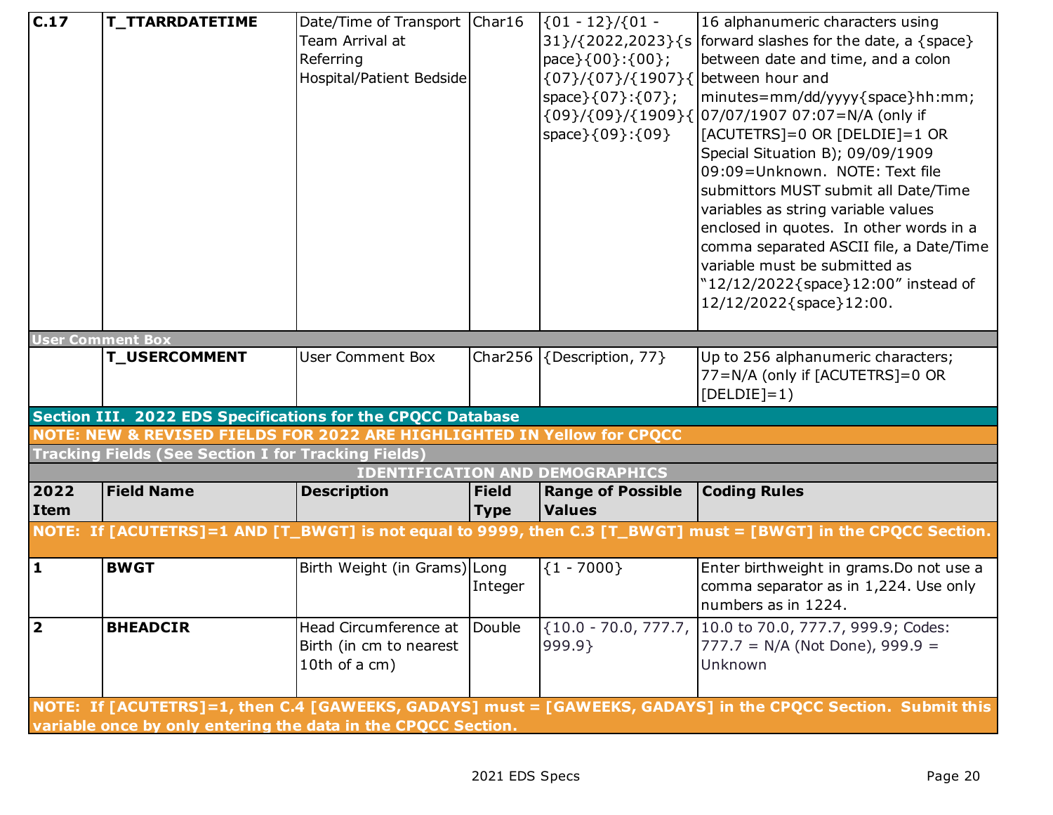| C.17 | T_TTARRDATETIME | Date/Time of Transport Team Arrival at Referring Hospital/Patient Bedside | Char16 | {01 - 12}/{01 - 31}/{2022,2023}{space}{00}:{00}; {07}/{07}/{1907}{space}{07}:{07}; {09}/{09}/{1909}{space}{09}:{09} | 16 alphanumeric characters using forward slashes for the date, a {space} between date and time, and a colon between hour and minutes=mm/dd/yyyy{space}hh:mm; 07/07/1907 07:07=N/A (only if [ACUTETRS]=0 OR [DELDIE]=1 OR Special Situation B); 09/09/1909 09:09=Unknown. NOTE: Text file submittors MUST submit all Date/Time variables as string variable values enclosed in quotes. In other words in a comma separated ASCII file, a Date/Time variable must be submitted as "12/12/2022{space}12:00" instead of 12/12/2022{space}12:00. |
|---|---|---|---|---|---|
| **User Comment Box** | | | | | |
| | T_USERCOMMENT | User Comment Box | Char256 | {Description, 77} | Up to 256 alphanumeric characters; 77=N/A (only if [ACUTETRS]=0 OR [DELDIE]=1) |

**Section III. 2022 EDS Specifications for the CPQCC Database**

**NOTE: NEW & REVISED FIELDS FOR 2022 ARE HIGHLIGHTED IN Yellow for CPQCC**

**Tracking Fields (See Section I for Tracking Fields)**

**IDENTIFICATION AND DEMOGRAPHICS**

| 2022 Item | Field Name | Description | Field Type | Range of Possible Values | Coding Rules |
|---|---|---|---|---|---|
| **NOTE: If [ACUTETRS]=1 AND [T_BWGT] is not equal to 9999, then C.3 [T_BWGT] must = [BWGT] in the CPQCC Section.** | | | | | |
| 1 | BWGT | Birth Weight (in Grams) | Long Integer | {1 - 7000} | Enter birthweight in grams.Do not use a comma separator as in 1,224. Use only numbers as in 1224. |
| 2 | BHEADCIR | Head Circumference at Birth (in cm to nearest 10th of a cm) | Double | {10.0 - 70.0, 777.7, 999.9} | 10.0 to 70.0, 777.7, 999.9; Codes: 777.7 = N/A (Not Done), 999.9 = Unknown |
| **NOTE: If [ACUTETRS]=1, then C.4 [GAWEEKS, GADAYS] must = [GAWEEKS, GADAYS] in the CPQCC Section. Submit this variable once by only entering the data in the CPQCC Section.** | | | | | |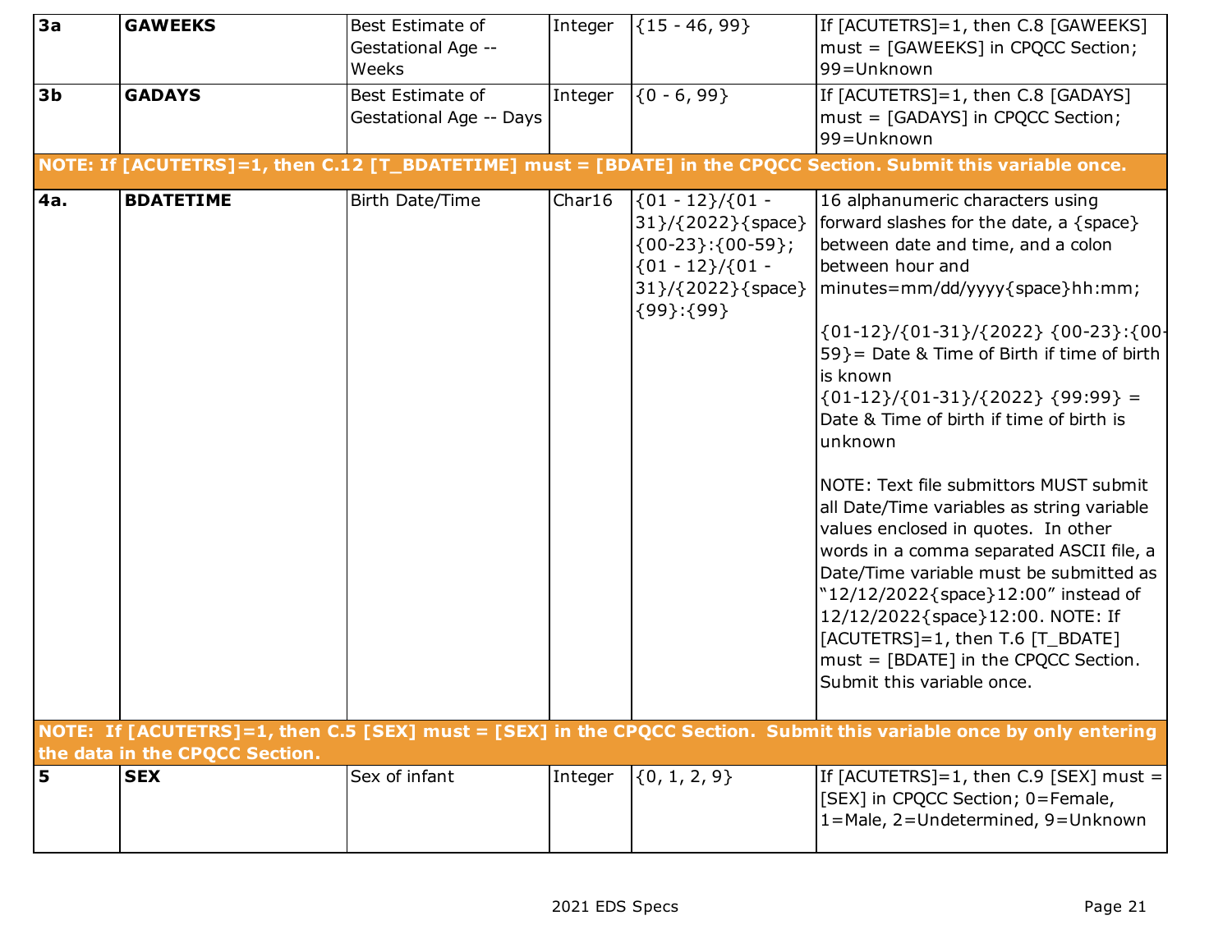| | | | | | |
|---|---|---|---|---|---|
| **3a** | **GAWEEKS** | Best Estimate of Gestational Age -- Weeks | Integer | {15 - 46, 99} | If [ACUTETRS]=1, then C.8 [GAWEEKS] must = [GAWEEKS] in CPQCC Section; 99=Unknown |
| **3b** | **GADAYS** | Best Estimate of Gestational Age -- Days | Integer | {0 - 6, 99} | If [ACUTETRS]=1, then C.8 [GADAYS] must = [GADAYS] in CPQCC Section; 99=Unknown |
| **NOTE: If [ACUTETRS]=1, then C.12 [T_BDATETIME] must = [BDATE] in the CPQCC Section. Submit this variable once.** | | | | | |
| **4a.** | **BDATETIME** | Birth Date/Time | Char16 | {01 - 12}/{01 - 31}/{2022}{space}{00-23}:{00-59}; {01 - 12}/{01 - 31}/{2022}{space}{99}:{99} | 16 alphanumeric characters using forward slashes for the date, a {space} between date and time, and a colon between hour and minutes=mm/dd/yyyy{space}hh:mm;<br><br>{01-12}/{01-31}/{2022} {00-23}:{00-59}= Date & Time of Birth if time of birth is known<br>{01-12}/{01-31}/{2022} {99:99} = Date & Time of birth if time of birth is unknown<br><br>NOTE: Text file submittors MUST submit all Date/Time variables as string variable values enclosed in quotes. In other words in a comma separated ASCII file, a Date/Time variable must be submitted as "12/12/2022{space}12:00" instead of 12/12/2022{space}12:00. NOTE: If [ACUTETRS]=1, then T.6 [T_BDATE] must = [BDATE] in the CPQCC Section. Submit this variable once. |
| **NOTE: If [ACUTETRS]=1, then C.5 [SEX] must = [SEX] in the CPQCC Section. Submit this variable once by only entering the data in the CPQCC Section.** | | | | | |
| **5** | **SEX** | Sex of infant | Integer | {0, 1, 2, 9} | If [ACUTETRS]=1, then C.9 [SEX] must = [SEX] in CPQCC Section; 0=Female, 1=Male, 2=Undetermined, 9=Unknown |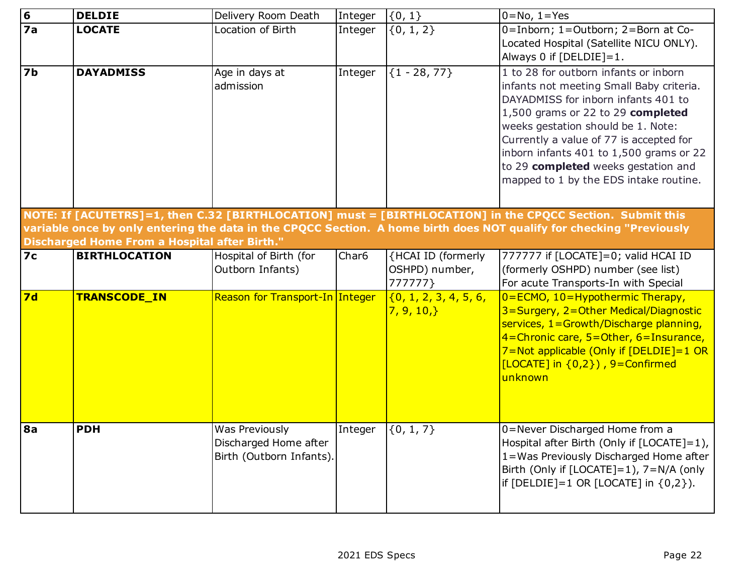| 6 | **DELDIE** | Delivery Room Death | Integer | {0, 1} | 0=No, 1=Yes |
|---|---|---|---|---|---|
| **7a** | **LOCATE** | Location of Birth | Integer | {0, 1, 2} | 0=Inborn; 1=Outborn; 2=Born at Co-Located Hospital (Satellite NICU ONLY). Always 0 if [DELDIE]=1. |
| **7b** | **DAYADMISS** | Age in days at admission | Integer | {1 - 28, 77} | 1 to 28 for outborn infants or inborn infants not meeting Small Baby criteria. DAYADMISS for inborn infants 401 to 1,500 grams or 22 to 29 **completed** weeks gestation should be 1. Note: Currently a value of 77 is accepted for inborn infants 401 to 1,500 grams or 22 to 29 **completed** weeks gestation and mapped to 1 by the EDS intake routine. |
| **NOTE: If [ACUTETRS]=1, then C.32 [BIRTHLOCATION] must = [BIRTHLOCATION] in the CPQCC Section. Submit this variable once by only entering the data in the CPQCC Section. A home birth does NOT qualify for checking "Previously Discharged Home From a Hospital after Birth."** | | | | | |
| **7c** | **BIRTHLOCATION** | Hospital of Birth (for Outborn Infants) | Char6 | {HCAI ID (formerly OSHPD) number, 777777} | 777777 if [LOCATE]=0; valid HCAI ID (formerly OSHPD) number (see list) For acute Transports-In with Special |
| **7d** | **TRANSCODE_IN** | Reason for Transport-In | Integer | {0, 1, 2, 3, 4, 5, 6, 7, 9, 10,} | 0=ECMO, 10=Hypothermic Therapy, 3=Surgery, 2=Other Medical/Diagnostic services, 1=Growth/Discharge planning, 4=Chronic care, 5=Other, 6=Insurance, 7=Not applicable (Only if [DELDIE]=1 OR [LOCATE] in {0,2}) , 9=Confirmed unknown |
| **8a** | **PDH** | Was Previously Discharged Home after Birth (Outborn Infants). | Integer | {0, 1, 7} | 0=Never Discharged Home from a Hospital after Birth (Only if [LOCATE]=1), 1=Was Previously Discharged Home after Birth (Only if [LOCATE]=1), 7=N/A (only if [DELDIE]=1 OR [LOCATE] in {0,2}). |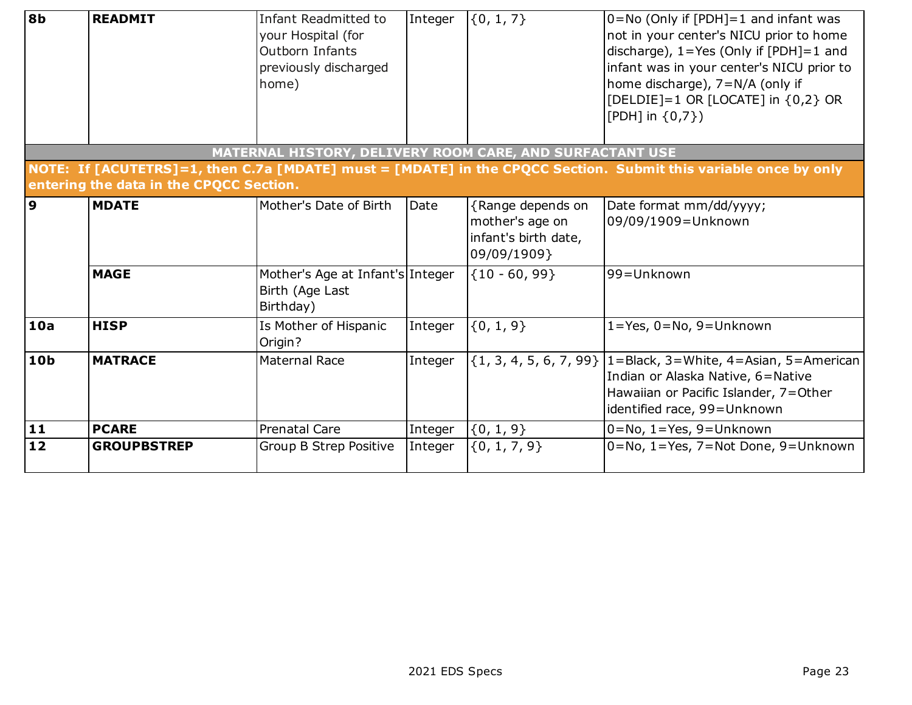| | | | | | |
|---|---|---|---|---|---|
| **8b** | **READMIT** | Infant Readmitted to your Hospital (for Outborn Infants previously discharged home) | Integer | {0, 1, 7} | 0=No (Only if [PDH]=1 and infant was not in your center's NICU prior to home discharge), 1=Yes (Only if [PDH]=1 and infant was in your center's NICU prior to home discharge), 7=N/A (only if [DELDIE]=1 OR [LOCATE] in {0,2} OR [PDH] in {0,7}) |
| **MATERNAL HISTORY, DELIVERY ROOM CARE, AND SURFACTANT USE** | | | | | |
| **NOTE: If [ACUTETRS]=1, then C.7a [MDATE] must = [MDATE] in the CPQCC Section. Submit this variable once by only entering the data in the CPQCC Section.** | | | | | |
| **9** | **MDATE** | Mother's Date of Birth | Date | {Range depends on mother's age on infant's birth date, 09/09/1909} | Date format mm/dd/yyyy; 09/09/1909=Unknown |
| | **MAGE** | Mother's Age at Infant's Birth (Age Last Birthday) | Integer | {10 - 60, 99} | 99=Unknown |
| **10a** | **HISP** | Is Mother of Hispanic Origin? | Integer | {0, 1, 9} | 1=Yes, 0=No, 9=Unknown |
| **10b** | **MATRACE** | Maternal Race | Integer | {1, 3, 4, 5, 6, 7, 99} | 1=Black, 3=White, 4=Asian, 5=American Indian or Alaska Native, 6=Native Hawaiian or Pacific Islander, 7=Other identified race, 99=Unknown |
| **11** | **PCARE** | Prenatal Care | Integer | {0, 1, 9} | 0=No, 1=Yes, 9=Unknown |
| **12** | **GROUPBSTREP** | Group B Strep Positive | Integer | {0, 1, 7, 9} | 0=No, 1=Yes, 7=Not Done, 9=Unknown |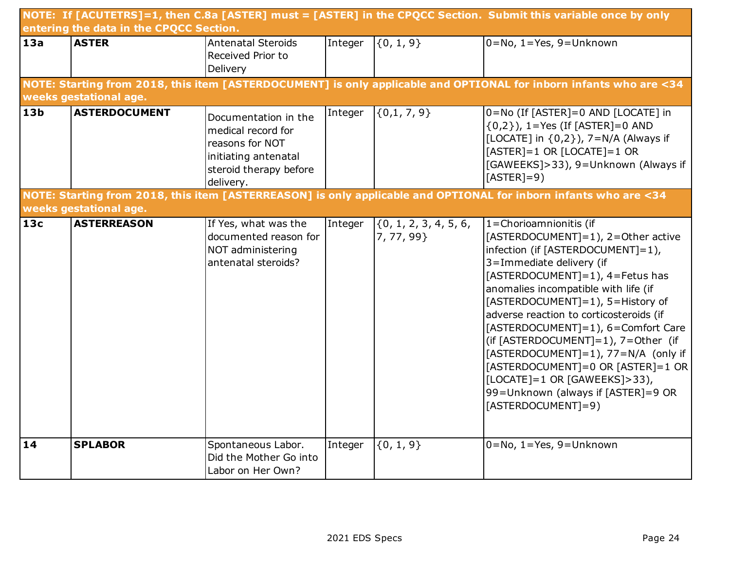| | | | | | |
|---|---|---|---|---|---|
| **NOTE: If [ACUTETRS]=1, then C.8a [ASTER] must = [ASTER] in the CPQCC Section. Submit this variable once by only entering the data in the CPQCC Section.** | | | | | |
| **13a** | **ASTER** | Antenatal Steroids Received Prior to Delivery | Integer | {0, 1, 9} | 0=No, 1=Yes, 9=Unknown |
| **NOTE: Starting from 2018, this item [ASTERDOCUMENT] is only applicable and OPTIONAL for inborn infants who are <34 weeks gestational age.** | | | | | |
| **13b** | **ASTERDOCUMENT** | Documentation in the medical record for reasons for NOT initiating antenatal steroid therapy before delivery. | Integer | {0,1, 7, 9} | 0=No (If [ASTER]=0 AND [LOCATE] in {0,2}), 1=Yes (If [ASTER]=0 AND [LOCATE] in {0,2}), 7=N/A (Always if [ASTER]=1 OR [LOCATE]=1 OR [GAWEEKS]>33), 9=Unknown (Always if [ASTER]=9) |
| **NOTE: Starting from 2018, this item [ASTERREASON] is only applicable and OPTIONAL for inborn infants who are <34 weeks gestational age.** | | | | | |
| **13c** | **ASTERREASON** | If Yes, what was the documented reason for NOT administering antenatal steroids? | Integer | {0, 1, 2, 3, 4, 5, 6, 7, 77, 99} | 1=Chorioamnionitis (if [ASTERDOCUMENT]=1), 2=Other active infection (if [ASTERDOCUMENT]=1), 3=Immediate delivery (if [ASTERDOCUMENT]=1), 4=Fetus has anomalies incompatible with life (if [ASTERDOCUMENT]=1), 5=History of adverse reaction to corticosteroids (if [ASTERDOCUMENT]=1), 6=Comfort Care (if [ASTERDOCUMENT]=1), 7=Other (if [ASTERDOCUMENT]=1), 77=N/A (only if [ASTERDOCUMENT]=0 OR [ASTER]=1 OR [LOCATE]=1 OR [GAWEEKS]>33), 99=Unknown (always if [ASTER]=9 OR [ASTERDOCUMENT]=9) |
| **14** | **SPLABOR** | Spontaneous Labor. Did the Mother Go into Labor on Her Own? | Integer | {0, 1, 9} | 0=No, 1=Yes, 9=Unknown |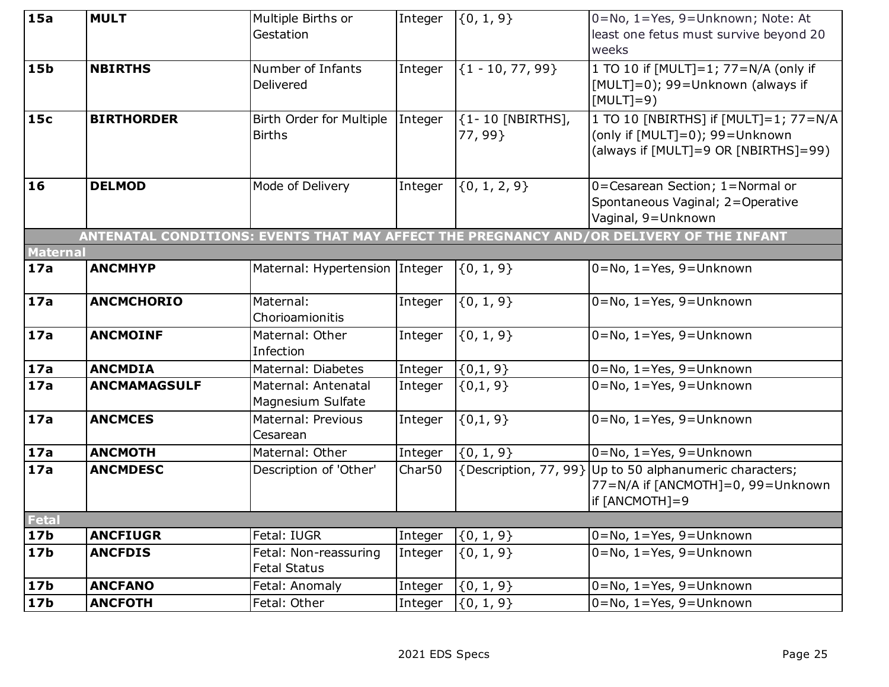| | | | | | |
|---|---|---|---|---|---|
| **15a** | **MULT** | Multiple Births or Gestation | Integer | {0, 1, 9} | 0=No, 1=Yes, 9=Unknown; Note: At least one fetus must survive beyond 20 weeks |
| **15b** | **NBIRTHS** | Number of Infants Delivered | Integer | {1 - 10, 77, 99} | 1 TO 10 if [MULT]=1; 77=N/A (only if [MULT]=0); 99=Unknown (always if [MULT]=9) |
| **15c** | **BIRTHORDER** | Birth Order for Multiple Births | Integer | {1- 10 [NBIRTHS], 77, 99} | 1 TO 10 [NBIRTHS] if [MULT]=1; 77=N/A (only if [MULT]=0); 99=Unknown (always if [MULT]=9 OR [NBIRTHS]=99) |
| **16** | **DELMOD** | Mode of Delivery | Integer | {0, 1, 2, 9} | 0=Cesarean Section; 1=Normal or Spontaneous Vaginal; 2=Operative Vaginal, 9=Unknown |
| **ANTENATAL CONDITIONS: EVENTS THAT MAY AFFECT THE PREGNANCY AND/OR DELIVERY OF THE INFANT** | | | | | |
| **Maternal** | | | | | |
| **17a** | **ANCMHYP** | Maternal: Hypertension | Integer | {0, 1, 9} | 0=No, 1=Yes, 9=Unknown |
| **17a** | **ANCMCHORIO** | Maternal: Chorioamionitis | Integer | {0, 1, 9} | 0=No, 1=Yes, 9=Unknown |
| **17a** | **ANCMOINF** | Maternal: Other Infection | Integer | {0, 1, 9} | 0=No, 1=Yes, 9=Unknown |
| **17a** | **ANCMDIA** | Maternal: Diabetes | Integer | {0,1, 9} | 0=No, 1=Yes, 9=Unknown |
| **17a** | **ANCMAMAGSULF** | Maternal: Antenatal Magnesium Sulfate | Integer | {0,1, 9} | 0=No, 1=Yes, 9=Unknown |
| **17a** | **ANCMCES** | Maternal: Previous Cesarean | Integer | {0,1, 9} | 0=No, 1=Yes, 9=Unknown |
| **17a** | **ANCMOTH** | Maternal: Other | Integer | {0, 1, 9} | 0=No, 1=Yes, 9=Unknown |
| **17a** | **ANCMDESC** | Description of 'Other' | Char50 | {Description, 77, 99} | Up to 50 alphanumeric characters; 77=N/A if [ANCMOTH]=0, 99=Unknown if [ANCMOTH]=9 |
| **Fetal** | | | | | |
| **17b** | **ANCFIUGR** | Fetal: IUGR | Integer | {0, 1, 9} | 0=No, 1=Yes, 9=Unknown |
| **17b** | **ANCFDIS** | Fetal: Non-reassuring Fetal Status | Integer | {0, 1, 9} | 0=No, 1=Yes, 9=Unknown |
| **17b** | **ANCFANO** | Fetal: Anomaly | Integer | {0, 1, 9} | 0=No, 1=Yes, 9=Unknown |
| **17b** | **ANCFOTH** | Fetal: Other | Integer | {0, 1, 9} | 0=No, 1=Yes, 9=Unknown |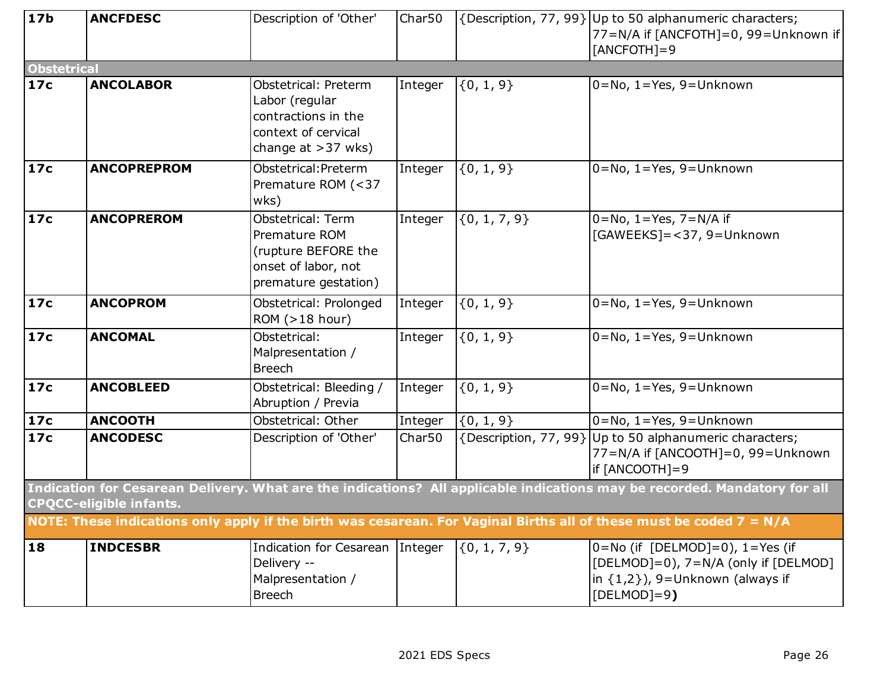| 17b | ANCFDESC | Description of 'Other' | Char50 | {Description, 77, 99} | Up to 50 alphanumeric characters; 77=N/A if [ANCFOTH]=0, 99=Unknown if [ANCFOTH]=9 |
|---|---|---|---|---|---|
| **Obstetrical** | | | | | |
| **17c** | **ANCOLABOR** | Obstetrical: Preterm Labor (regular contractions in the context of cervical change at >37 wks) | Integer | {0, 1, 9} | 0=No, 1=Yes, 9=Unknown |
| **17c** | **ANCOPREPROM** | Obstetrical:Preterm Premature ROM (<37 wks) | Integer | {0, 1, 9} | 0=No, 1=Yes, 9=Unknown |
| **17c** | **ANCOPREROM** | Obstetrical: Term Premature ROM (rupture BEFORE the onset of labor, not premature gestation) | Integer | {0, 1, 7, 9} | 0=No, 1=Yes, 7=N/A if [GAWEEKS]=<37, 9=Unknown |
| **17c** | **ANCOPROM** | Obstetrical: Prolonged ROM (>18 hour) | Integer | {0, 1, 9} | 0=No, 1=Yes, 9=Unknown |
| **17c** | **ANCOMAL** | Obstetrical: Malpresentation / Breech | Integer | {0, 1, 9} | 0=No, 1=Yes, 9=Unknown |
| **17c** | **ANCOBLEED** | Obstetrical: Bleeding / Abruption / Previa | Integer | {0, 1, 9} | 0=No, 1=Yes, 9=Unknown |
| **17c** | **ANCOOTH** | Obstetrical: Other | Integer | {0, 1, 9} | 0=No, 1=Yes, 9=Unknown |
| **17c** | **ANCODESC** | Description of 'Other' | Char50 | {Description, 77, 99} | Up to 50 alphanumeric characters; 77=N/A if [ANCOOTH]=0, 99=Unknown if [ANCOOTH]=9 |
| **Indication for Cesarean Delivery. What are the indications? All applicable indications may be recorded. Mandatory for all CPQCC-eligible infants.** | | | | | |
| **NOTE: These indications only apply if the birth was cesarean. For Vaginal Births all of these must be coded 7 = N/A** | | | | | |
| **18** | **INDCESBR** | Indication for Cesarean Delivery -- Malpresentation / Breech | Integer | {0, 1, 7, 9} | 0=No (if [DELMOD]=0), 1=Yes (if [DELMOD]=0), 7=N/A (only if [DELMOD] in {1,2}), 9=Unknown (always if [DELMOD]=9**)** |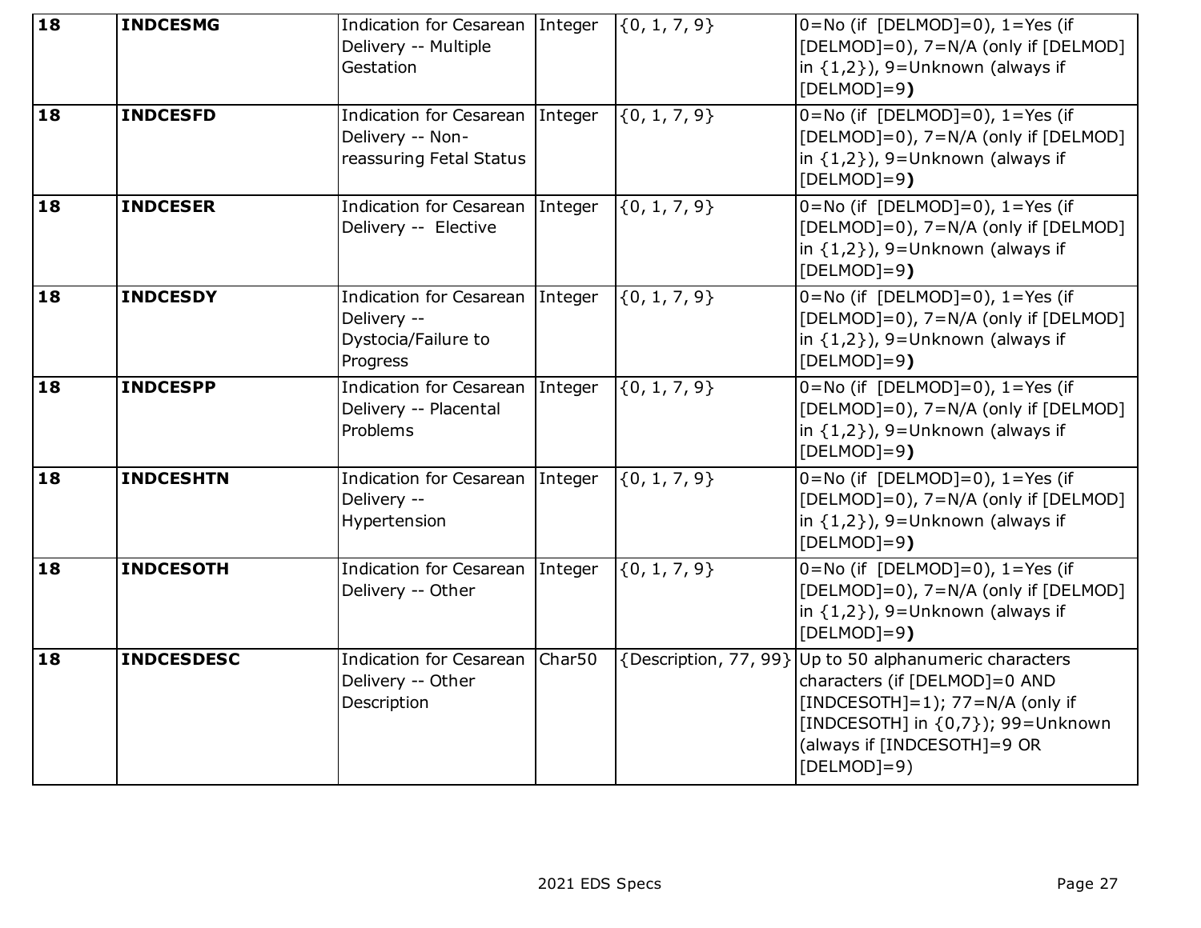| 18 | **INDCESMG** | Indication for Cesarean Delivery -- Multiple Gestation | Integer | {0, 1, 7, 9} | 0=No (if [DELMOD]=0), 1=Yes (if [DELMOD]=0), 7=N/A (only if [DELMOD] in {1,2}), 9=Unknown (always if [DELMOD]=9**)** |
|---|---|---|---|---|---|
| 18 | **INDCESFD** | Indication for Cesarean Delivery -- Non-reassuring Fetal Status | Integer | {0, 1, 7, 9} | 0=No (if [DELMOD]=0), 1=Yes (if [DELMOD]=0), 7=N/A (only if [DELMOD] in {1,2}), 9=Unknown (always if [DELMOD]=9**)** |
| 18 | **INDCESER** | Indication for Cesarean Delivery -- Elective | Integer | {0, 1, 7, 9} | 0=No (if [DELMOD]=0), 1=Yes (if [DELMOD]=0), 7=N/A (only if [DELMOD] in {1,2}), 9=Unknown (always if [DELMOD]=9**)** |
| 18 | **INDCESDY** | Indication for Cesarean Delivery -- Dystocia/Failure to Progress | Integer | {0, 1, 7, 9} | 0=No (if [DELMOD]=0), 1=Yes (if [DELMOD]=0), 7=N/A (only if [DELMOD] in {1,2}), 9=Unknown (always if [DELMOD]=9**)** |
| 18 | **INDCESPP** | Indication for Cesarean Delivery -- Placental Problems | Integer | {0, 1, 7, 9} | 0=No (if [DELMOD]=0), 1=Yes (if [DELMOD]=0), 7=N/A (only if [DELMOD] in {1,2}), 9=Unknown (always if [DELMOD]=9**)** |
| 18 | **INDCESHTN** | Indication for Cesarean Delivery -- Hypertension | Integer | {0, 1, 7, 9} | 0=No (if [DELMOD]=0), 1=Yes (if [DELMOD]=0), 7=N/A (only if [DELMOD] in {1,2}), 9=Unknown (always if [DELMOD]=9**)** |
| 18 | **INDCESOTH** | Indication for Cesarean Delivery -- Other | Integer | {0, 1, 7, 9} | 0=No (if [DELMOD]=0), 1=Yes (if [DELMOD]=0), 7=N/A (only if [DELMOD] in {1,2}), 9=Unknown (always if [DELMOD]=9**)** |
| 18 | **INDCESDESC** | Indication for Cesarean Delivery -- Other Description | Char50 | {Description, 77, 99} | Up to 50 alphanumeric characters characters (if [DELMOD]=0 AND [INDCESOTH]=1); 77=N/A (only if [INDCESOTH] in {0,7}); 99=Unknown (always if [INDCESOTH]=9 OR [DELMOD]=9) |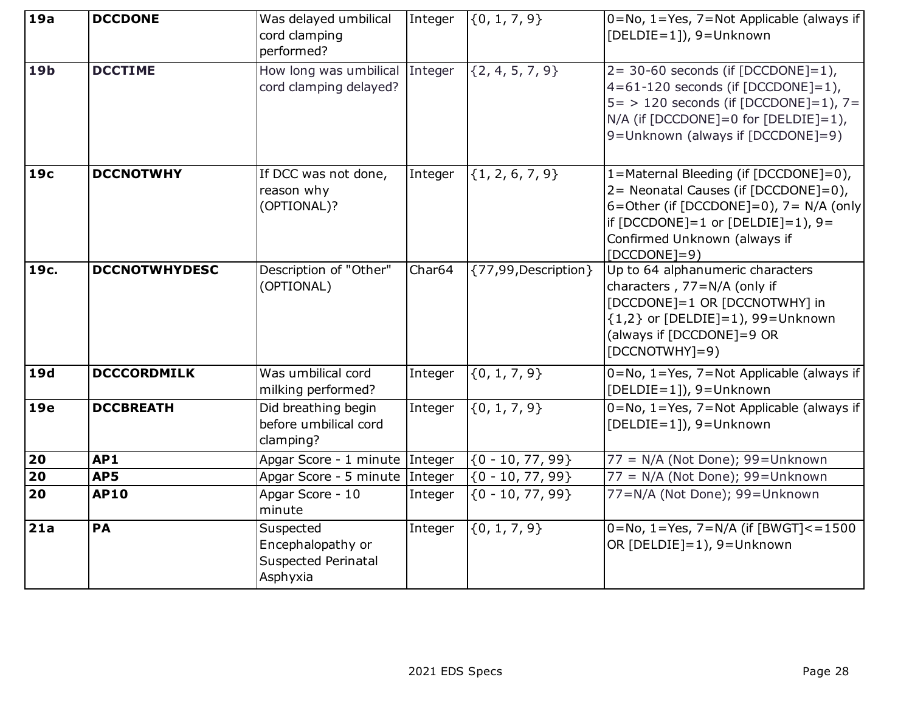| 19a | DCCDONE | Was delayed umbilical cord clamping performed? | Integer | {0, 1, 7, 9} | 0=No, 1=Yes, 7=Not Applicable (always if [DELDIE=1]), 9=Unknown |
|---|---|---|---|---|---|
| 19b | DCCTIME | How long was umbilical cord clamping delayed? | Integer | {2, 4, 5, 7, 9} | 2= 30-60 seconds (if [DCCDONE]=1), 4=61-120 seconds (if [DCCDONE]=1), 5= > 120 seconds (if [DCCDONE]=1), 7= N/A (if [DCCDONE]=0 for [DELDIE]=1), 9=Unknown (always if [DCCDONE]=9) |
| 19c | DCCNOTWHY | If DCC was not done, reason why (OPTIONAL)? | Integer | {1, 2, 6, 7, 9} | 1=Maternal Bleeding (if [DCCDONE]=0), 2= Neonatal Causes (if [DCCDONE]=0), 6=Other (if [DCCDONE]=0), 7= N/A (only if [DCCDONE]=1 or [DELDIE]=1), 9= Confirmed Unknown (always if [DCCDONE]=9) |
| 19c. | DCCNOTWHYDESC | Description of "Other" (OPTIONAL) | Char64 | {77,99,Description} | Up to 64 alphanumeric characters characters , 77=N/A (only if [DCCDONE]=1 OR [DCCNOTWHY] in {1,2} or [DELDIE]=1), 99=Unknown (always if [DCCDONE]=9 OR [DCCNOTWHY]=9) |
| 19d | DCCCORDMILK | Was umbilical cord milking performed? | Integer | {0, 1, 7, 9} | 0=No, 1=Yes, 7=Not Applicable (always if [DELDIE=1]), 9=Unknown |
| 19e | DCCBREATH | Did breathing begin before umbilical cord clamping? | Integer | {0, 1, 7, 9} | 0=No, 1=Yes, 7=Not Applicable (always if [DELDIE=1]), 9=Unknown |
| 20 | AP1 | Apgar Score - 1 minute | Integer | {0 - 10, 77, 99} | 77 = N/A (Not Done); 99=Unknown |
| 20 | AP5 | Apgar Score - 5 minute | Integer | {0 - 10, 77, 99} | 77 = N/A (Not Done); 99=Unknown |
| 20 | AP10 | Apgar Score - 10 minute | Integer | {0 - 10, 77, 99} | 77=N/A (Not Done); 99=Unknown |
| 21a | PA | Suspected Encephalopathy or Suspected Perinatal Asphyxia | Integer | {0, 1, 7, 9} | 0=No, 1=Yes, 7=N/A (if [BWGT]<=1500 OR [DELDIE]=1), 9=Unknown |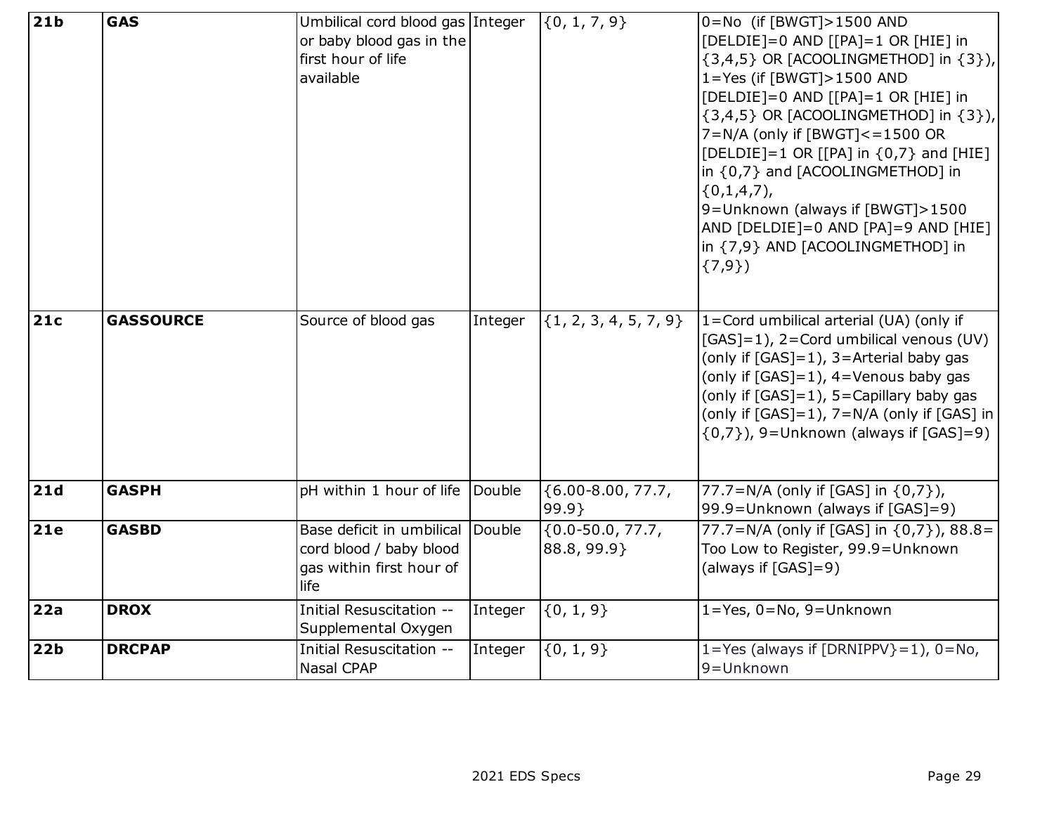| 21b | GAS | Umbilical cord blood gas or baby blood gas in the first hour of life available | Integer | {0, 1, 7, 9} | 0=No (if [BWGT]>1500 AND [DELDIE]=0 AND [[PA]=1 OR [HIE] in {3,4,5} OR [ACOOLINGMETHOD] in {3}), 1=Yes (if [BWGT]>1500 AND [DELDIE]=0 AND [[PA]=1 OR [HIE] in {3,4,5} OR [ACOOLINGMETHOD] in {3}), 7=N/A (only if [BWGT]<=1500 OR [DELDIE]=1 OR [[PA] in {0,7} and [HIE] in {0,7} and [ACOOLINGMETHOD] in {0,1,4,7}, 9=Unknown (always if [BWGT]>1500 AND [DELDIE]=0 AND [PA]=9 AND [HIE] in {7,9} AND [ACOOLINGMETHOD] in {7,9}) |
|---|---|---|---|---|---|
| 21c | GASSOURCE | Source of blood gas | Integer | {1, 2, 3, 4, 5, 7, 9} | 1=Cord umbilical arterial (UA) (only if [GAS]=1), 2=Cord umbilical venous (UV) (only if [GAS]=1), 3=Arterial baby gas (only if [GAS]=1), 4=Venous baby gas (only if [GAS]=1), 5=Capillary baby gas (only if [GAS]=1), 7=N/A (only if [GAS] in {0,7}), 9=Unknown (always if [GAS]=9) |
| 21d | GASPH | pH within 1 hour of life | Double | {6.00-8.00, 77.7, 99.9} | 77.7=N/A (only if [GAS] in {0,7}), 99.9=Unknown (always if [GAS]=9) |
| 21e | GASBD | Base deficit in umbilical cord blood / baby blood gas within first hour of life | Double | {0.0-50.0, 77.7, 88.8, 99.9} | 77.7=N/A (only if [GAS] in {0,7}), 88.8= Too Low to Register, 99.9=Unknown (always if [GAS]=9) |
| 22a | DROX | Initial Resuscitation -- Supplemental Oxygen | Integer | {0, 1, 9} | 1=Yes, 0=No, 9=Unknown |
| 22b | DRCPAP | Initial Resuscitation -- Nasal CPAP | Integer | {0, 1, 9} | 1=Yes (always if [DRNIPPV}=1), 0=No, 9=Unknown |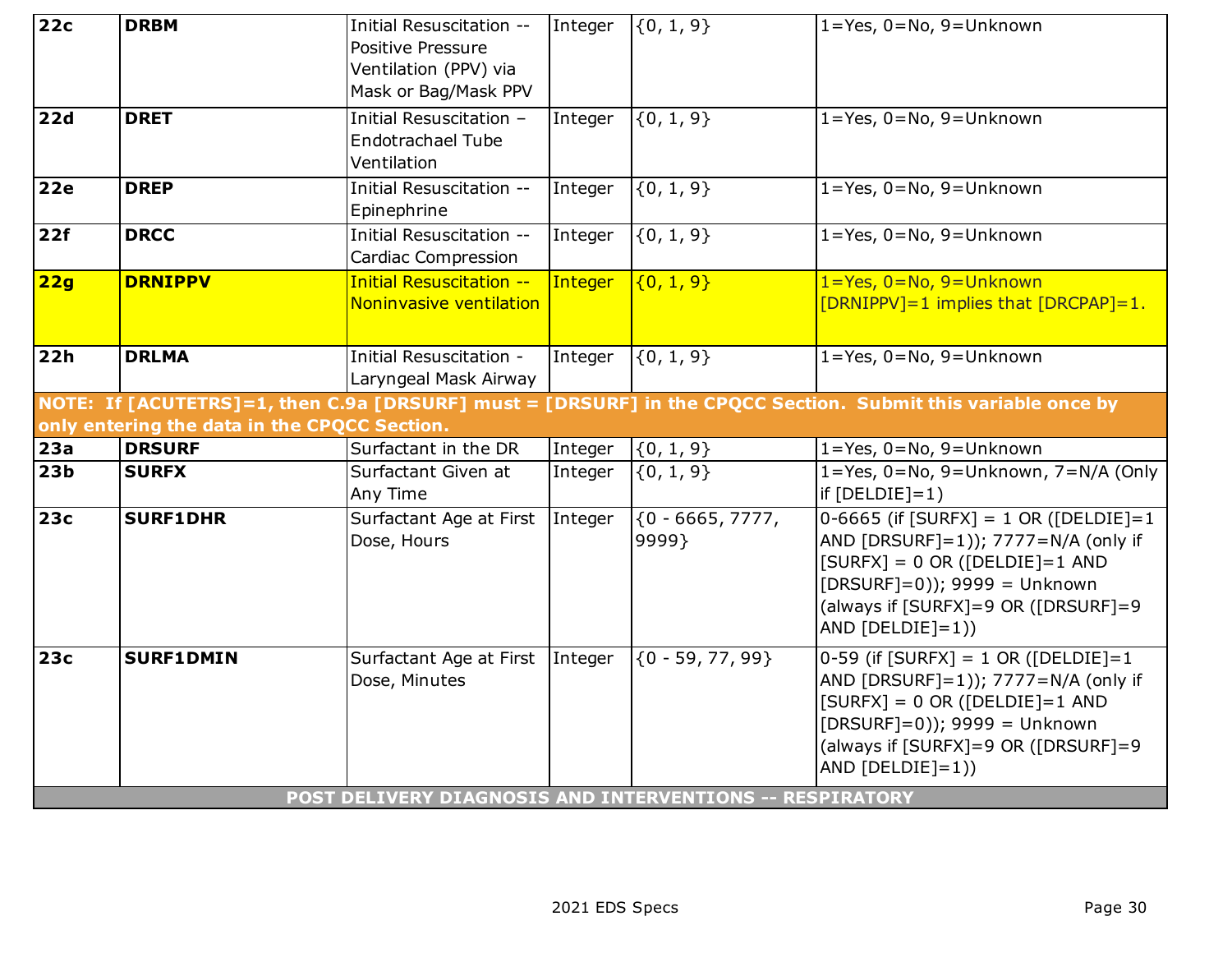| | | | | | |
|---|---|---|---|---|---|
| **22c** | **DRBM** | Initial Resuscitation -- Positive Pressure Ventilation (PPV) via Mask or Bag/Mask PPV | Integer | {0, 1, 9} | 1=Yes, 0=No, 9=Unknown |
| **22d** | **DRET** | Initial Resuscitation – Endotrachael Tube Ventilation | Integer | {0, 1, 9} | 1=Yes, 0=No, 9=Unknown |
| **22e** | **DREP** | Initial Resuscitation -- Epinephrine | Integer | {0, 1, 9} | 1=Yes, 0=No, 9=Unknown |
| **22f** | **DRCC** | Initial Resuscitation -- Cardiac Compression | Integer | {0, 1, 9} | 1=Yes, 0=No, 9=Unknown |
| **22g** | **DRNIPPV** | Initial Resuscitation -- Noninvasive ventilation | Integer | {0, 1, 9} | 1=Yes, 0=No, 9=Unknown [DRNIPPV]=1 implies that [DRCPAP]=1. |
| **22h** | **DRLMA** | Initial Resuscitation - Laryngeal Mask Airway | Integer | {0, 1, 9} | 1=Yes, 0=No, 9=Unknown |
| **NOTE: If [ACUTETRS]=1, then C.9a [DRSURF] must = [DRSURF] in the CPQCC Section. Submit this variable once by only entering the data in the CPQCC Section.** | | | | | |
| **23a** | **DRSURF** | Surfactant in the DR | Integer | {0, 1, 9} | 1=Yes, 0=No, 9=Unknown |
| **23b** | **SURFX** | Surfactant Given at Any Time | Integer | {0, 1, 9} | 1=Yes, 0=No, 9=Unknown, 7=N/A (Only if [DELDIE]=1) |
| **23c** | **SURF1DHR** | Surfactant Age at First Dose, Hours | Integer | {0 - 6665, 7777, 9999} | 0-6665 (if [SURFX] = 1 OR ([DELDIE]=1 AND [DRSURF]=1)); 7777=N/A (only if [SURFX] = 0 OR ([DELDIE]=1 AND [DRSURF]=0)); 9999 = Unknown (always if [SURFX]=9 OR ([DRSURF]=9 AND [DELDIE]=1)) |
| **23c** | **SURF1DMIN** | Surfactant Age at First Dose, Minutes | Integer | {0 - 59, 77, 99} | 0-59 (if [SURFX] = 1 OR ([DELDIE]=1 AND [DRSURF]=1)); 7777=N/A (only if [SURFX] = 0 OR ([DELDIE]=1 AND [DRSURF]=0)); 9999 = Unknown (always if [SURFX]=9 OR ([DRSURF]=9 AND [DELDIE]=1)) |
| **POST DELIVERY DIAGNOSIS AND INTERVENTIONS -- RESPIRATORY** | | | | | |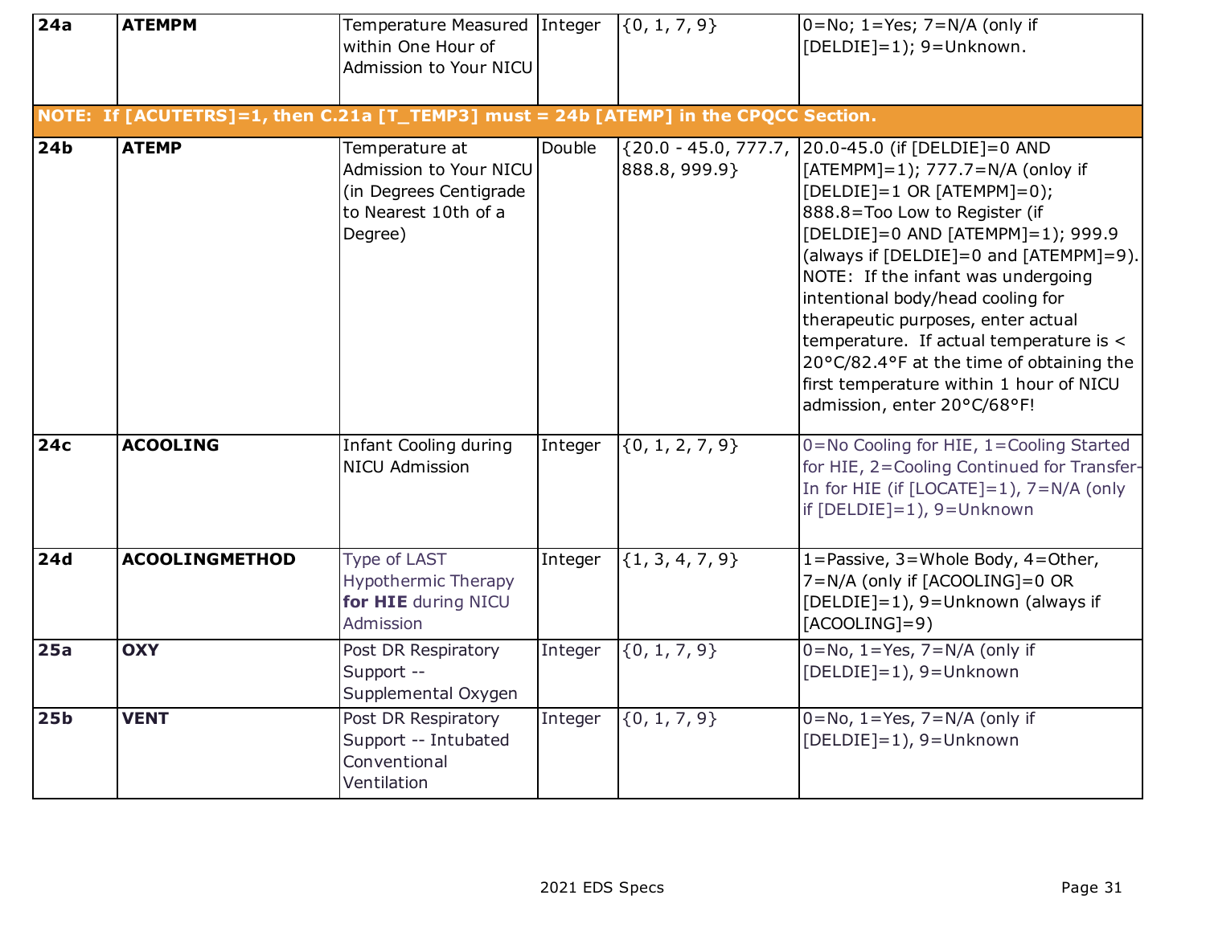| | | | | | |
|---|---|---|---|---|---|
| **24a** | **ATEMPM** | Temperature Measured within One Hour of Admission to Your NICU | Integer | {0, 1, 7, 9} | 0=No; 1=Yes; 7=N/A (only if [DELDIE]=1); 9=Unknown. |
| **NOTE: If [ACUTETRS]=1, then C.21a [T_TEMP3] must = 24b [ATEMP] in the CPQCC Section.** | | | | | |
| **24b** | **ATEMP** | Temperature at Admission to Your NICU (in Degrees Centigrade to Nearest 10th of a Degree) | Double | {20.0 - 45.0, 777.7, 888.8, 999.9} | 20.0-45.0 (if [DELDIE]=0 AND [ATEMPM]=1); 777.7=N/A (onloy if [DELDIE]=1 OR [ATEMPM]=0); 888.8=Too Low to Register (if [DELDIE]=0 AND [ATEMPM]=1); 999.9 (always if [DELDIE]=0 and [ATEMPM]=9). NOTE: If the infant was undergoing intentional body/head cooling for therapeutic purposes, enter actual temperature. If actual temperature is < 20°C/82.4°F at the time of obtaining the first temperature within 1 hour of NICU admission, enter 20°C/68°F! |
| **24c** | **ACOOLING** | Infant Cooling during NICU Admission | Integer | {0, 1, 2, 7, 9} | 0=No Cooling for HIE, 1=Cooling Started for HIE, 2=Cooling Continued for Transfer-In for HIE (if [LOCATE]=1), 7=N/A (only if [DELDIE]=1), 9=Unknown |
| **24d** | **ACOOLINGMETHOD** | Type of LAST Hypothermic Therapy **for HIE** during NICU Admission | Integer | {1, 3, 4, 7, 9} | 1=Passive, 3=Whole Body, 4=Other, 7=N/A (only if [ACOOLING]=0 OR [DELDIE]=1), 9=Unknown (always if [ACOOLING]=9) |
| **25a** | **OXY** | Post DR Respiratory Support -- Supplemental Oxygen | Integer | {0, 1, 7, 9} | 0=No, 1=Yes, 7=N/A (only if [DELDIE]=1), 9=Unknown |
| **25b** | **VENT** | Post DR Respiratory Support -- Intubated Conventional Ventilation | Integer | {0, 1, 7, 9} | 0=No, 1=Yes, 7=N/A (only if [DELDIE]=1), 9=Unknown |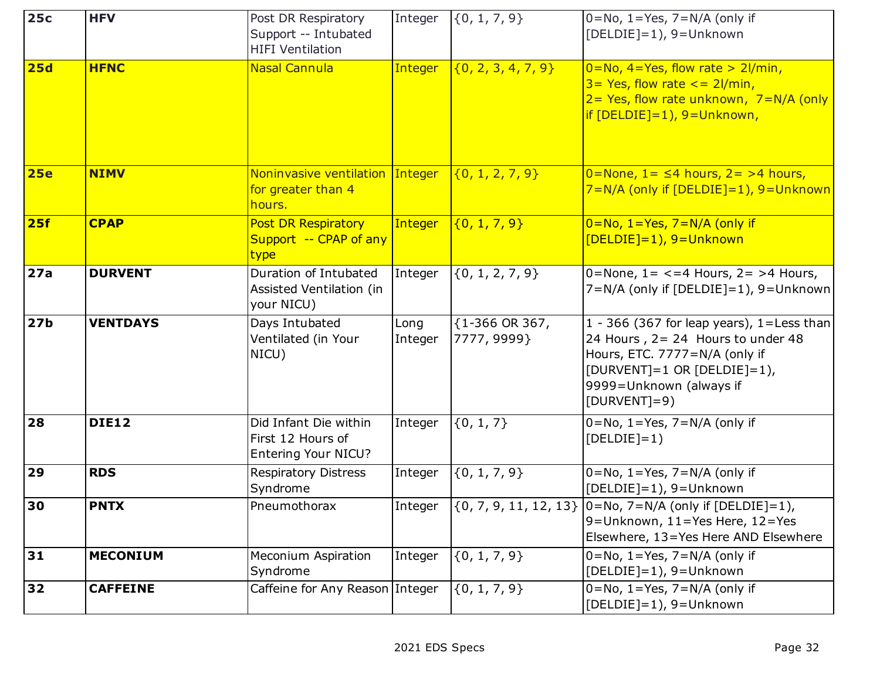| 25c | HFV | Post DR Respiratory Support -- Intubated HIFI Ventilation | Integer | {0, 1, 7, 9} | 0=No, 1=Yes, 7=N/A (only if [DELDIE]=1), 9=Unknown |
|---|---|---|---|---|---|
| **25d** | **HFNC** | Nasal Cannula | Integer | {0, 2, 3, 4, 7, 9} | 0=No, 4=Yes, flow rate > 2l/min, 3= Yes, flow rate <= 2l/min, 2= Yes, flow rate unknown, 7=N/A (only if [DELDIE]=1), 9=Unknown, |
| **25e** | **NIMV** | Noninvasive ventilation for greater than 4 hours. | Integer | {0, 1, 2, 7, 9} | 0=None, 1= ≤4 hours, 2= >4 hours, 7=N/A (only if [DELDIE]=1), 9=Unknown |
| **25f** | **CPAP** | Post DR Respiratory Support -- CPAP of any type | Integer | {0, 1, 7, 9} | 0=No, 1=Yes, 7=N/A (only if [DELDIE]=1), 9=Unknown |
| **27a** | **DURVENT** | Duration of Intubated Assisted Ventilation (in your NICU) | Integer | {0, 1, 2, 7, 9} | 0=None, 1= <=4 Hours, 2= >4 Hours, 7=N/A (only if [DELDIE]=1), 9=Unknown |
| **27b** | **VENTDAYS** | Days Intubated Ventilated (in Your NICU) | Long Integer | {1-366 OR 367, 7777, 9999} | 1 - 366 (367 for leap years), 1=Less than 24 Hours , 2= 24 Hours to under 48 Hours, ETC. 7777=N/A (only if [DURVENT]=1 OR [DELDIE]=1), 9999=Unknown (always if [DURVENT]=9) |
| **28** | **DIE12** | Did Infant Die within First 12 Hours of Entering Your NICU? | Integer | {0, 1, 7} | 0=No, 1=Yes, 7=N/A (only if [DELDIE]=1) |
| **29** | **RDS** | Respiratory Distress Syndrome | Integer | {0, 1, 7, 9} | 0=No, 1=Yes, 7=N/A (only if [DELDIE]=1), 9=Unknown |
| **30** | **PNTX** | Pneumothorax | Integer | {0, 7, 9, 11, 12, 13} | 0=No, 7=N/A (only if [DELDIE]=1), 9=Unknown, 11=Yes Here, 12=Yes Elsewhere, 13=Yes Here AND Elsewhere |
| **31** | **MECONIUM** | Meconium Aspiration Syndrome | Integer | {0, 1, 7, 9} | 0=No, 1=Yes, 7=N/A (only if [DELDIE]=1), 9=Unknown |
| **32** | **CAFFEINE** | Caffeine for Any Reason | Integer | {0, 1, 7, 9} | 0=No, 1=Yes, 7=N/A (only if [DELDIE]=1), 9=Unknown |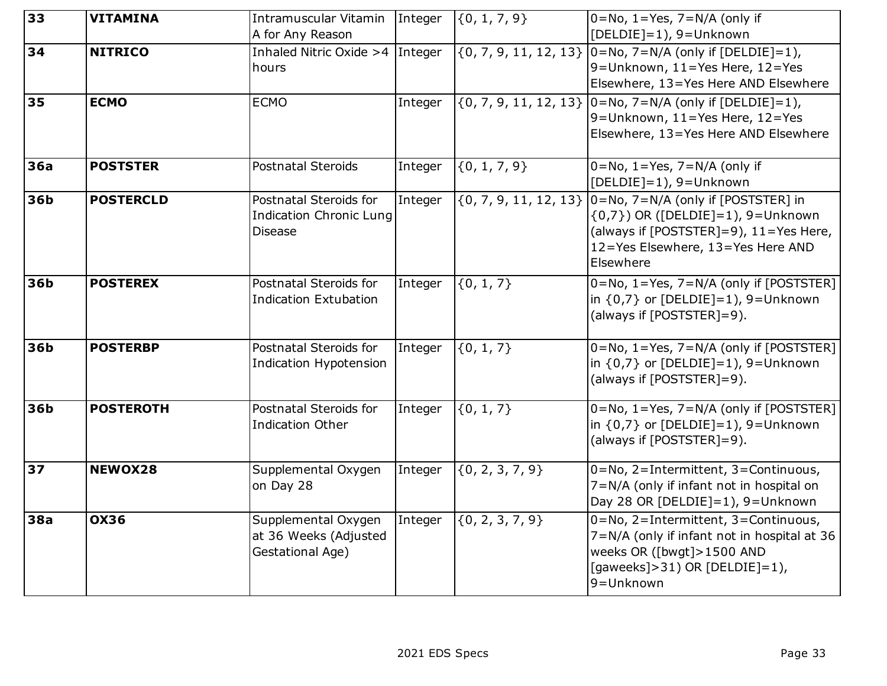| 33 | **VITAMINA** | Intramuscular Vitamin A for Any Reason | Integer | {0, 1, 7, 9} | 0=No, 1=Yes, 7=N/A (only if [DELDIE]=1), 9=Unknown |
|---|---|---|---|---|---|
| **34** | **NITRICO** | Inhaled Nitric Oxide >4 hours | Integer | {0, 7, 9, 11, 12, 13} | 0=No, 7=N/A (only if [DELDIE]=1), 9=Unknown, 11=Yes Here, 12=Yes Elsewhere, 13=Yes Here AND Elsewhere |
| **35** | **ECMO** | ECMO | Integer | {0, 7, 9, 11, 12, 13} | 0=No, 7=N/A (only if [DELDIE]=1), 9=Unknown, 11=Yes Here, 12=Yes Elsewhere, 13=Yes Here AND Elsewhere |
| **36a** | **POSTSTER** | Postnatal Steroids | Integer | {0, 1, 7, 9} | 0=No, 1=Yes, 7=N/A (only if [DELDIE]=1), 9=Unknown |
| **36b** | **POSTERCLD** | Postnatal Steroids for Indication Chronic Lung Disease | Integer | {0, 7, 9, 11, 12, 13} | 0=No, 7=N/A (only if [POSTSTER] in {0,7}) OR ([DELDIE]=1), 9=Unknown (always if [POSTSTER]=9), 11=Yes Here, 12=Yes Elsewhere, 13=Yes Here AND Elsewhere |
| **36b** | **POSTEREX** | Postnatal Steroids for Indication Extubation | Integer | {0, 1, 7} | 0=No, 1=Yes, 7=N/A (only if [POSTSTER] in {0,7} or [DELDIE]=1), 9=Unknown (always if [POSTSTER]=9). |
| **36b** | **POSTERBP** | Postnatal Steroids for Indication Hypotension | Integer | {0, 1, 7} | 0=No, 1=Yes, 7=N/A (only if [POSTSTER] in {0,7} or [DELDIE]=1), 9=Unknown (always if [POSTSTER]=9). |
| **36b** | **POSTEROTH** | Postnatal Steroids for Indication Other | Integer | {0, 1, 7} | 0=No, 1=Yes, 7=N/A (only if [POSTSTER] in {0,7} or [DELDIE]=1), 9=Unknown (always if [POSTSTER]=9). |
| **37** | **NEWOX28** | Supplemental Oxygen on Day 28 | Integer | {0, 2, 3, 7, 9} | 0=No, 2=Intermittent, 3=Continuous, 7=N/A (only if infant not in hospital on Day 28 OR [DELDIE]=1), 9=Unknown |
| **38a** | **OX36** | Supplemental Oxygen at 36 Weeks (Adjusted Gestational Age) | Integer | {0, 2, 3, 7, 9} | 0=No, 2=Intermittent, 3=Continuous, 7=N/A (only if infant not in hospital at 36 weeks OR ([bwgt]>1500 AND [gaweeks]>31) OR [DELDIE]=1), 9=Unknown |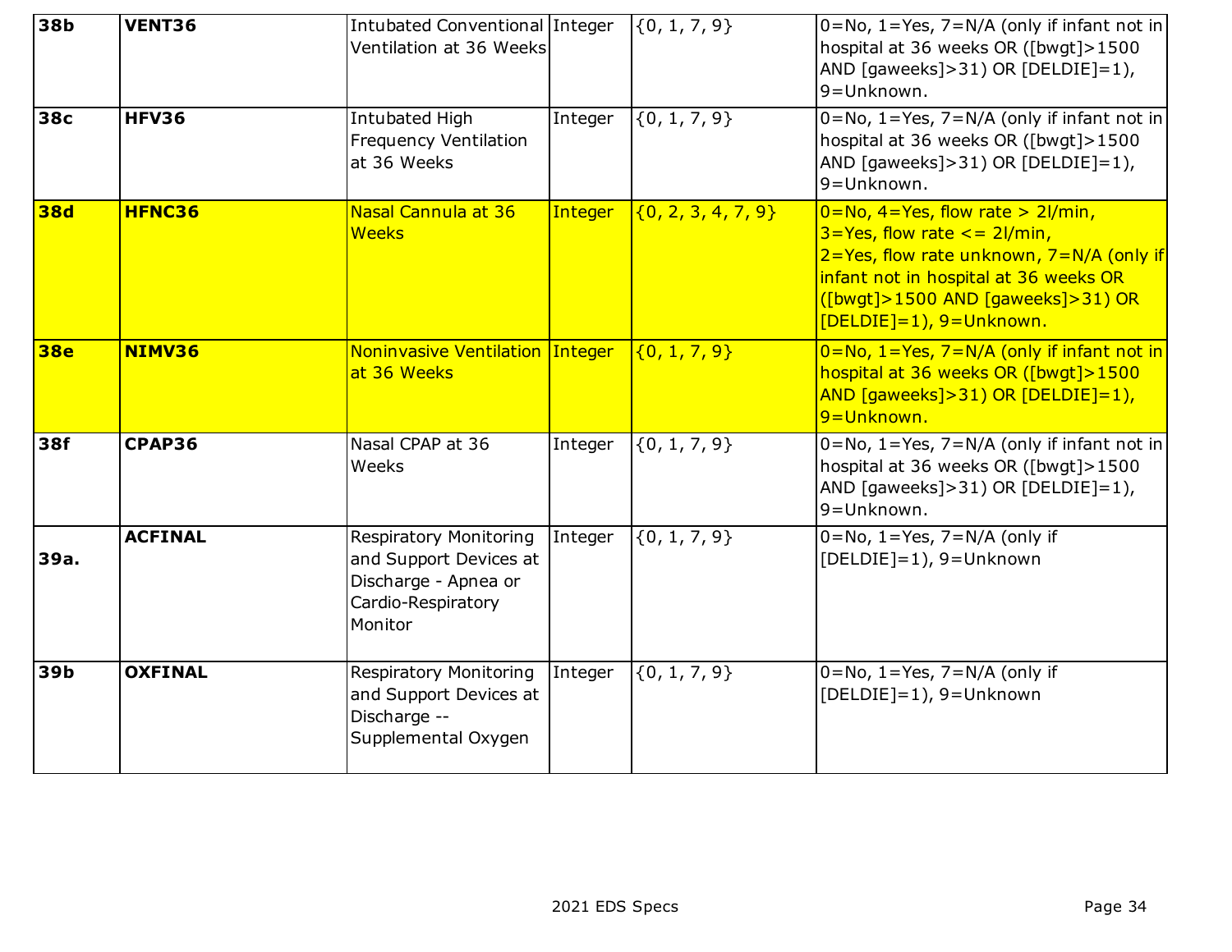| 38b | **VENT36** | Intubated Conventional Ventilation at 36 Weeks | Integer | {0, 1, 7, 9} | 0=No, 1=Yes, 7=N/A (only if infant not in hospital at 36 weeks OR ([bwgt]>1500 AND [gaweeks]>31) OR [DELDIE]=1), 9=Unknown. |
|---|---|---|---|---|---|
| **38c** | **HFV36** | Intubated High Frequency Ventilation at 36 Weeks | Integer | {0, 1, 7, 9} | 0=No, 1=Yes, 7=N/A (only if infant not in hospital at 36 weeks OR ([bwgt]>1500 AND [gaweeks]>31) OR [DELDIE]=1), 9=Unknown. |
| **38d** | **HFNC36** | Nasal Cannula at 36 Weeks | Integer | {0, 2, 3, 4, 7, 9} | 0=No, 4=Yes, flow rate > 2l/min, 3=Yes, flow rate <= 2l/min, 2=Yes, flow rate unknown, 7=N/A (only if infant not in hospital at 36 weeks OR ([bwgt]>1500 AND [gaweeks]>31) OR [DELDIE]=1), 9=Unknown. |
| **38e** | **NIMV36** | Noninvasive Ventilation at 36 Weeks | Integer | {0, 1, 7, 9} | 0=No, 1=Yes, 7=N/A (only if infant not in hospital at 36 weeks OR ([bwgt]>1500 AND [gaweeks]>31) OR [DELDIE]=1), 9=Unknown. |
| **38f** | **CPAP36** | Nasal CPAP at 36 Weeks | Integer | {0, 1, 7, 9} | 0=No, 1=Yes, 7=N/A (only if infant not in hospital at 36 weeks OR ([bwgt]>1500 AND [gaweeks]>31) OR [DELDIE]=1), 9=Unknown. |
| **39a.** | **ACFINAL** | Respiratory Monitoring and Support Devices at Discharge - Apnea or Cardio-Respiratory Monitor | Integer | {0, 1, 7, 9} | 0=No, 1=Yes, 7=N/A (only if [DELDIE]=1), 9=Unknown |
| **39b** | **OXFINAL** | Respiratory Monitoring and Support Devices at Discharge -- Supplemental Oxygen | Integer | {0, 1, 7, 9} | 0=No, 1=Yes, 7=N/A (only if [DELDIE]=1), 9=Unknown |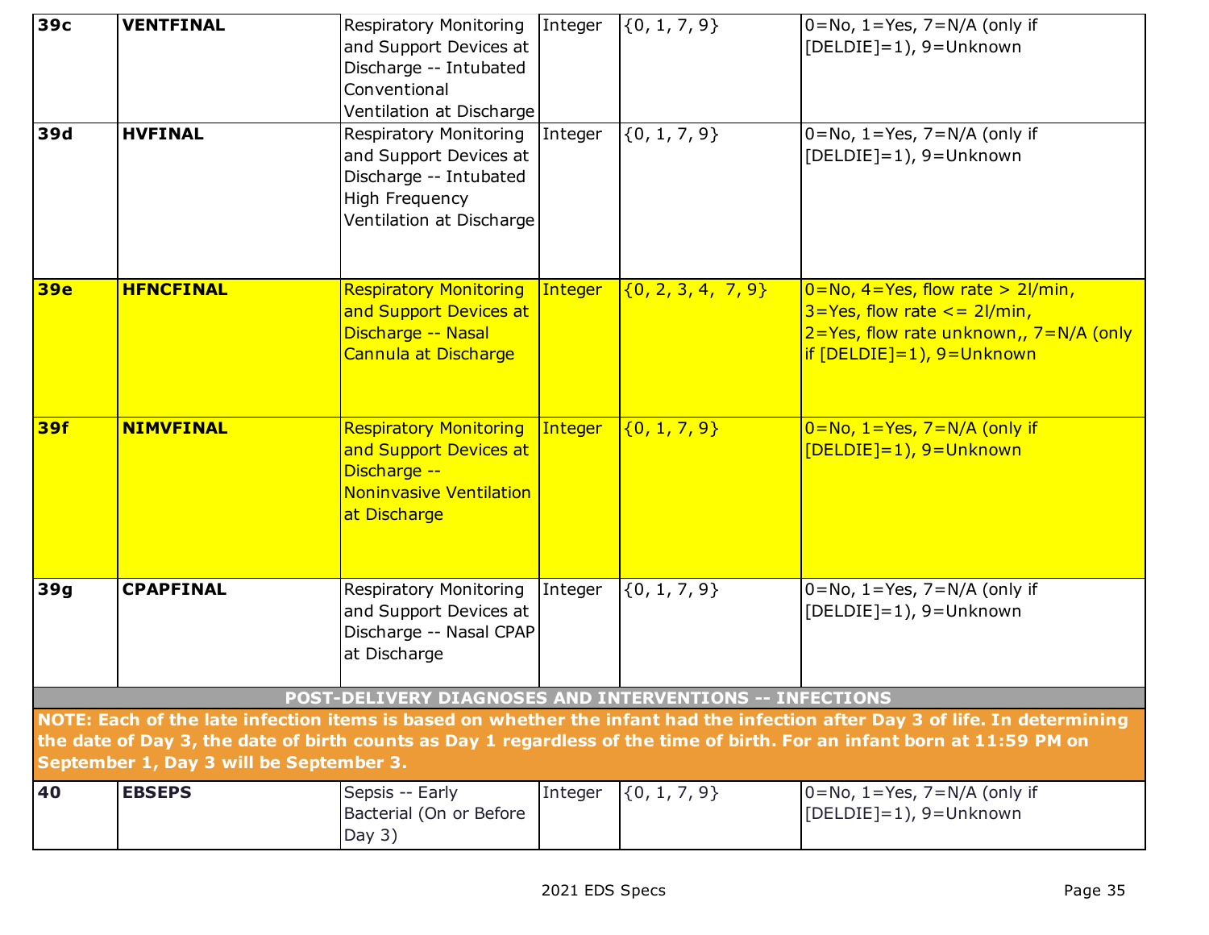| 39c | **VENTFINAL** | Respiratory Monitoring and Support Devices at Discharge -- Intubated Conventional Ventilation at Discharge | Integer | {0, 1, 7, 9} | 0=No, 1=Yes, 7=N/A (only if [DELDIE]=1), 9=Unknown |
|---|---|---|---|---|---|
| **39d** | **HVFINAL** | Respiratory Monitoring and Support Devices at Discharge -- Intubated High Frequency Ventilation at Discharge | Integer | {0, 1, 7, 9} | 0=No, 1=Yes, 7=N/A (only if [DELDIE]=1), 9=Unknown |
| **39e** | **HFNCFINAL** | Respiratory Monitoring and Support Devices at Discharge -- Nasal Cannula at Discharge | Integer | {0, 2, 3, 4, 7, 9} | 0=No, 4=Yes, flow rate > 2l/min, 3=Yes, flow rate <= 2l/min, 2=Yes, flow rate unknown,, 7=N/A (only if [DELDIE]=1), 9=Unknown |
| **39f** | **NIMVFINAL** | Respiratory Monitoring and Support Devices at Discharge -- Noninvasive Ventilation at Discharge | Integer | {0, 1, 7, 9} | 0=No, 1=Yes, 7=N/A (only if [DELDIE]=1), 9=Unknown |
| **39g** | **CPAPFINAL** | Respiratory Monitoring and Support Devices at Discharge -- Nasal CPAP at Discharge | Integer | {0, 1, 7, 9} | 0=No, 1=Yes, 7=N/A (only if [DELDIE]=1), 9=Unknown |
| **POST-DELIVERY DIAGNOSES AND INTERVENTIONS -- INFECTIONS** | | | | | |
| **NOTE: Each of the late infection items is based on whether the infant had the infection after Day 3 of life. In determining the date of Day 3, the date of birth counts as Day 1 regardless of the time of birth. For an infant born at 11:59 PM on September 1, Day 3 will be September 3.** | | | | | |
| **40** | **EBSEPS** | Sepsis -- Early Bacterial (On or Before Day 3) | Integer | {0, 1, 7, 9} | 0=No, 1=Yes, 7=N/A (only if [DELDIE]=1), 9=Unknown |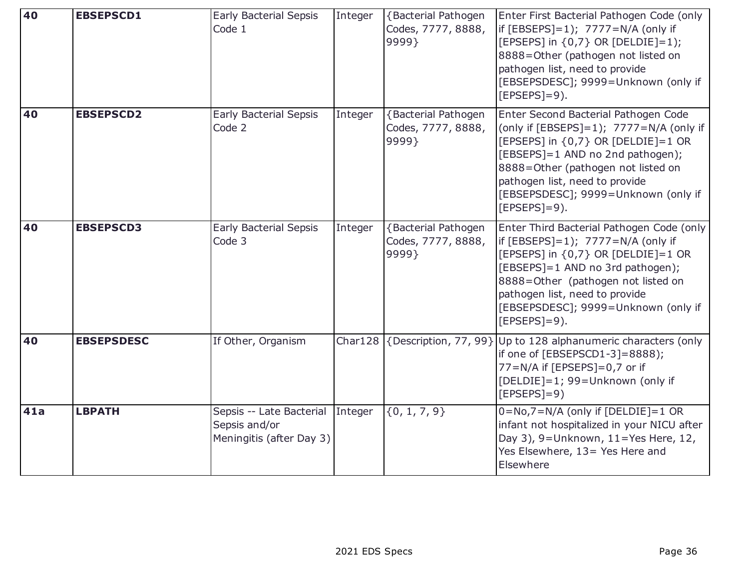| 40 | **EBSEPSCD1** | Early Bacterial Sepsis Code 1 | Integer | {Bacterial Pathogen Codes, 7777, 8888, 9999} | Enter First Bacterial Pathogen Code (only if [EBSEPS]=1); 7777=N/A (only if [EPSEPS] in {0,7} OR [DELDIE]=1); 8888=Other (pathogen not listed on pathogen list, need to provide [EBSEPSDESC]; 9999=Unknown (only if [EPSEPS]=9). |
|---|---|---|---|---|---|
| 40 | **EBSEPSCD2** | Early Bacterial Sepsis Code 2 | Integer | {Bacterial Pathogen Codes, 7777, 8888, 9999} | Enter Second Bacterial Pathogen Code (only if [EBSEPS]=1); 7777=N/A (only if [EPSEPS] in {0,7} OR [DELDIE]=1 OR [EBSEPS]=1 AND no 2nd pathogen); 8888=Other (pathogen not listed on pathogen list, need to provide [EBSEPSDESC]; 9999=Unknown (only if [EPSEPS]=9). |
| 40 | **EBSEPSCD3** | Early Bacterial Sepsis Code 3 | Integer | {Bacterial Pathogen Codes, 7777, 8888, 9999} | Enter Third Bacterial Pathogen Code (only if [EBSEPS]=1); 7777=N/A (only if [EPSEPS] in {0,7} OR [DELDIE]=1 OR [EBSEPS]=1 AND no 3rd pathogen); 8888=Other (pathogen not listed on pathogen list, need to provide [EBSEPSDESC]; 9999=Unknown (only if [EPSEPS]=9). |
| 40 | **EBSEPSDESC** | If Other, Organism | Char128 | {Description, 77, 99} | Up to 128 alphanumeric characters (only if one of [EBSEPSCD1-3]=8888); 77=N/A if [EPSEPS]=0,7 or if [DELDIE]=1; 99=Unknown (only if [EPSEPS]=9) |
| 41a | **LBPATH** | Sepsis -- Late Bacterial Sepsis and/or Meningitis (after Day 3) | Integer | {0, 1, 7, 9} | 0=No,7=N/A (only if [DELDIE]=1 OR infant not hospitalized in your NICU after Day 3), 9=Unknown, 11=Yes Here, 12, Yes Elsewhere, 13= Yes Here and Elsewhere |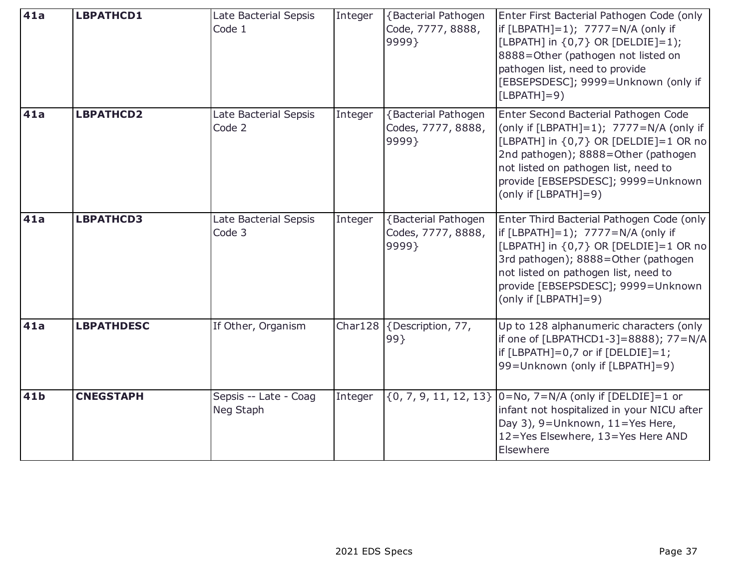| 41a | LBPATHCD1 | Late Bacterial Sepsis Code 1 | Integer | {Bacterial Pathogen Code, 7777, 8888, 9999} | Enter First Bacterial Pathogen Code (only if [LBPATH]=1); 7777=N/A (only if [LBPATH] in {0,7} OR [DELDIE]=1); 8888=Other (pathogen not listed on pathogen list, need to provide [EBSEPSDESC]; 9999=Unknown (only if [LBPATH]=9) |
|---|---|---|---|---|---|
| 41a | LBPATHCD2 | Late Bacterial Sepsis Code 2 | Integer | {Bacterial Pathogen Codes, 7777, 8888, 9999} | Enter Second Bacterial Pathogen Code (only if [LBPATH]=1); 7777=N/A (only if [LBPATH] in {0,7} OR [DELDIE]=1 OR no 2nd pathogen); 8888=Other (pathogen not listed on pathogen list, need to provide [EBSEPSDESC]; 9999=Unknown (only if [LBPATH]=9) |
| 41a | LBPATHCD3 | Late Bacterial Sepsis Code 3 | Integer | {Bacterial Pathogen Codes, 7777, 8888, 9999} | Enter Third Bacterial Pathogen Code (only if [LBPATH]=1); 7777=N/A (only if [LBPATH] in {0,7} OR [DELDIE]=1 OR no 3rd pathogen); 8888=Other (pathogen not listed on pathogen list, need to provide [EBSEPSDESC]; 9999=Unknown (only if [LBPATH]=9) |
| 41a | LBPATHDESC | If Other, Organism | Char128 | {Description, 77, 99} | Up to 128 alphanumeric characters (only if one of [LBPATHCD1-3]=8888); 77=N/A if [LBPATH]=0,7 or if [DELDIE]=1; 99=Unknown (only if [LBPATH]=9) |
| 41b | CNEGSTAPH | Sepsis -- Late - Coag Neg Staph | Integer | {0, 7, 9, 11, 12, 13} | 0=No, 7=N/A (only if [DELDIE]=1 or infant not hospitalized in your NICU after Day 3), 9=Unknown, 11=Yes Here, 12=Yes Elsewhere, 13=Yes Here AND Elsewhere |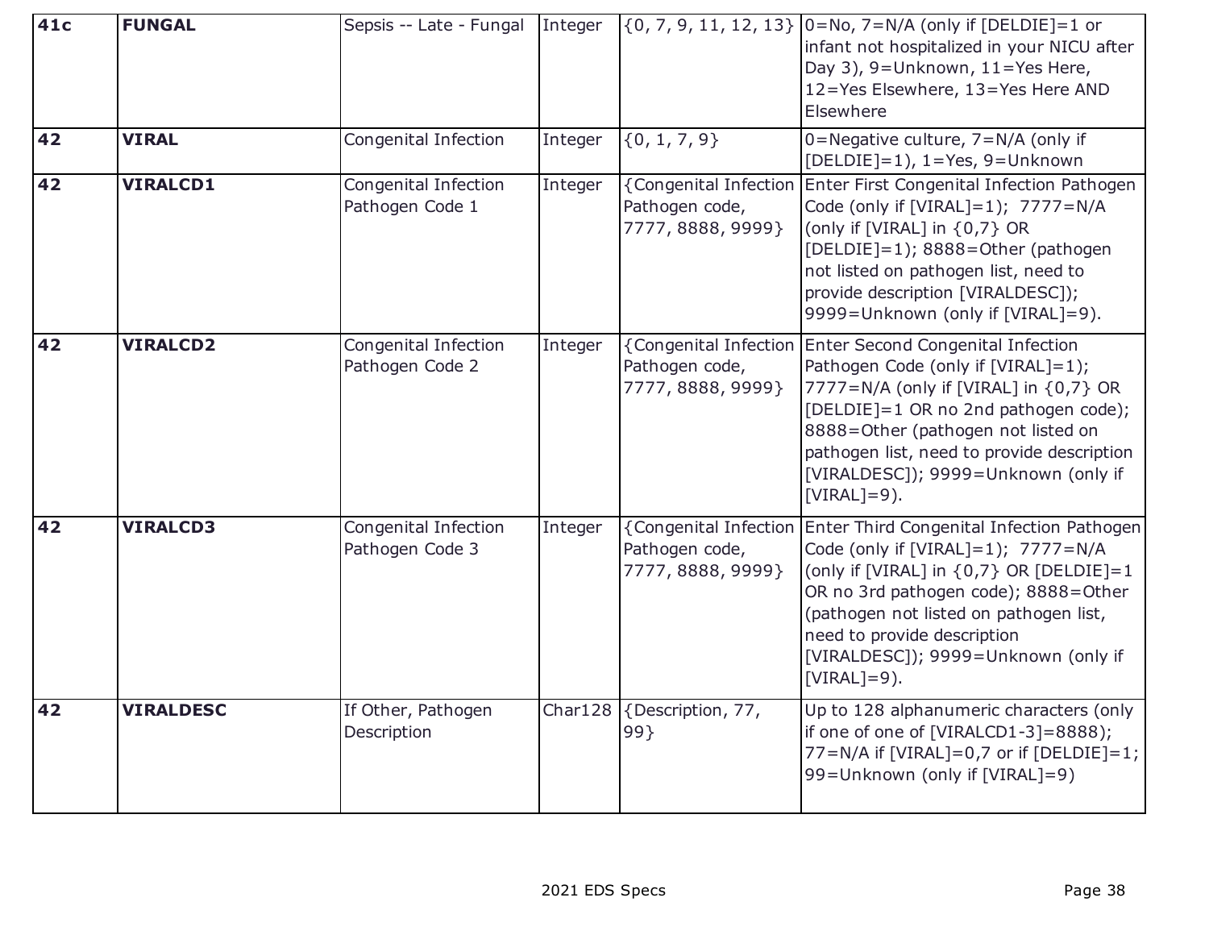| 41c | FUNGAL | Sepsis -- Late - Fungal | Integer | {0, 7, 9, 11, 12, 13} | 0=No, 7=N/A (only if [DELDIE]=1 or infant not hospitalized in your NICU after Day 3), 9=Unknown, 11=Yes Here, 12=Yes Elsewhere, 13=Yes Here AND Elsewhere |
|---|---|---|---|---|---|
| 42 | **VIRAL** | Congenital Infection | Integer | {0, 1, 7, 9} | 0=Negative culture, 7=N/A (only if [DELDIE]=1), 1=Yes, 9=Unknown |
| 42 | **VIRALCD1** | Congenital Infection Pathogen Code 1 | Integer | {Congenital Infection Pathogen code, 7777, 8888, 9999} | Enter First Congenital Infection Pathogen Code (only if [VIRAL]=1); 7777=N/A (only if [VIRAL] in {0,7} OR [DELDIE]=1); 8888=Other (pathogen not listed on pathogen list, need to provide description [VIRALDESC]); 9999=Unknown (only if [VIRAL]=9). |
| 42 | **VIRALCD2** | Congenital Infection Pathogen Code 2 | Integer | {Congenital Infection Pathogen code, 7777, 8888, 9999} | Enter Second Congenital Infection Pathogen Code (only if [VIRAL]=1); 7777=N/A (only if [VIRAL] in {0,7} OR [DELDIE]=1 OR no 2nd pathogen code); 8888=Other (pathogen not listed on pathogen list, need to provide description [VIRALDESC]); 9999=Unknown (only if [VIRAL]=9). |
| 42 | **VIRALCD3** | Congenital Infection Pathogen Code 3 | Integer | {Congenital Infection Pathogen code, 7777, 8888, 9999} | Enter Third Congenital Infection Pathogen Code (only if [VIRAL]=1); 7777=N/A (only if [VIRAL] in {0,7} OR [DELDIE]=1 OR no 3rd pathogen code); 8888=Other (pathogen not listed on pathogen list, need to provide description [VIRALDESC]); 9999=Unknown (only if [VIRAL]=9). |
| 42 | **VIRALDESC** | If Other, Pathogen Description | Char128 | {Description, 77, 99} | Up to 128 alphanumeric characters (only if one of one of [VIRALCD1-3]=8888); 77=N/A if [VIRAL]=0,7 or if [DELDIE]=1; 99=Unknown (only if [VIRAL]=9) |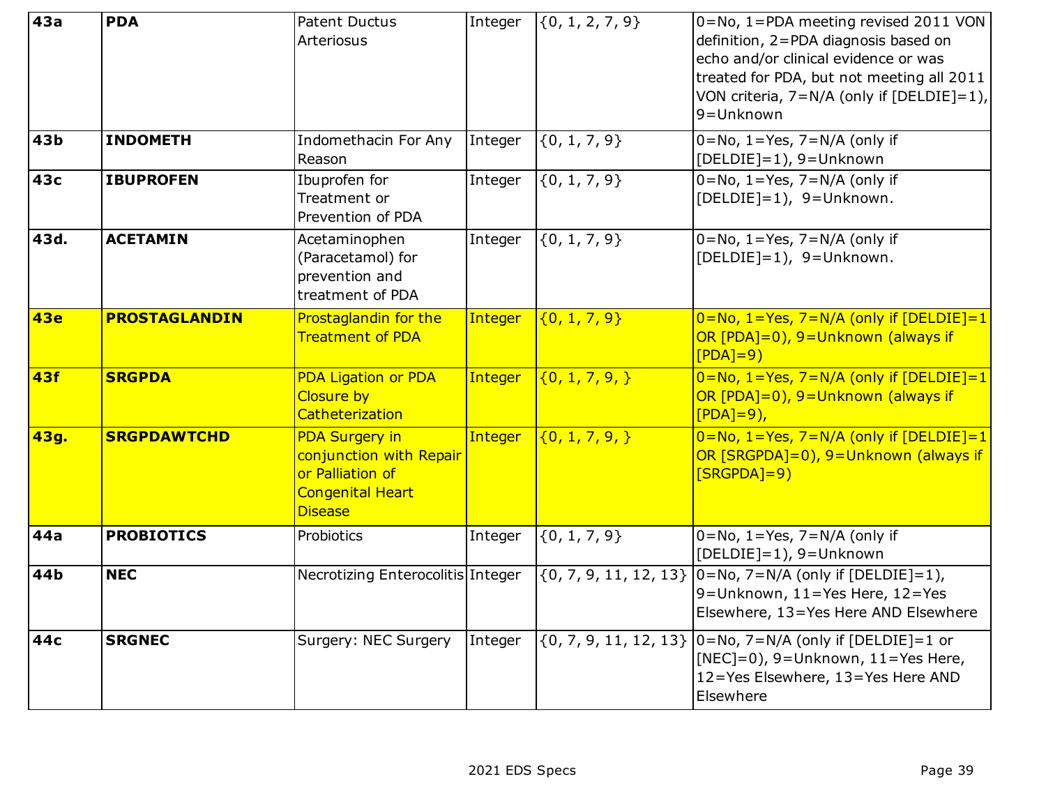| 43a | PDA | Patent Ductus Arteriosus | Integer | {0, 1, 2, 7, 9} | 0=No, 1=PDA meeting revised 2011 VON definition, 2=PDA diagnosis based on echo and/or clinical evidence or was treated for PDA, but not meeting all 2011 VON criteria, 7=N/A (only if [DELDIE]=1), 9=Unknown |
|---|---|---|---|---|---|
| 43b | INDOMETH | Indomethacin For Any Reason | Integer | {0, 1, 7, 9} | 0=No, 1=Yes, 7=N/A (only if [DELDIE]=1), 9=Unknown |
| 43c | IBUPROFEN | Ibuprofen for Treatment or Prevention of PDA | Integer | {0, 1, 7, 9} | 0=No, 1=Yes, 7=N/A (only if [DELDIE]=1), 9=Unknown. |
| 43d. | ACETAMIN | Acetaminophen (Paracetamol) for prevention and treatment of PDA | Integer | {0, 1, 7, 9} | 0=No, 1=Yes, 7=N/A (only if [DELDIE]=1), 9=Unknown. |
| 43e | PROSTAGLANDIN | Prostaglandin for the Treatment of PDA | Integer | {0, 1, 7, 9} | 0=No, 1=Yes, 7=N/A (only if [DELDIE]=1 OR [PDA]=0), 9=Unknown (always if [PDA]=9) |
| 43f | SRGPDA | PDA Ligation or PDA Closure by Catheterization | Integer | {0, 1, 7, 9, } | 0=No, 1=Yes, 7=N/A (only if [DELDIE]=1 OR [PDA]=0), 9=Unknown (always if [PDA]=9), |
| 43g. | SRGPDAWTCHD | PDA Surgery in conjunction with Repair or Palliation of Congenital Heart Disease | Integer | {0, 1, 7, 9, } | 0=No, 1=Yes, 7=N/A (only if [DELDIE]=1 OR [SRGPDA]=0), 9=Unknown (always if [SRGPDA]=9) |
| 44a | PROBIOTICS | Probiotics | Integer | {0, 1, 7, 9} | 0=No, 1=Yes, 7=N/A (only if [DELDIE]=1), 9=Unknown |
| 44b | NEC | Necrotizing Enterocolitis | Integer | {0, 7, 9, 11, 12, 13} | 0=No, 7=N/A (only if [DELDIE]=1), 9=Unknown, 11=Yes Here, 12=Yes Elsewhere, 13=Yes Here AND Elsewhere |
| 44c | SRGNEC | Surgery: NEC Surgery | Integer | {0, 7, 9, 11, 12, 13} | 0=No, 7=N/A (only if [DELDIE]=1 or [NEC]=0), 9=Unknown, 11=Yes Here, 12=Yes Elsewhere, 13=Yes Here AND Elsewhere |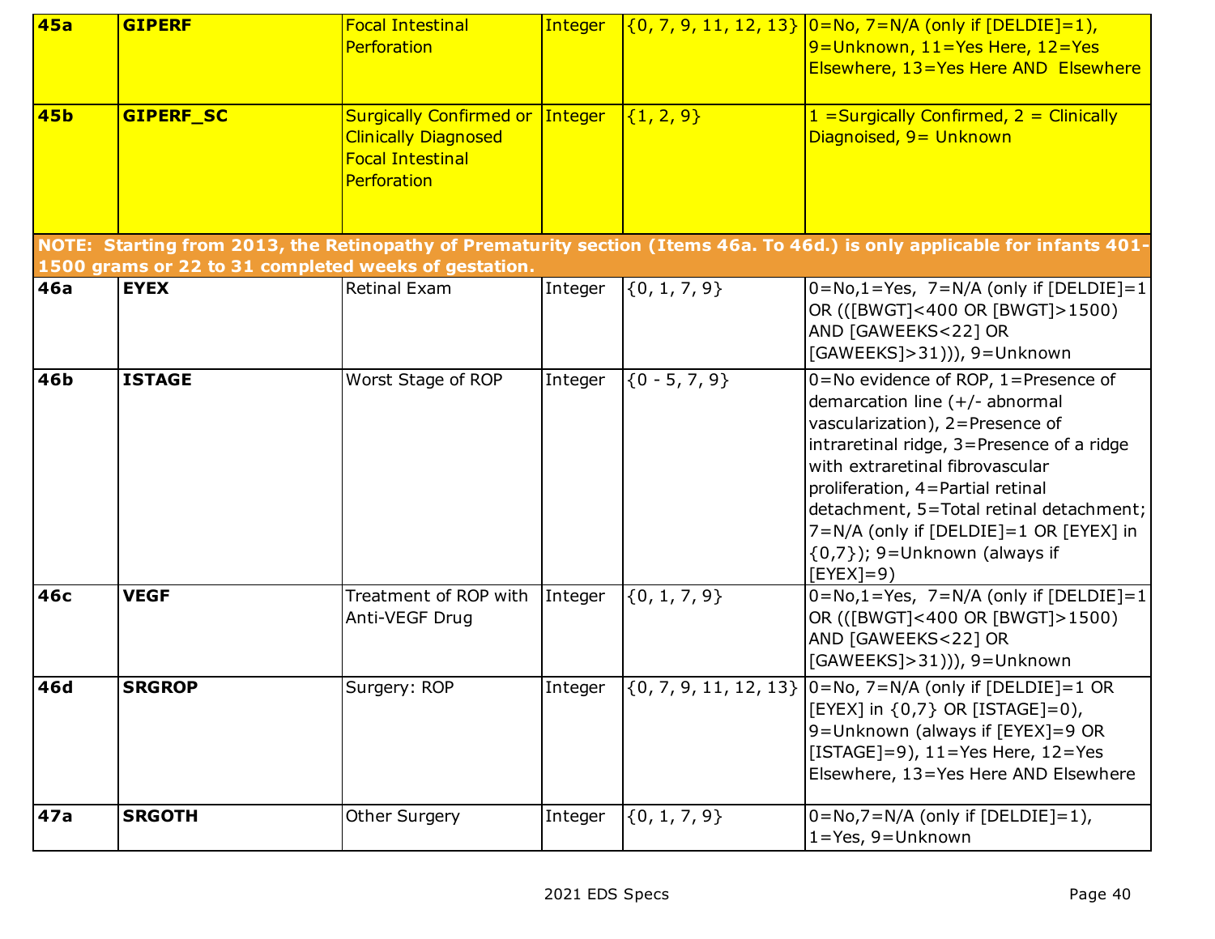| | | | | | |
|---|---|---|---|---|---|
| **45a** | **GIPERF** | Focal Intestinal Perforation | Integer | {0, 7, 9, 11, 12, 13} | 0=No, 7=N/A (only if [DELDIE]=1), 9=Unknown, 11=Yes Here, 12=Yes Elsewhere, 13=Yes Here AND Elsewhere |
| **45b** | **GIPERF_SC** | Surgically Confirmed or Clinically Diagnosed Focal Intestinal Perforation | Integer | {1, 2, 9} | 1 =Surgically Confirmed, 2 = Clinically Diagnoised, 9= Unknown |
| **NOTE: Starting from 2013, the Retinopathy of Prematurity section (Items 46a. To 46d.) is only applicable for infants 401-1500 grams or 22 to 31 completed weeks of gestation.** | | | | | |
| **46a** | **EYEX** | Retinal Exam | Integer | {0, 1, 7, 9} | 0=No,1=Yes, 7=N/A (only if [DELDIE]=1 OR (([BWGT]<400 OR [BWGT]>1500) AND [GAWEEKS<22] OR [GAWEEKS]>31))), 9=Unknown |
| **46b** | **ISTAGE** | Worst Stage of ROP | Integer | {0 - 5, 7, 9} | 0=No evidence of ROP, 1=Presence of demarcation line (+/- abnormal vascularization), 2=Presence of intraretinal ridge, 3=Presence of a ridge with extraretinal fibrovascular proliferation, 4=Partial retinal detachment, 5=Total retinal detachment; 7=N/A (only if [DELDIE]=1 OR [EYEX] in {0,7}); 9=Unknown (always if [EYEX]=9) |
| **46c** | **VEGF** | Treatment of ROP with Anti-VEGF Drug | Integer | {0, 1, 7, 9} | 0=No,1=Yes, 7=N/A (only if [DELDIE]=1 OR (([BWGT]<400 OR [BWGT]>1500) AND [GAWEEKS<22] OR [GAWEEKS]>31))), 9=Unknown |
| **46d** | **SRGROP** | Surgery: ROP | Integer | {0, 7, 9, 11, 12, 13} | 0=No, 7=N/A (only if [DELDIE]=1 OR [EYEX] in {0,7} OR [ISTAGE]=0), 9=Unknown (always if [EYEX]=9 OR [ISTAGE]=9), 11=Yes Here, 12=Yes Elsewhere, 13=Yes Here AND Elsewhere |
| **47a** | **SRGOTH** | Other Surgery | Integer | {0, 1, 7, 9} | 0=No,7=N/A (only if [DELDIE]=1), 1=Yes, 9=Unknown |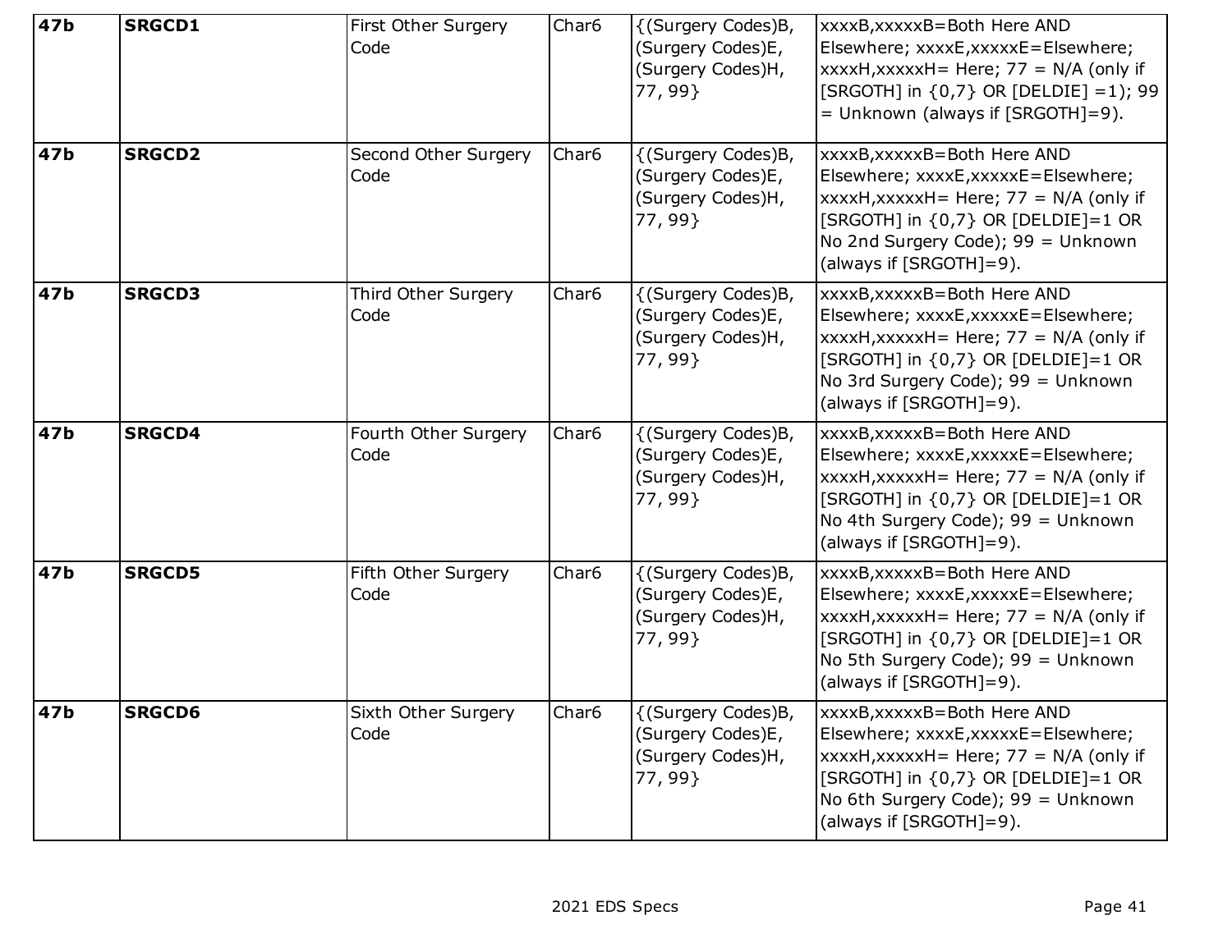| 47b | **SRGCD1** | First Other Surgery Code | Char6 | {(Surgery Codes)B, (Surgery Codes)E, (Surgery Codes)H, 77, 99} | xxxxB,xxxxxB=Both Here AND Elsewhere; xxxxE,xxxxxE=Elsewhere; xxxxH,xxxxxH= Here; 77 = N/A (only if [SRGOTH] in {0,7} OR [DELDIE] =1); 99 = Unknown (always if [SRGOTH]=9). |
|---|---|---|---|---|---|
| **47b** | **SRGCD2** | Second Other Surgery Code | Char6 | {(Surgery Codes)B, (Surgery Codes)E, (Surgery Codes)H, 77, 99} | xxxxB,xxxxxB=Both Here AND Elsewhere; xxxxE,xxxxxE=Elsewhere; xxxxH,xxxxxH= Here; 77 = N/A (only if [SRGOTH] in {0,7} OR [DELDIE]=1 OR No 2nd Surgery Code); 99 = Unknown (always if [SRGOTH]=9). |
| **47b** | **SRGCD3** | Third Other Surgery Code | Char6 | {(Surgery Codes)B, (Surgery Codes)E, (Surgery Codes)H, 77, 99} | xxxxB,xxxxxB=Both Here AND Elsewhere; xxxxE,xxxxxE=Elsewhere; xxxxH,xxxxxH= Here; 77 = N/A (only if [SRGOTH] in {0,7} OR [DELDIE]=1 OR No 3rd Surgery Code); 99 = Unknown (always if [SRGOTH]=9). |
| **47b** | **SRGCD4** | Fourth Other Surgery Code | Char6 | {(Surgery Codes)B, (Surgery Codes)E, (Surgery Codes)H, 77, 99} | xxxxB,xxxxxB=Both Here AND Elsewhere; xxxxE,xxxxxE=Elsewhere; xxxxH,xxxxxH= Here; 77 = N/A (only if [SRGOTH] in {0,7} OR [DELDIE]=1 OR No 4th Surgery Code); 99 = Unknown (always if [SRGOTH]=9). |
| **47b** | **SRGCD5** | Fifth Other Surgery Code | Char6 | {(Surgery Codes)B, (Surgery Codes)E, (Surgery Codes)H, 77, 99} | xxxxB,xxxxxB=Both Here AND Elsewhere; xxxxE,xxxxxE=Elsewhere; xxxxH,xxxxxH= Here; 77 = N/A (only if [SRGOTH] in {0,7} OR [DELDIE]=1 OR No 5th Surgery Code); 99 = Unknown (always if [SRGOTH]=9). |
| **47b** | **SRGCD6** | Sixth Other Surgery Code | Char6 | {(Surgery Codes)B, (Surgery Codes)E, (Surgery Codes)H, 77, 99} | xxxxB,xxxxxB=Both Here AND Elsewhere; xxxxE,xxxxxE=Elsewhere; xxxxH,xxxxxH= Here; 77 = N/A (only if [SRGOTH] in {0,7} OR [DELDIE]=1 OR No 6th Surgery Code); 99 = Unknown (always if [SRGOTH]=9). |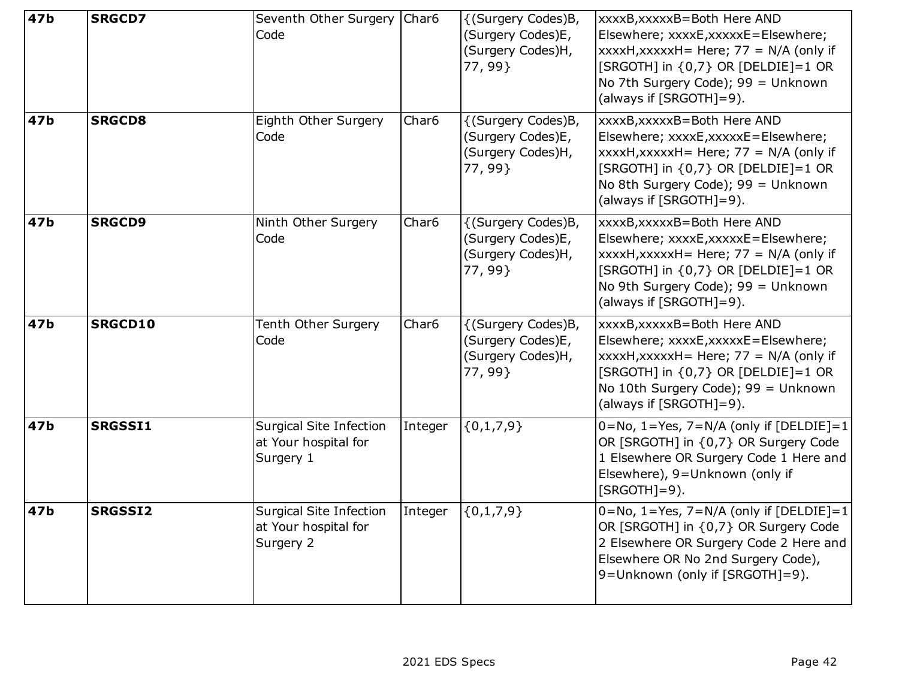| 47b | SRGCD7 | Seventh Other Surgery Code | Char6 | {(Surgery Codes)B, (Surgery Codes)E, (Surgery Codes)H, 77, 99} | xxxxB,xxxxxB=Both Here AND Elsewhere; xxxxE,xxxxxE=Elsewhere; xxxxH,xxxxxH= Here; 77 = N/A (only if [SRGOTH] in {0,7} OR [DELDIE]=1 OR No 7th Surgery Code); 99 = Unknown (always if [SRGOTH]=9). |
|---|---|---|---|---|---|
| 47b | SRGCD8 | Eighth Other Surgery Code | Char6 | {(Surgery Codes)B, (Surgery Codes)E, (Surgery Codes)H, 77, 99} | xxxxB,xxxxxB=Both Here AND Elsewhere; xxxxE,xxxxxE=Elsewhere; xxxxH,xxxxxH= Here; 77 = N/A (only if [SRGOTH] in {0,7} OR [DELDIE]=1 OR No 8th Surgery Code); 99 = Unknown (always if [SRGOTH]=9). |
| 47b | SRGCD9 | Ninth Other Surgery Code | Char6 | {(Surgery Codes)B, (Surgery Codes)E, (Surgery Codes)H, 77, 99} | xxxxB,xxxxxB=Both Here AND Elsewhere; xxxxE,xxxxxE=Elsewhere; xxxxH,xxxxxH= Here; 77 = N/A (only if [SRGOTH] in {0,7} OR [DELDIE]=1 OR No 9th Surgery Code); 99 = Unknown (always if [SRGOTH]=9). |
| 47b | SRGCD10 | Tenth Other Surgery Code | Char6 | {(Surgery Codes)B, (Surgery Codes)E, (Surgery Codes)H, 77, 99} | xxxxB,xxxxxB=Both Here AND Elsewhere; xxxxE,xxxxxE=Elsewhere; xxxxH,xxxxxH= Here; 77 = N/A (only if [SRGOTH] in {0,7} OR [DELDIE]=1 OR No 10th Surgery Code); 99 = Unknown (always if [SRGOTH]=9). |
| 47b | SRGSSI1 | Surgical Site Infection at Your hospital for Surgery 1 | Integer | {0,1,7,9} | 0=No, 1=Yes, 7=N/A (only if [DELDIE]=1 OR [SRGOTH] in {0,7} OR Surgery Code 1 Elsewhere OR Surgery Code 1 Here and Elsewhere), 9=Unknown (only if [SRGOTH]=9). |
| 47b | SRGSSI2 | Surgical Site Infection at Your hospital for Surgery 2 | Integer | {0,1,7,9} | 0=No, 1=Yes, 7=N/A (only if [DELDIE]=1 OR [SRGOTH] in {0,7} OR Surgery Code 2 Elsewhere OR Surgery Code 2 Here and Elsewhere OR No 2nd Surgery Code), 9=Unknown (only if [SRGOTH]=9). |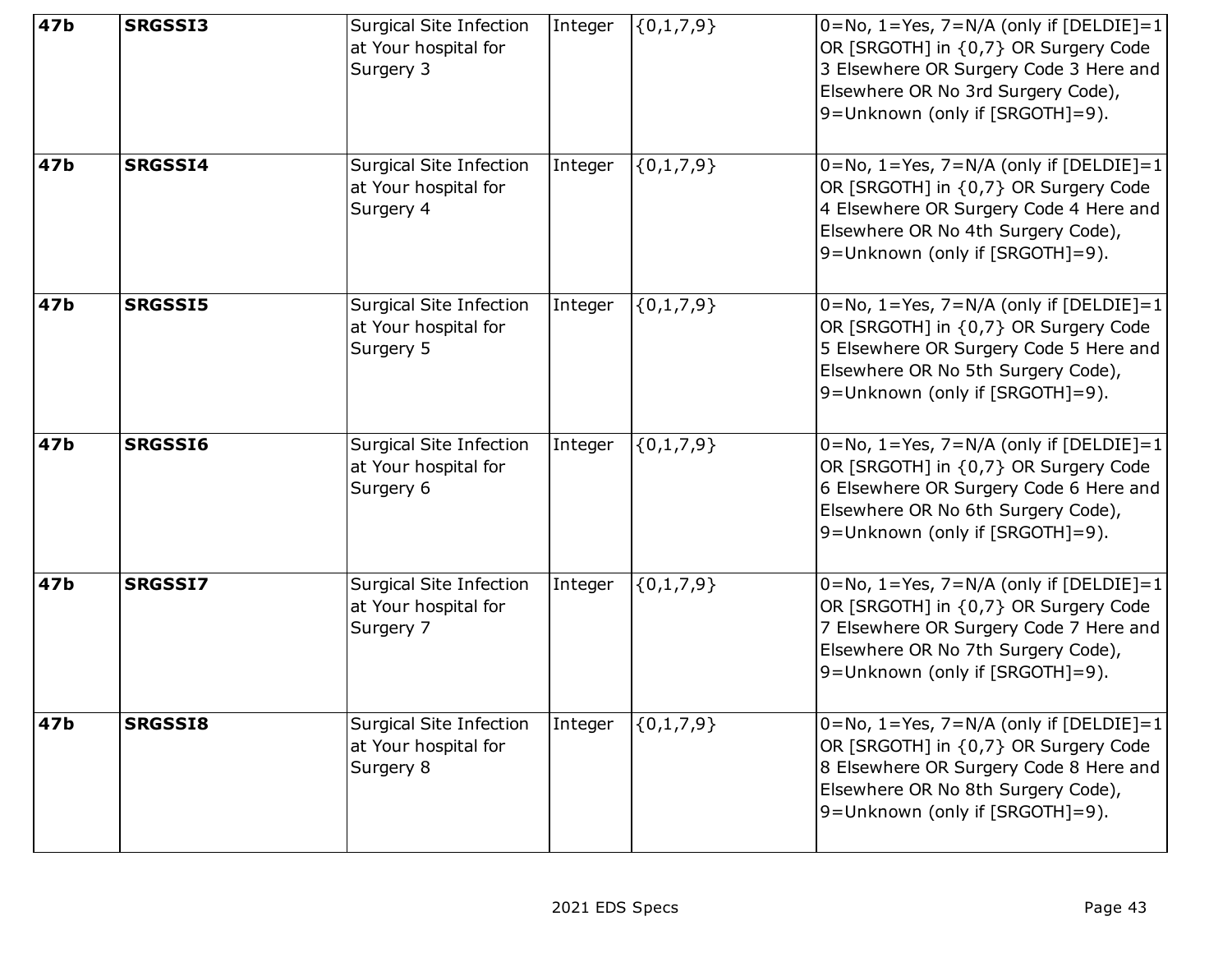| 47b | SRGSSI3 | Surgical Site Infection at Your hospital for Surgery 3 | Integer | {0,1,7,9} | 0=No, 1=Yes, 7=N/A (only if [DELDIE]=1 OR [SRGOTH] in {0,7} OR Surgery Code 3 Elsewhere OR Surgery Code 3 Here and Elsewhere OR No 3rd Surgery Code), 9=Unknown (only if [SRGOTH]=9). |
|---|---|---|---|---|---|
| 47b | SRGSSI4 | Surgical Site Infection at Your hospital for Surgery 4 | Integer | {0,1,7,9} | 0=No, 1=Yes, 7=N/A (only if [DELDIE]=1 OR [SRGOTH] in {0,7} OR Surgery Code 4 Elsewhere OR Surgery Code 4 Here and Elsewhere OR No 4th Surgery Code), 9=Unknown (only if [SRGOTH]=9). |
| 47b | SRGSSI5 | Surgical Site Infection at Your hospital for Surgery 5 | Integer | {0,1,7,9} | 0=No, 1=Yes, 7=N/A (only if [DELDIE]=1 OR [SRGOTH] in {0,7} OR Surgery Code 5 Elsewhere OR Surgery Code 5 Here and Elsewhere OR No 5th Surgery Code), 9=Unknown (only if [SRGOTH]=9). |
| 47b | SRGSSI6 | Surgical Site Infection at Your hospital for Surgery 6 | Integer | {0,1,7,9} | 0=No, 1=Yes, 7=N/A (only if [DELDIE]=1 OR [SRGOTH] in {0,7} OR Surgery Code 6 Elsewhere OR Surgery Code 6 Here and Elsewhere OR No 6th Surgery Code), 9=Unknown (only if [SRGOTH]=9). |
| 47b | SRGSSI7 | Surgical Site Infection at Your hospital for Surgery 7 | Integer | {0,1,7,9} | 0=No, 1=Yes, 7=N/A (only if [DELDIE]=1 OR [SRGOTH] in {0,7} OR Surgery Code 7 Elsewhere OR Surgery Code 7 Here and Elsewhere OR No 7th Surgery Code), 9=Unknown (only if [SRGOTH]=9). |
| 47b | SRGSSI8 | Surgical Site Infection at Your hospital for Surgery 8 | Integer | {0,1,7,9} | 0=No, 1=Yes, 7=N/A (only if [DELDIE]=1 OR [SRGOTH] in {0,7} OR Surgery Code 8 Elsewhere OR Surgery Code 8 Here and Elsewhere OR No 8th Surgery Code), 9=Unknown (only if [SRGOTH]=9). |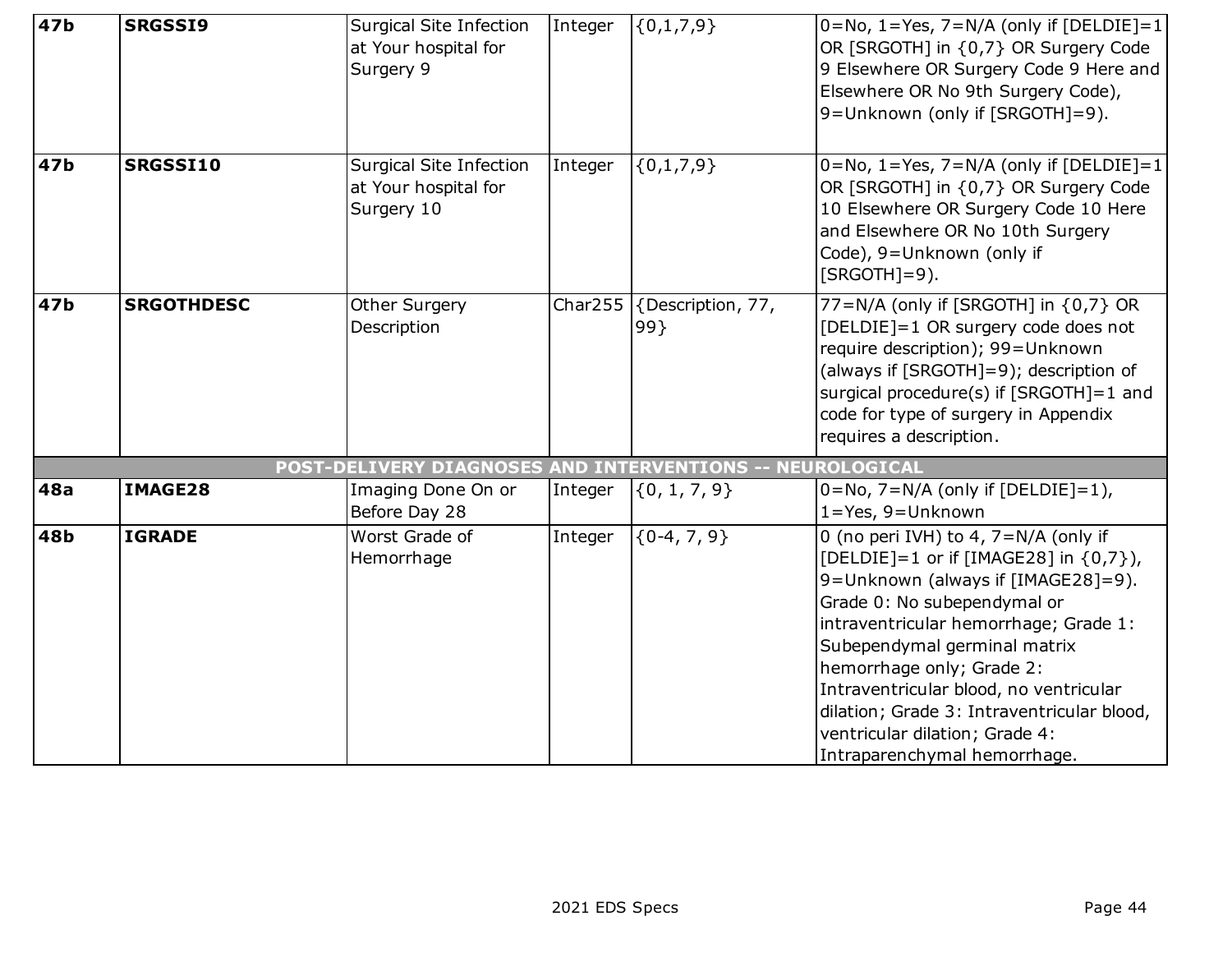| | | | | | |
|---|---|---|---|---|---|
| **47b** | **SRGSSI9** | Surgical Site Infection at Your hospital for Surgery 9 | Integer | {0,1,7,9} | 0=No, 1=Yes, 7=N/A (only if [DELDIE]=1 OR [SRGOTH] in {0,7} OR Surgery Code 9 Elsewhere OR Surgery Code 9 Here and Elsewhere OR No 9th Surgery Code), 9=Unknown (only if [SRGOTH]=9). |
| **47b** | **SRGSSI10** | Surgical Site Infection at Your hospital for Surgery 10 | Integer | {0,1,7,9} | 0=No, 1=Yes, 7=N/A (only if [DELDIE]=1 OR [SRGOTH] in {0,7} OR Surgery Code 10 Elsewhere OR Surgery Code 10 Here and Elsewhere OR No 10th Surgery Code), 9=Unknown (only if [SRGOTH]=9). |
| **47b** | **SRGOTHDESC** | Other Surgery Description | Char255 | {Description, 77, 99} | 77=N/A (only if [SRGOTH] in {0,7} OR [DELDIE]=1 OR surgery code does not require description); 99=Unknown (always if [SRGOTH]=9); description of surgical procedure(s) if [SRGOTH]=1 and code for type of surgery in Appendix requires a description. |
| **POST-DELIVERY DIAGNOSES AND INTERVENTIONS -- NEUROLOGICAL** | | | | | |
| **48a** | **IMAGE28** | Imaging Done On or Before Day 28 | Integer | {0, 1, 7, 9} | 0=No, 7=N/A (only if [DELDIE]=1), 1=Yes, 9=Unknown |
| **48b** | **IGRADE** | Worst Grade of Hemorrhage | Integer | {0-4, 7, 9} | 0 (no peri IVH) to 4, 7=N/A (only if [DELDIE]=1 or if [IMAGE28] in {0,7}), 9=Unknown (always if [IMAGE28]=9). Grade 0: No subependymal or intraventricular hemorrhage; Grade 1: Subependymal germinal matrix hemorrhage only; Grade 2: Intraventricular blood, no ventricular dilation; Grade 3: Intraventricular blood, ventricular dilation; Grade 4: Intraparenchymal hemorrhage. |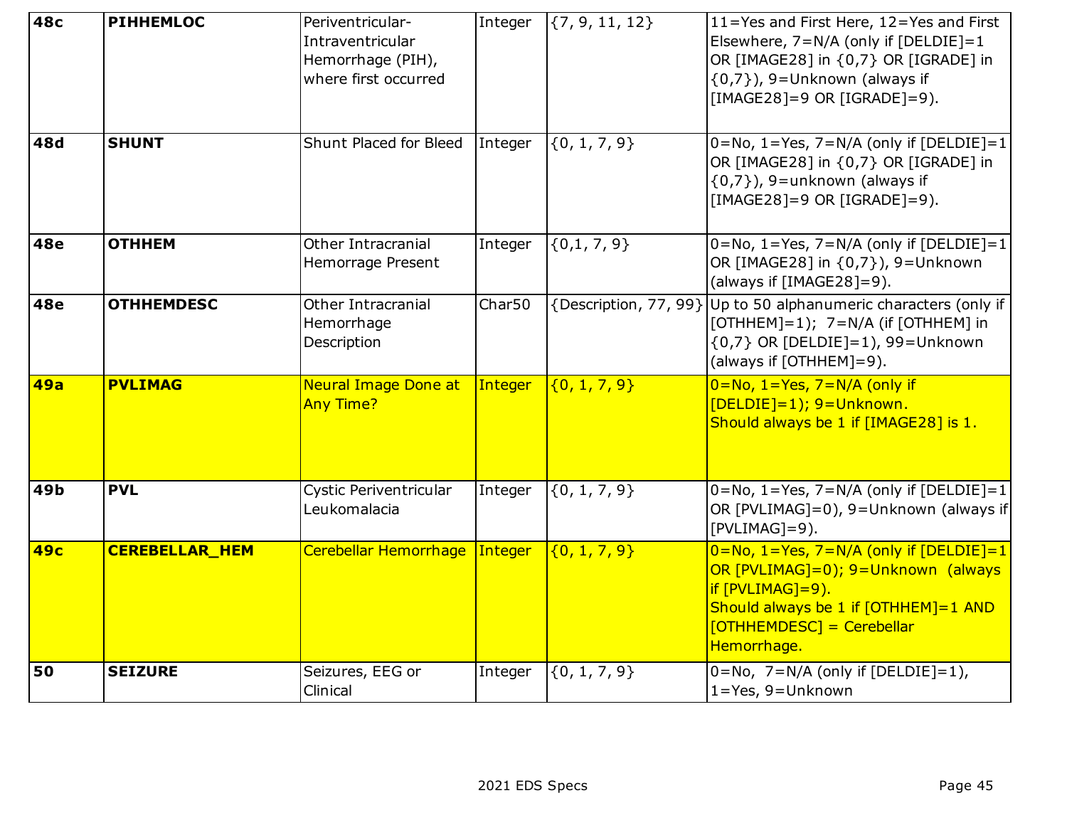| | | | | | |
|---|---|---|---|---|---|
| **48c** | **PIHHEMLOC** | Periventricular-Intraventricular Hemorrhage (PIH), where first occurred | Integer | {7, 9, 11, 12} | 11=Yes and First Here, 12=Yes and First Elsewhere, 7=N/A (only if [DELDIE]=1 OR [IMAGE28] in {0,7} OR [IGRADE] in {0,7}), 9=Unknown (always if [IMAGE28]=9 OR [IGRADE]=9). |
| **48d** | **SHUNT** | Shunt Placed for Bleed | Integer | {0, 1, 7, 9} | 0=No, 1=Yes, 7=N/A (only if [DELDIE]=1 OR [IMAGE28] in {0,7} OR [IGRADE] in {0,7}), 9=unknown (always if [IMAGE28]=9 OR [IGRADE]=9). |
| **48e** | **OTHHEM** | Other Intracranial Hemorrage Present | Integer | {0,1, 7, 9} | 0=No, 1=Yes, 7=N/A (only if [DELDIE]=1 OR [IMAGE28] in {0,7}), 9=Unknown (always if [IMAGE28]=9). |
| **48e** | **OTHHEMDESC** | Other Intracranial Hemorrhage Description | Char50 | {Description, 77, 99} | Up to 50 alphanumeric characters (only if [OTHHEM]=1); 7=N/A (if [OTHHEM] in {0,7} OR [DELDIE]=1), 99=Unknown (always if [OTHHEM]=9). |
| **49a** | **PVLIMAG** | Neural Image Done at Any Time? | Integer | {0, 1, 7, 9} | 0=No, 1=Yes, 7=N/A (only if [DELDIE]=1); 9=Unknown. Should always be 1 if [IMAGE28] is 1. |
| **49b** | **PVL** | Cystic Periventricular Leukomalacia | Integer | {0, 1, 7, 9} | 0=No, 1=Yes, 7=N/A (only if [DELDIE]=1 OR [PVLIMAG]=0), 9=Unknown (always if [PVLIMAG]=9). |
| **49c** | **CEREBELLAR_HEM** | Cerebellar Hemorrhage | Integer | {0, 1, 7, 9} | 0=No, 1=Yes, 7=N/A (only if [DELDIE]=1 OR [PVLIMAG]=0); 9=Unknown (always if [PVLIMAG]=9). Should always be 1 if [OTHHEM]=1 AND [OTHHEMDESC] = Cerebellar Hemorrhage. |
| **50** | **SEIZURE** | Seizures, EEG or Clinical | Integer | {0, 1, 7, 9} | 0=No, 7=N/A (only if [DELDIE]=1), 1=Yes, 9=Unknown |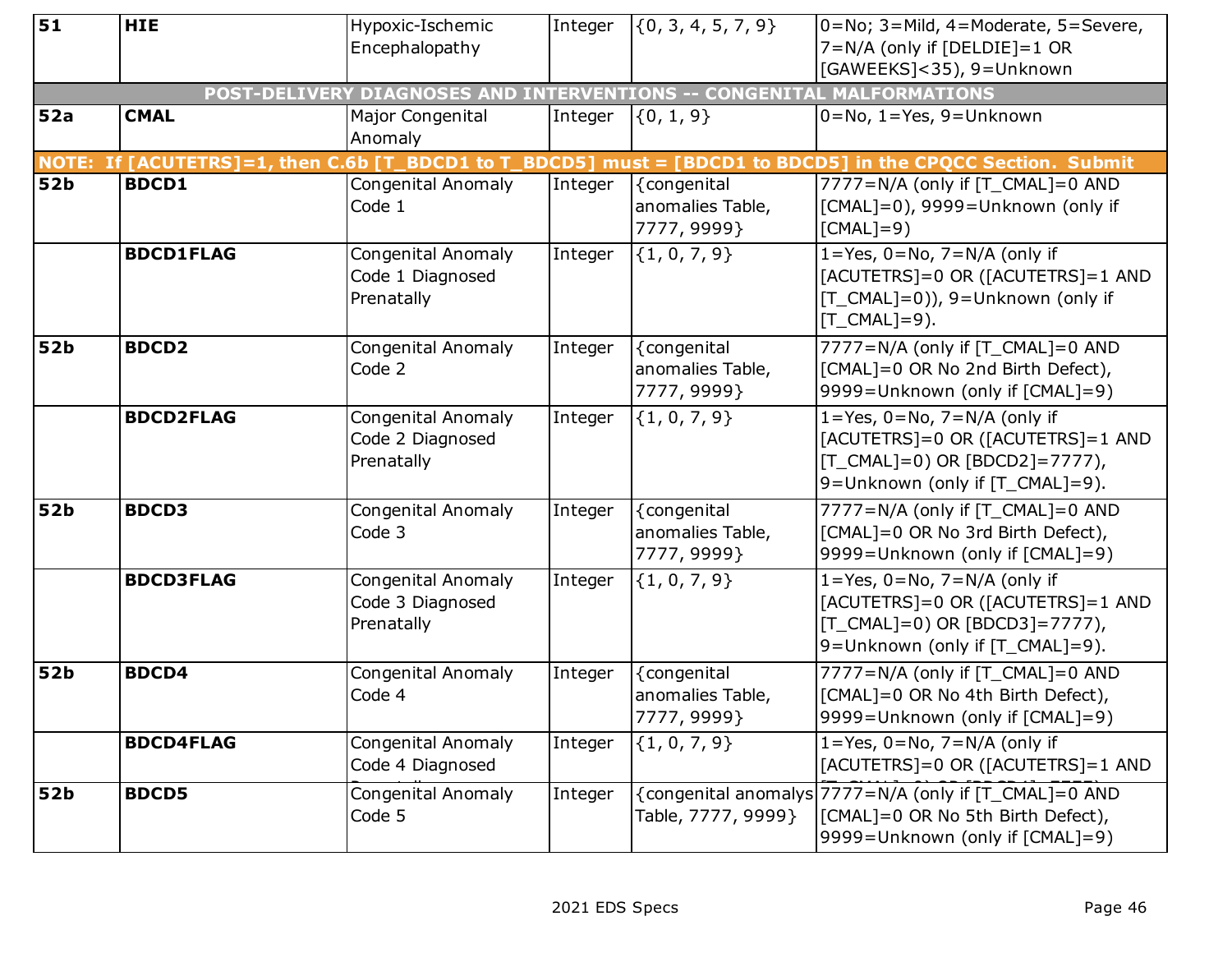| | | | | | |
|---|---|---|---|---|---|
| **51** | **HIE** | Hypoxic-Ischemic Encephalopathy | Integer | {0, 3, 4, 5, 7, 9} | 0=No; 3=Mild, 4=Moderate, 5=Severe, 7=N/A (only if [DELDIE]=1 OR [GAWEEKS]<35), 9=Unknown |
| **POST-DELIVERY DIAGNOSES AND INTERVENTIONS -- CONGENITAL MALFORMATIONS** | | | | | |
| **52a** | **CMAL** | Major Congenital Anomaly | Integer | {0, 1, 9} | 0=No, 1=Yes, 9=Unknown |
| **NOTE: If [ACUTETRS]=1, then C.6b [T_BDCD1 to T_BDCD5] must = [BDCD1 to BDCD5] in the CPQCC Section. Submit** | | | | | |
| **52b** | **BDCD1** | Congenital Anomaly Code 1 | Integer | {congenital anomalies Table, 7777, 9999} | 7777=N/A (only if [T_CMAL]=0 AND [CMAL]=0), 9999=Unknown (only if [CMAL]=9) |
| | **BDCD1FLAG** | Congenital Anomaly Code 1 Diagnosed Prenatally | Integer | {1, 0, 7, 9} | 1=Yes, 0=No, 7=N/A (only if [ACUTETRS]=0 OR ([ACUTETRS]=1 AND [T_CMAL]=0)), 9=Unknown (only if [T_CMAL]=9). |
| **52b** | **BDCD2** | Congenital Anomaly Code 2 | Integer | {congenital anomalies Table, 7777, 9999} | 7777=N/A (only if [T_CMAL]=0 AND [CMAL]=0 OR No 2nd Birth Defect), 9999=Unknown (only if [CMAL]=9) |
| | **BDCD2FLAG** | Congenital Anomaly Code 2 Diagnosed Prenatally | Integer | {1, 0, 7, 9} | 1=Yes, 0=No, 7=N/A (only if [ACUTETRS]=0 OR ([ACUTETRS]=1 AND [T_CMAL]=0) OR [BDCD2]=7777), 9=Unknown (only if [T_CMAL]=9). |
| **52b** | **BDCD3** | Congenital Anomaly Code 3 | Integer | {congenital anomalies Table, 7777, 9999} | 7777=N/A (only if [T_CMAL]=0 AND [CMAL]=0 OR No 3rd Birth Defect), 9999=Unknown (only if [CMAL]=9) |
| | **BDCD3FLAG** | Congenital Anomaly Code 3 Diagnosed Prenatally | Integer | {1, 0, 7, 9} | 1=Yes, 0=No, 7=N/A (only if [ACUTETRS]=0 OR ([ACUTETRS]=1 AND [T_CMAL]=0) OR [BDCD3]=7777), 9=Unknown (only if [T_CMAL]=9). |
| **52b** | **BDCD4** | Congenital Anomaly Code 4 | Integer | {congenital anomalies Table, 7777, 9999} | 7777=N/A (only if [T_CMAL]=0 AND [CMAL]=0 OR No 4th Birth Defect), 9999=Unknown (only if [CMAL]=9) |
| | **BDCD4FLAG** | Congenital Anomaly Code 4 Diagnosed Prenatally | Integer | {1, 0, 7, 9} | 1=Yes, 0=No, 7=N/A (only if [ACUTETRS]=0 OR ([ACUTETRS]=1 AND [T_CMAL]=0) OR [BDCD4]=7777), |
| **52b** | **BDCD5** | Congenital Anomaly Code 5 | Integer | {congenital anomalys Table, 7777, 9999} | 7777=N/A (only if [T_CMAL]=0 AND [CMAL]=0 OR No 5th Birth Defect), 9999=Unknown (only if [CMAL]=9) |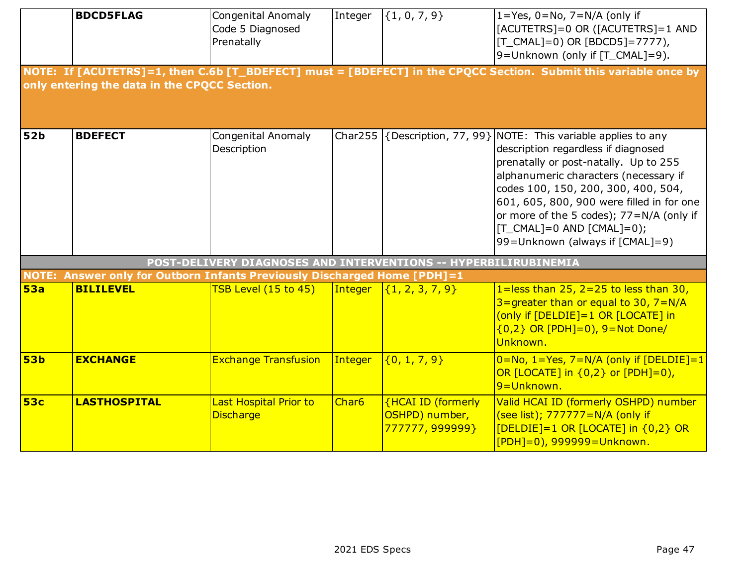| | | | | | |
|---|---|---|---|---|---|
| | **BDCD5FLAG** | Congenital Anomaly Code 5 Diagnosed Prenatally | Integer | {1, 0, 7, 9} | 1=Yes, 0=No, 7=N/A (only if [ACUTETRS]=0 OR ([ACUTETRS]=1 AND [T_CMAL]=0) OR [BDCD5]=7777), 9=Unknown (only if [T_CMAL]=9). |
| **NOTE: If [ACUTETRS]=1, then C.6b [T_BDEFECT] must = [BDEFECT] in the CPQCC Section. Submit this variable once by only entering the data in the CPQCC Section.** | | | | | |
| **52b** | **BDEFECT** | Congenital Anomaly Description | Char255 | {Description, 77, 99} | NOTE: This variable applies to any description regardless if diagnosed prenatally or post-natally. Up to 255 alphanumeric characters (necessary if codes 100, 150, 200, 300, 400, 504, 601, 605, 800, 900 were filled in for one or more of the 5 codes); 77=N/A (only if [T_CMAL]=0 AND [CMAL]=0); 99=Unknown (always if [CMAL]=9) |
| **POST-DELIVERY DIAGNOSES AND INTERVENTIONS -- HYPERBILIRUBINEMIA** | | | | | |
| **NOTE: Answer only for Outborn Infants Previously Discharged Home [PDH]=1** | | | | | |
| **53a** | **BILILEVEL** | TSB Level (15 to 45) | Integer | {1, 2, 3, 7, 9} | 1=less than 25, 2=25 to less than 30, 3=greater than or equal to 30, 7=N/A (only if [DELDIE]=1 OR [LOCATE] in {0,2} OR [PDH]=0), 9=Not Done/ Unknown. |
| **53b** | **EXCHANGE** | Exchange Transfusion | Integer | {0, 1, 7, 9} | 0=No, 1=Yes, 7=N/A (only if [DELDIE]=1 OR [LOCATE] in {0,2} or [PDH]=0), 9=Unknown. |
| **53c** | **LASTHOSPITAL** | Last Hospital Prior to Discharge | Char6 | {HCAI ID (formerly OSHPD) number, 777777, 999999} | Valid HCAI ID (formerly OSHPD) number (see list); 777777=N/A (only if [DELDIE]=1 OR [LOCATE] in {0,2} OR [PDH]=0), 999999=Unknown. |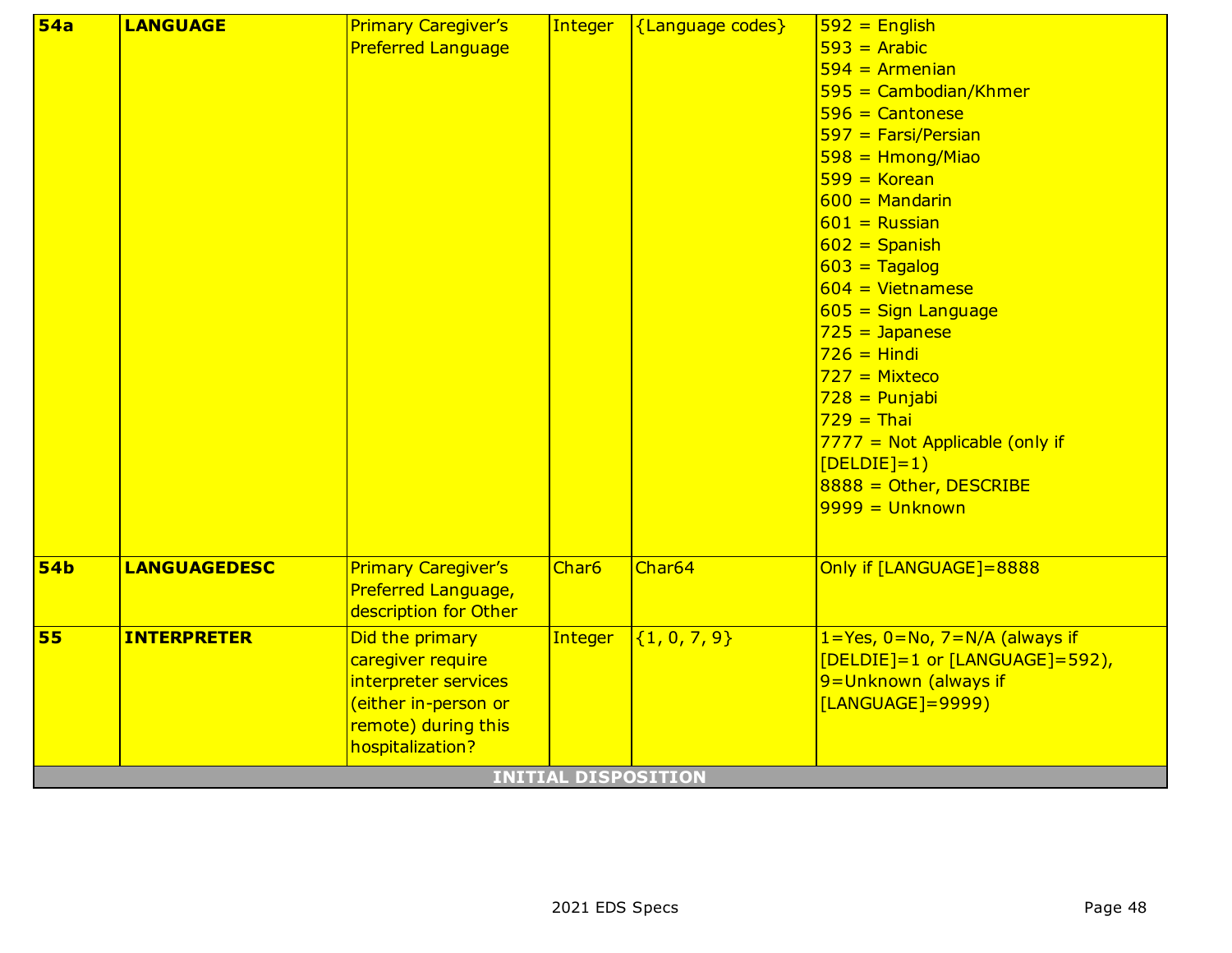| | | | | | |
|---|---|---|---|---|---|
| **54a** | **LANGUAGE** | Primary Caregiver's Preferred Language | Integer | {Language codes} | 592 = English<br>593 = Arabic<br>594 = Armenian<br>595 = Cambodian/Khmer<br>596 = Cantonese<br>597 = Farsi/Persian<br>598 = Hmong/Miao<br>599 = Korean<br>600 = Mandarin<br>601 = Russian<br>602 = Spanish<br>603 = Tagalog<br>604 = Vietnamese<br>605 = Sign Language<br>725 = Japanese<br>726 = Hindi<br>727 = Mixteco<br>728 = Punjabi<br>729 = Thai<br>7777 = Not Applicable (only if [DELDIE]=1)<br>8888 = Other, DESCRIBE<br>9999 = Unknown |
| **54b** | **LANGUAGEDESC** | Primary Caregiver's Preferred Language, description for Other | Char6 | Char64 | Only if [LANGUAGE]=8888 |
| **55** | **INTERPRETER** | Did the primary caregiver require interpreter services (either in-person or remote) during this hospitalization? | Integer | {1, 0, 7, 9} | 1=Yes, 0=No, 7=N/A (always if [DELDIE]=1 or [LANGUAGE]=592), 9=Unknown (always if [LANGUAGE]=9999) |
| **INITIAL DISPOSITION** | | | | | |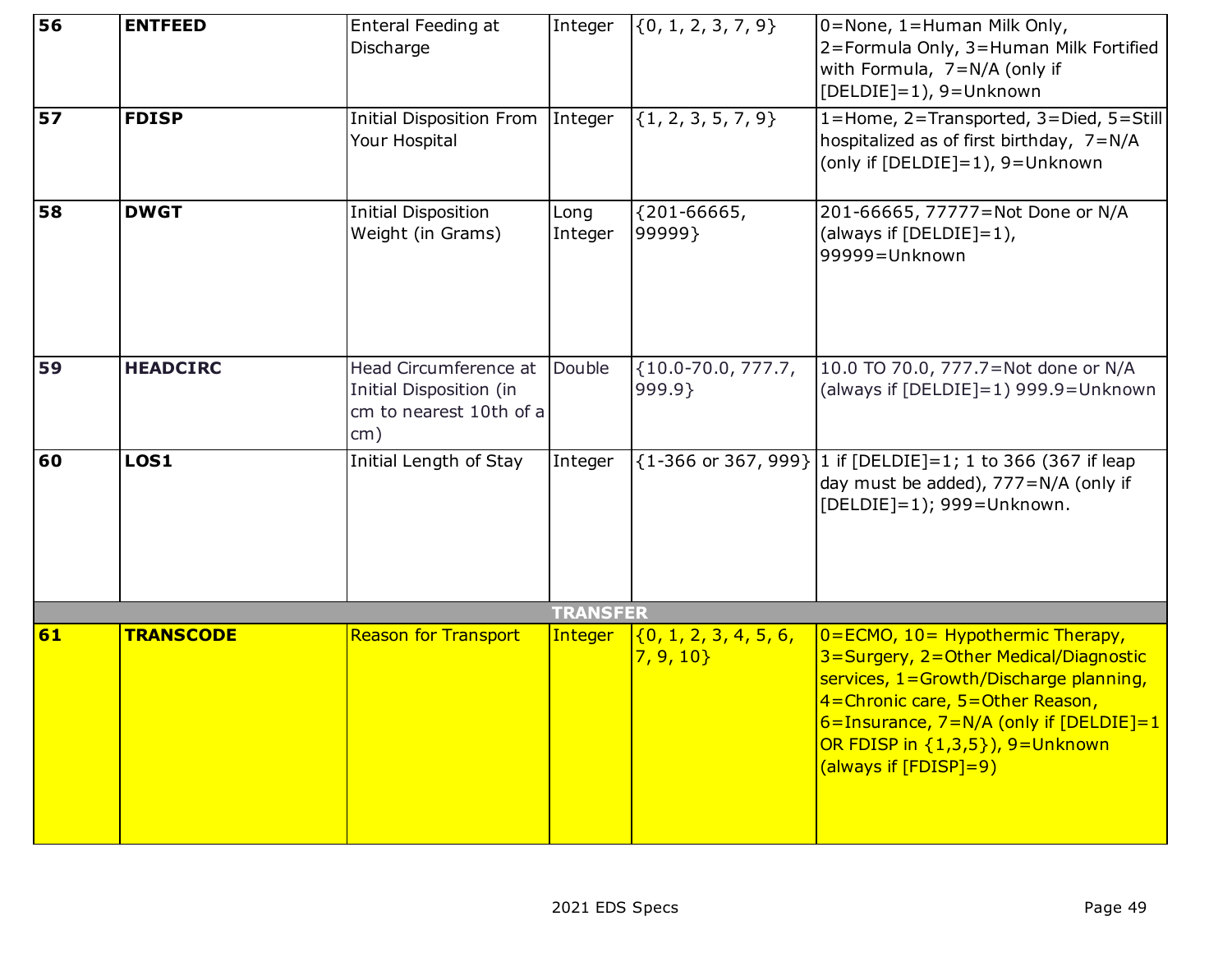| 56 | **ENTFEED** | Enteral Feeding at Discharge | Integer | {0, 1, 2, 3, 7, 9} | 0=None, 1=Human Milk Only, 2=Formula Only, 3=Human Milk Fortified with Formula, 7=N/A (only if [DELDIE]=1), 9=Unknown |
|---|---|---|---|---|---|
| 57 | **FDISP** | Initial Disposition From Your Hospital | Integer | {1, 2, 3, 5, 7, 9} | 1=Home, 2=Transported, 3=Died, 5=Still hospitalized as of first birthday, 7=N/A (only if [DELDIE]=1), 9=Unknown |
| 58 | **DWGT** | Initial Disposition Weight (in Grams) | Long Integer | {201-66665, 99999} | 201-66665, 77777=Not Done or N/A (always if [DELDIE]=1), 99999=Unknown |
| 59 | **HEADCIRC** | Head Circumference at Initial Disposition (in cm to nearest 10th of a cm) | Double | {10.0-70.0, 777.7, 999.9} | 10.0 TO 70.0, 777.7=Not done or N/A (always if [DELDIE]=1) 999.9=Unknown |
| 60 | **LOS1** | Initial Length of Stay | Integer | {1-366 or 367, 999} | 1 if [DELDIE]=1; 1 to 366 (367 if leap day must be added), 777=N/A (only if [DELDIE]=1); 999=Unknown. |
| | | | **TRANSFER** | | |
| 61 | **TRANSCODE** | Reason for Transport | Integer | {0, 1, 2, 3, 4, 5, 6, 7, 9, 10} | 0=ECMO, 10= Hypothermic Therapy, 3=Surgery, 2=Other Medical/Diagnostic services, 1=Growth/Discharge planning, 4=Chronic care, 5=Other Reason, 6=Insurance, 7=N/A (only if [DELDIE]=1 OR FDISP in {1,3,5}), 9=Unknown (always if [FDISP]=9) |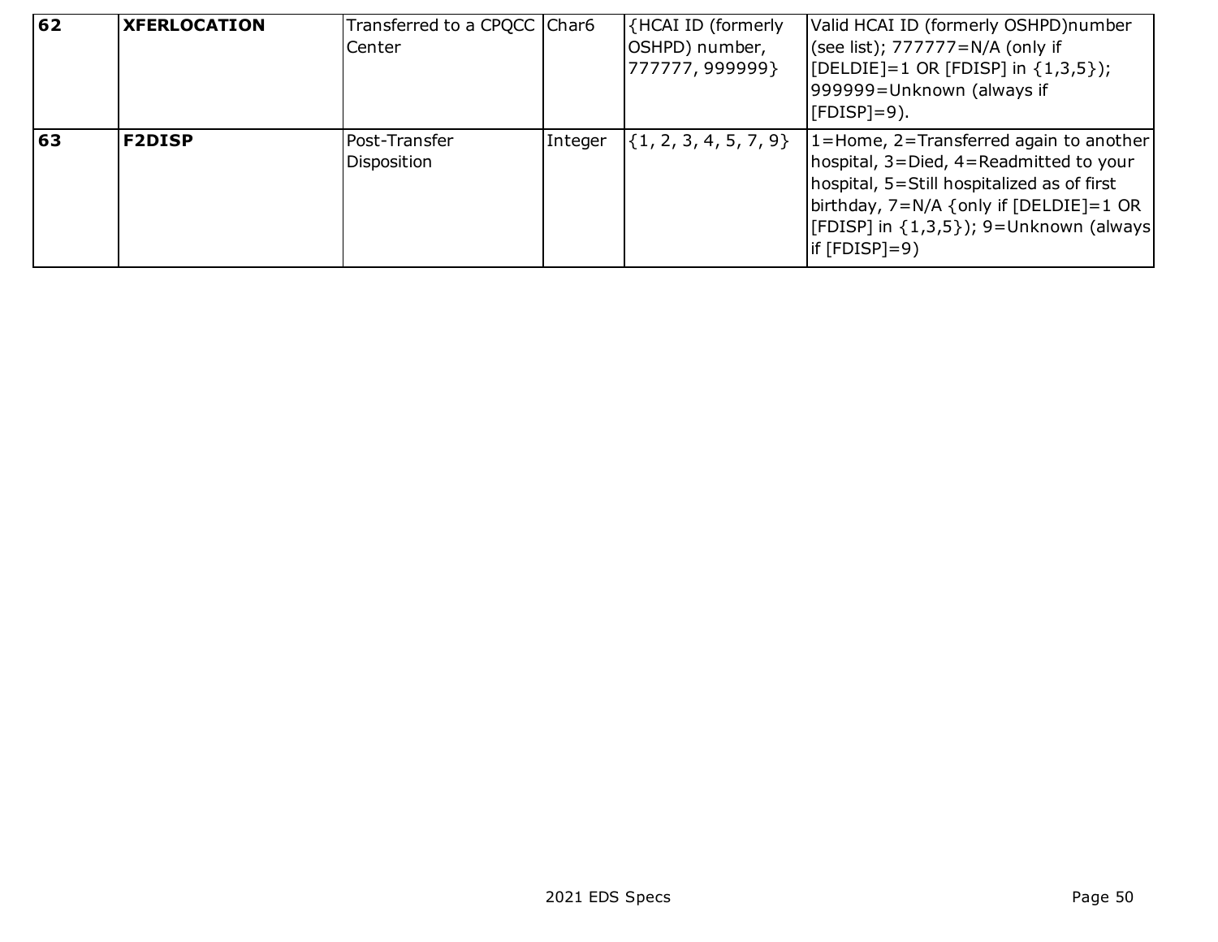| 62 | **XFERLOCATION** | Transferred to a CPQCC Center | Char6 | {HCAI ID (formerly OSHPD) number, 777777, 999999} | Valid HCAI ID (formerly OSHPD)number (see list); 777777=N/A (only if [DELDIE]=1 OR [FDISP] in {1,3,5}); 999999=Unknown (always if [FDISP]=9). |
|---|---|---|---|---|---|
| 63 | **F2DISP** | Post-Transfer Disposition | Integer | {1, 2, 3, 4, 5, 7, 9} | 1=Home, 2=Transferred again to another hospital, 3=Died, 4=Readmitted to your hospital, 5=Still hospitalized as of first birthday, 7=N/A {only if [DELDIE]=1 OR [FDISP] in {1,3,5}); 9=Unknown (always if [FDISP]=9) |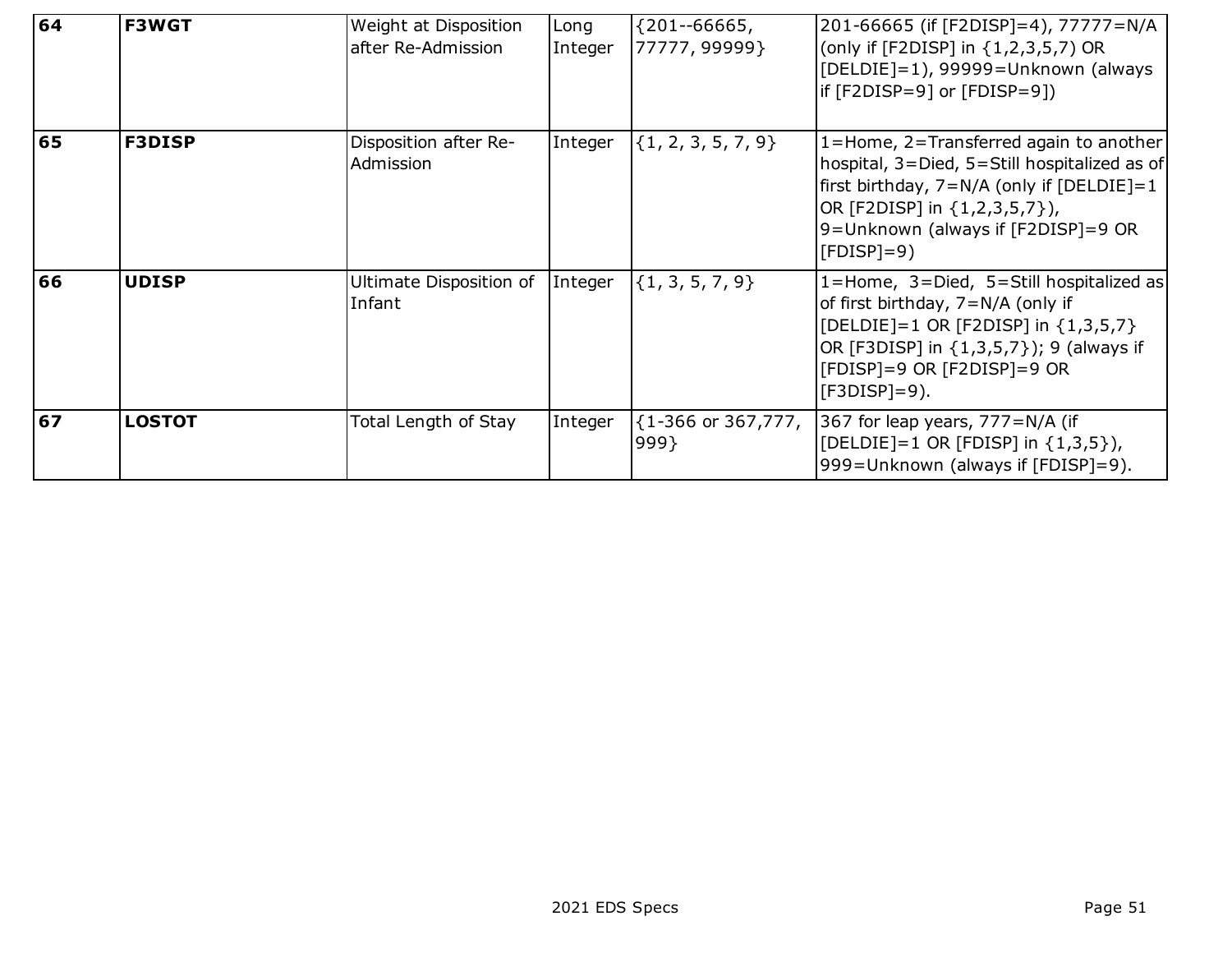| | | | | | |
|---|---|---|---|---|---|
| 64 | **F3WGT** | Weight at Disposition after Re-Admission | Long Integer | {201--66665, 77777, 99999} | 201-66665 (if [F2DISP]=4), 77777=N/A (only if [F2DISP] in {1,2,3,5,7) OR [DELDIE]=1), 99999=Unknown (always if [F2DISP=9] or [FDISP=9]) |
| 65 | **F3DISP** | Disposition after Re-Admission | Integer | {1, 2, 3, 5, 7, 9} | 1=Home, 2=Transferred again to another hospital, 3=Died, 5=Still hospitalized as of first birthday, 7=N/A (only if [DELDIE]=1 OR [F2DISP] in {1,2,3,5,7}), 9=Unknown (always if [F2DISP]=9 OR [FDISP]=9) |
| 66 | **UDISP** | Ultimate Disposition of Infant | Integer | {1, 3, 5, 7, 9} | 1=Home, 3=Died, 5=Still hospitalized as of first birthday, 7=N/A (only if [DELDIE]=1 OR [F2DISP] in {1,3,5,7} OR [F3DISP] in {1,3,5,7}); 9 (always if [FDISP]=9 OR [F2DISP]=9 OR [F3DISP]=9). |
| 67 | **LOSTOT** | Total Length of Stay | Integer | {1-366 or 367,777, 999} | 367 for leap years, 777=N/A (if [DELDIE]=1 OR [FDISP] in {1,3,5}), 999=Unknown (always if [FDISP]=9). |